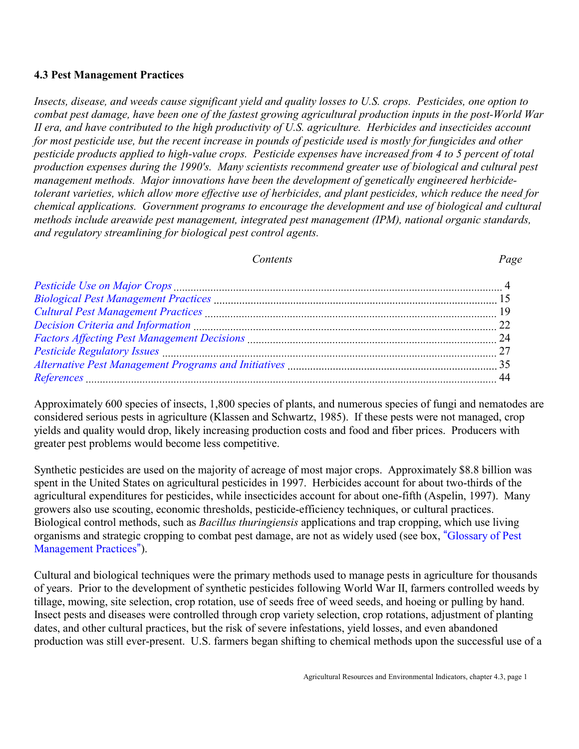### 4.3 Pest Management Practices

*Insects, disease, and weeds cause significant yield and quality losses to U.S. crops. Pesticides, one option to combat pest damage, have been one of the fastest growing agricultural production inputs in the post-World War II era, and have contributed to the high productivity of U.S. agriculture. Herbicides and insecticides account for most pesticide use, but the recent increase in pounds of pesticide used is mostly for fungicides and other pesticide products applied to high-value crops. Pesticide expenses have increased from 4 to 5 percent of total production expenses during the 1990's. Many scientists recommend greater use of biological and cultural pest management methods. Major innovations have been the development of genetically engineered herbicide-tolerant varieties, which allow more effective use of herbicides, and plant pesticides, which reduce the need for chemical applications. Government programs to encourage the development and use of biological and cultural methods include areawide pest management, integrated pest management (IPM), national organic standards, and regulatory streamlining for biological pest control agents.*

| *Contents* | *Page* |
| --- | --- |
| *Pesticide Use on Major Crops* | 4 |
| *Biological Pest Management Practices* | 15 |
| *Cultural Pest Management Practices* | 19 |
| *Decision Criteria and Information* | 22 |
| *Factors Affecting Pest Management Decisions* | 24 |
| *Pesticide Regulatory Issues* | 27 |
| *Alternative Pest Management Programs and Initiatives* | 35 |
| *References* | 44 |

Approximately 600 species of insects, 1,800 species of plants, and numerous species of fungi and nematodes are considered serious pests in agriculture (Klassen and Schwartz, 1985). If these pests were not managed, crop yields and quality would drop, likely increasing production costs and food and fiber prices. Producers with greater pest problems would become less competitive.

Synthetic pesticides are used on the majority of acreage of most major crops. Approximately $8.8 billion was spent in the United States on agricultural pesticides in 1997. Herbicides account for about two-thirds of the agricultural expenditures for pesticides, while insecticides account for about one-fifth (Aspelin, 1997). Many growers also use scouting, economic thresholds, pesticide-efficiency techniques, or cultural practices. Biological control methods, such as *Bacillus thuringiensis* applications and trap cropping, which use living organisms and strategic cropping to combat pest damage, are not as widely used (see box, "Glossary of Pest Management Practices").

Cultural and biological techniques were the primary methods used to manage pests in agriculture for thousands of years. Prior to the development of synthetic pesticides following World War II, farmers controlled weeds by tillage, mowing, site selection, crop rotation, use of seeds free of weed seeds, and hoeing or pulling by hand. Insect pests and diseases were controlled through crop variety selection, crop rotations, adjustment of planting dates, and other cultural practices, but the risk of severe infestations, yield losses, and even abandoned production was still ever-present. U.S. farmers began shifting to chemical methods upon the successful use of a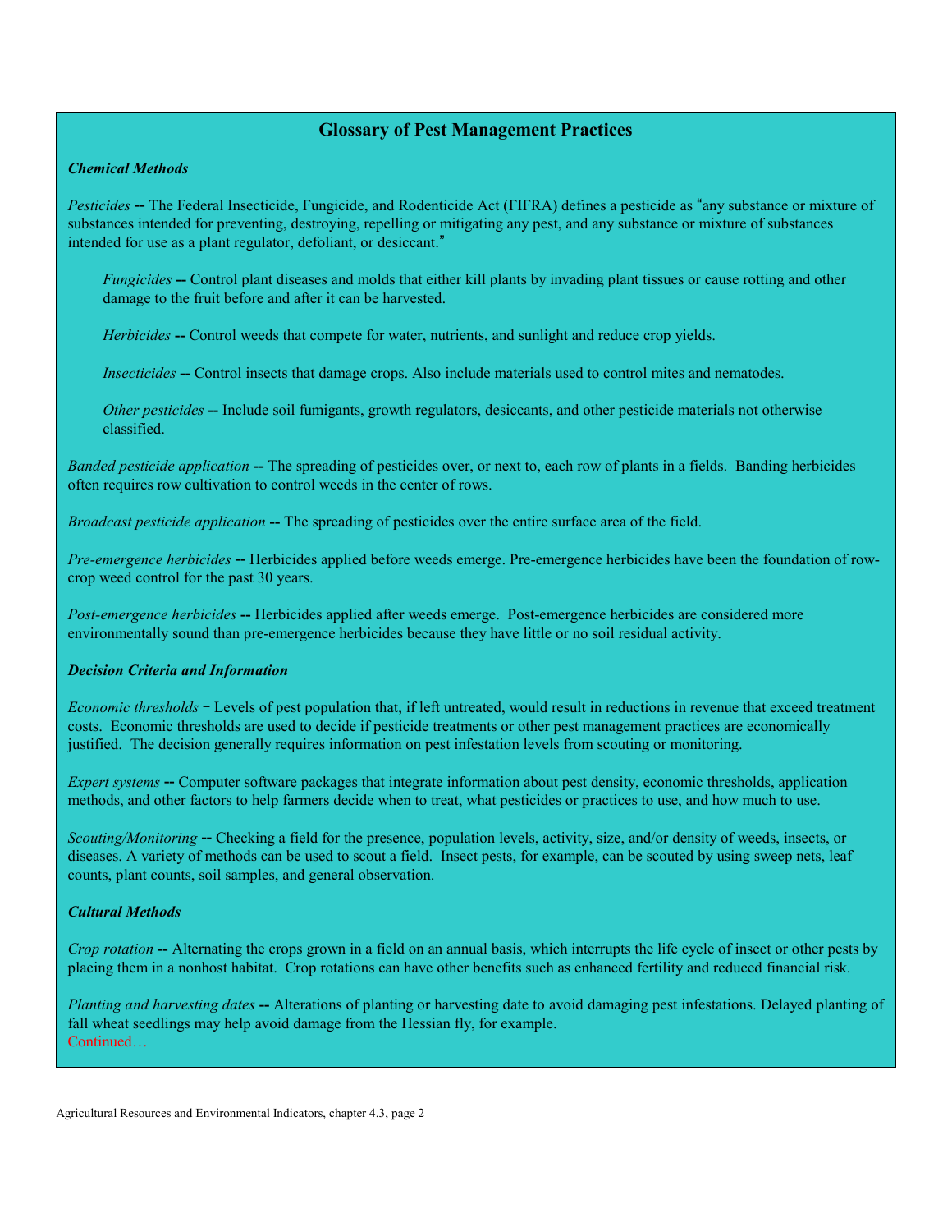## Glossary of Pest Management Practices

***Chemical Methods***

*Pesticides* **--** The Federal Insecticide, Fungicide, and Rodenticide Act (FIFRA) defines a pesticide as "any substance or mixture of substances intended for preventing, destroying, repelling or mitigating any pest, and any substance or mixture of substances intended for use as a plant regulator, defoliant, or desiccant."

> *Fungicides* **--** Control plant diseases and molds that either kill plants by invading plant tissues or cause rotting and other damage to the fruit before and after it can be harvested.
>
> *Herbicides* **--** Control weeds that compete for water, nutrients, and sunlight and reduce crop yields.
>
> *Insecticides* **--** Control insects that damage crops. Also include materials used to control mites and nematodes.
>
> *Other pesticides* **--** Include soil fumigants, growth regulators, desiccants, and other pesticide materials not otherwise classified.

*Banded pesticide application* **--** The spreading of pesticides over, or next to, each row of plants in a fields. Banding herbicides often requires row cultivation to control weeds in the center of rows.

*Broadcast pesticide application* **--** The spreading of pesticides over the entire surface area of the field.

*Pre-emergence herbicides* **--** Herbicides applied before weeds emerge. Pre-emergence herbicides have been the foundation of row-crop weed control for the past 30 years.

*Post-emergence herbicides* **--** Herbicides applied after weeds emerge. Post-emergence herbicides are considered more environmentally sound than pre-emergence herbicides because they have little or no soil residual activity.

***Decision Criteria and Information***

*Economic thresholds* **-** Levels of pest population that, if left untreated, would result in reductions in revenue that exceed treatment costs. Economic thresholds are used to decide if pesticide treatments or other pest management practices are economically justified. The decision generally requires information on pest infestation levels from scouting or monitoring.

*Expert systems* **--** Computer software packages that integrate information about pest density, economic thresholds, application methods, and other factors to help farmers decide when to treat, what pesticides or practices to use, and how much to use.

*Scouting/Monitoring* **--** Checking a field for the presence, population levels, activity, size, and/or density of weeds, insects, or diseases. A variety of methods can be used to scout a field. Insect pests, for example, can be scouted by using sweep nets, leaf counts, plant counts, soil samples, and general observation.

***Cultural Methods***

*Crop rotation* **--** Alternating the crops grown in a field on an annual basis, which interrupts the life cycle of insect or other pests by placing them in a nonhost habitat. Crop rotations can have other benefits such as enhanced fertility and reduced financial risk.

*Planting and harvesting dates* **--** Alterations of planting or harvesting date to avoid damaging pest infestations. Delayed planting of fall wheat seedlings may help avoid damage from the Hessian fly, for example.

Continued…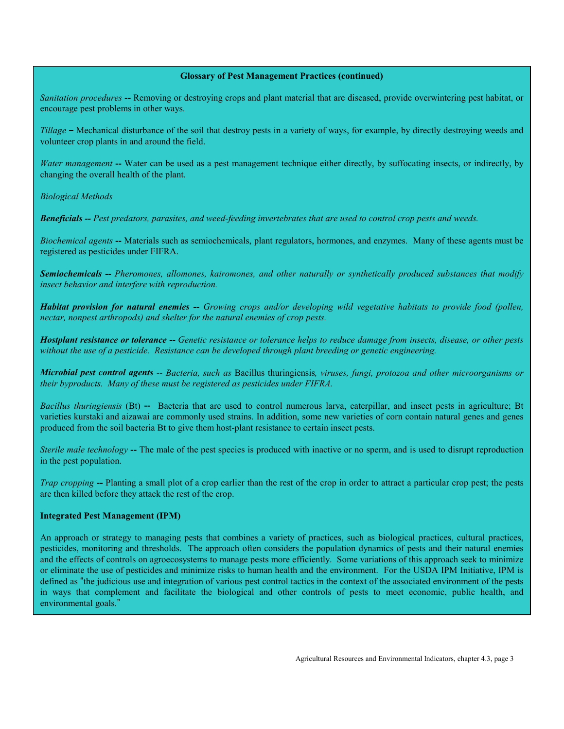**Glossary of Pest Management Practices (continued)**

*Sanitation procedures* **--** Removing or destroying crops and plant material that are diseased, provide overwintering pest habitat, or encourage pest problems in other ways.

*Tillage* **–** Mechanical disturbance of the soil that destroy pests in a variety of ways, for example, by directly destroying weeds and volunteer crop plants in and around the field.

*Water management* **--** Water can be used as a pest management technique either directly, by suffocating insects, or indirectly, by changing the overall health of the plant.

*Biological Methods*

***Beneficials --*** *Pest predators, parasites, and weed-feeding invertebrates that are used to control crop pests and weeds.*

*Biochemical agents* **--** Materials such as semiochemicals, plant regulators, hormones, and enzymes. Many of these agents must be registered as pesticides under FIFRA.

***Semiochemicals --*** *Pheromones, allomones, kairomones, and other naturally or synthetically produced substances that modify insect behavior and interfere with reproduction.*

***Habitat provision for natural enemies --*** *Growing crops and/or developing wild vegetative habitats to provide food (pollen, nectar, nonpest arthropods) and shelter for the natural enemies of crop pests.*

***Hostplant resistance or tolerance --*** *Genetic resistance or tolerance helps to reduce damage from insects, disease, or other pests without the use of a pesticide. Resistance can be developed through plant breeding or genetic engineering.*

***Microbial pest control agents*** *-- Bacteria, such as* Bacillus thuringiensis*, viruses, fungi, protozoa and other microorganisms or their byproducts. Many of these must be registered as pesticides under FIFRA.*

*Bacillus thuringiensis* (Bt) **--** Bacteria that are used to control numerous larva, caterpillar, and insect pests in agriculture; Bt varieties kurstaki and aizawai are commonly used strains. In addition, some new varieties of corn contain natural genes and genes produced from the soil bacteria Bt to give them host-plant resistance to certain insect pests.

*Sterile male technology* **--** The male of the pest species is produced with inactive or no sperm, and is used to disrupt reproduction in the pest population.

*Trap cropping* **--** Planting a small plot of a crop earlier than the rest of the crop in order to attract a particular crop pest; the pests are then killed before they attack the rest of the crop.

**Integrated Pest Management (IPM)**

An approach or strategy to managing pests that combines a variety of practices, such as biological practices, cultural practices, pesticides, monitoring and thresholds. The approach often considers the population dynamics of pests and their natural enemies and the effects of controls on agroecosystems to manage pests more efficiently. Some variations of this approach seek to minimize or eliminate the use of pesticides and minimize risks to human health and the environment. For the USDA IPM Initiative, IPM is defined as "the judicious use and integration of various pest control tactics in the context of the associated environment of the pests in ways that complement and facilitate the biological and other controls of pests to meet economic, public health, and environmental goals."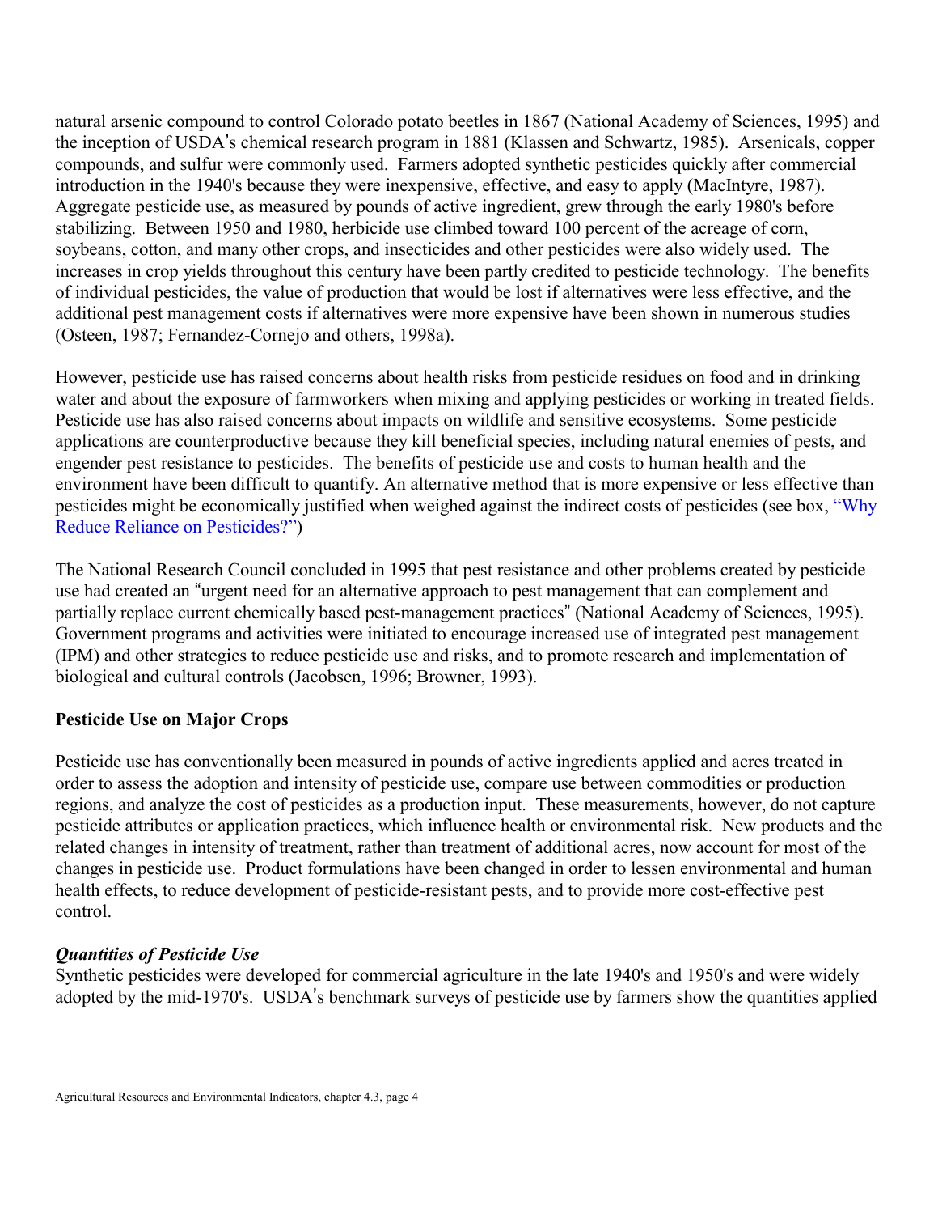natural arsenic compound to control Colorado potato beetles in 1867 (National Academy of Sciences, 1995) and the inception of USDA's chemical research program in 1881 (Klassen and Schwartz, 1985). Arsenicals, copper compounds, and sulfur were commonly used. Farmers adopted synthetic pesticides quickly after commercial introduction in the 1940's because they were inexpensive, effective, and easy to apply (MacIntyre, 1987). Aggregate pesticide use, as measured by pounds of active ingredient, grew through the early 1980's before stabilizing. Between 1950 and 1980, herbicide use climbed toward 100 percent of the acreage of corn, soybeans, cotton, and many other crops, and insecticides and other pesticides were also widely used. The increases in crop yields throughout this century have been partly credited to pesticide technology. The benefits of individual pesticides, the value of production that would be lost if alternatives were less effective, and the additional pest management costs if alternatives were more expensive have been shown in numerous studies (Osteen, 1987; Fernandez-Cornejo and others, 1998a).

However, pesticide use has raised concerns about health risks from pesticide residues on food and in drinking water and about the exposure of farmworkers when mixing and applying pesticides or working in treated fields. Pesticide use has also raised concerns about impacts on wildlife and sensitive ecosystems. Some pesticide applications are counterproductive because they kill beneficial species, including natural enemies of pests, and engender pest resistance to pesticides. The benefits of pesticide use and costs to human health and the environment have been difficult to quantify. An alternative method that is more expensive or less effective than pesticides might be economically justified when weighed against the indirect costs of pesticides (see box, "Why Reduce Reliance on Pesticides?")

The National Research Council concluded in 1995 that pest resistance and other problems created by pesticide use had created an "urgent need for an alternative approach to pest management that can complement and partially replace current chemically based pest-management practices" (National Academy of Sciences, 1995). Government programs and activities were initiated to encourage increased use of integrated pest management (IPM) and other strategies to reduce pesticide use and risks, and to promote research and implementation of biological and cultural controls (Jacobsen, 1996; Browner, 1993).

## Pesticide Use on Major Crops

Pesticide use has conventionally been measured in pounds of active ingredients applied and acres treated in order to assess the adoption and intensity of pesticide use, compare use between commodities or production regions, and analyze the cost of pesticides as a production input. These measurements, however, do not capture pesticide attributes or application practices, which influence health or environmental risk. New products and the related changes in intensity of treatment, rather than treatment of additional acres, now account for most of the changes in pesticide use. Product formulations have been changed in order to lessen environmental and human health effects, to reduce development of pesticide-resistant pests, and to provide more cost-effective pest control.

### *Quantities of Pesticide Use*

Synthetic pesticides were developed for commercial agriculture in the late 1940's and 1950's and were widely adopted by the mid-1970's. USDA's benchmark surveys of pesticide use by farmers show the quantities applied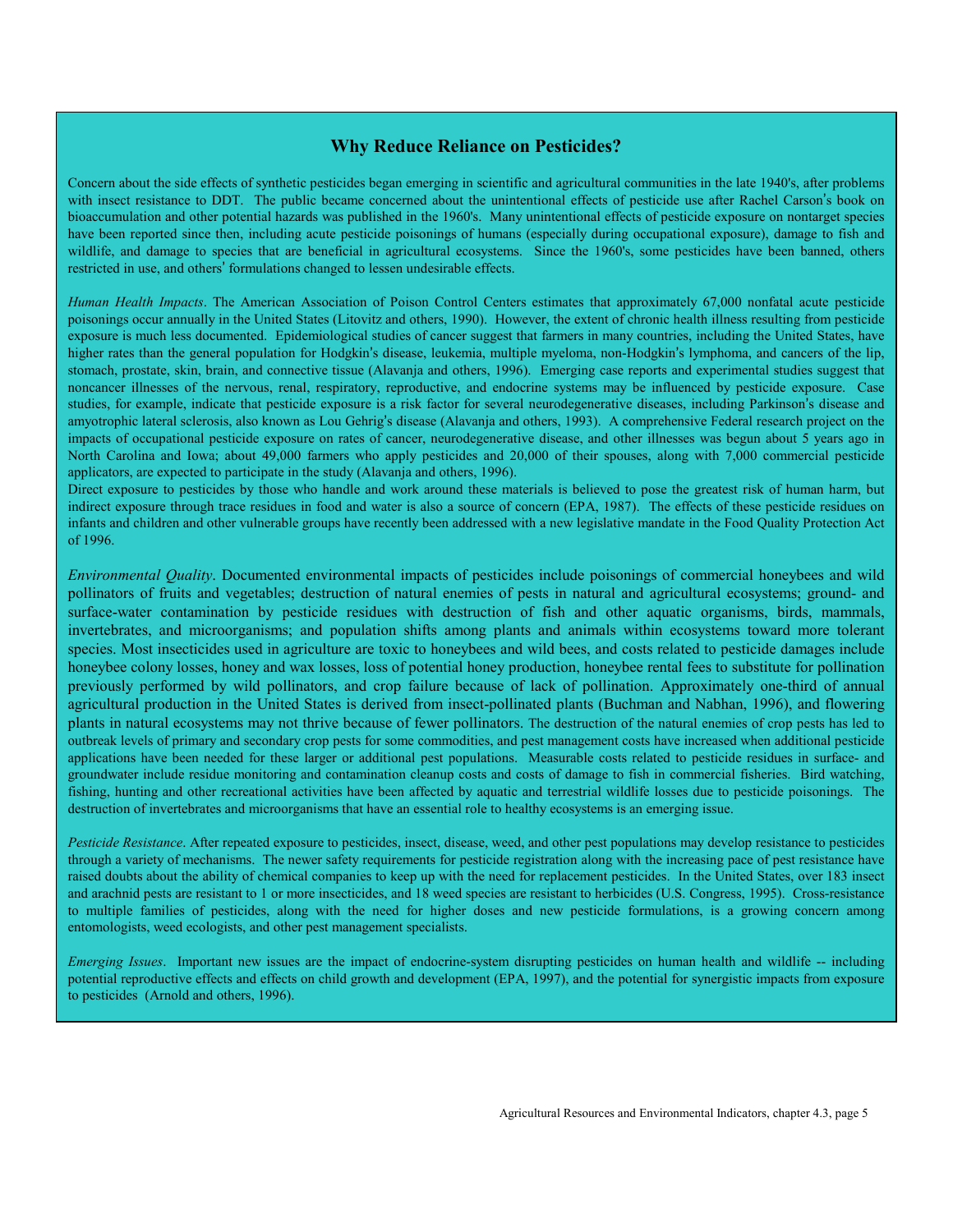## Why Reduce Reliance on Pesticides?

Concern about the side effects of synthetic pesticides began emerging in scientific and agricultural communities in the late 1940's, after problems with insect resistance to DDT. The public became concerned about the unintentional effects of pesticide use after Rachel Carson's book on bioaccumulation and other potential hazards was published in the 1960's. Many unintentional effects of pesticide exposure on nontarget species have been reported since then, including acute pesticide poisonings of humans (especially during occupational exposure), damage to fish and wildlife, and damage to species that are beneficial in agricultural ecosystems. Since the 1960's, some pesticides have been banned, others restricted in use, and others' formulations changed to lessen undesirable effects.

*Human Health Impacts*. The American Association of Poison Control Centers estimates that approximately 67,000 nonfatal acute pesticide poisonings occur annually in the United States (Litovitz and others, 1990). However, the extent of chronic health illness resulting from pesticide exposure is much less documented. Epidemiological studies of cancer suggest that farmers in many countries, including the United States, have higher rates than the general population for Hodgkin's disease, leukemia, multiple myeloma, non-Hodgkin's lymphoma, and cancers of the lip, stomach, prostate, skin, brain, and connective tissue (Alavanja and others, 1996). Emerging case reports and experimental studies suggest that noncancer illnesses of the nervous, renal, respiratory, reproductive, and endocrine systems may be influenced by pesticide exposure. Case studies, for example, indicate that pesticide exposure is a risk factor for several neurodegenerative diseases, including Parkinson's disease and amyotrophic lateral sclerosis, also known as Lou Gehrig's disease (Alavanja and others, 1993). A comprehensive Federal research project on the impacts of occupational pesticide exposure on rates of cancer, neurodegenerative disease, and other illnesses was begun about 5 years ago in North Carolina and Iowa; about 49,000 farmers who apply pesticides and 20,000 of their spouses, along with 7,000 commercial pesticide applicators, are expected to participate in the study (Alavanja and others, 1996).

Direct exposure to pesticides by those who handle and work around these materials is believed to pose the greatest risk of human harm, but indirect exposure through trace residues in food and water is also a source of concern (EPA, 1987). The effects of these pesticide residues on infants and children and other vulnerable groups have recently been addressed with a new legislative mandate in the Food Quality Protection Act of 1996.

*Environmental Quality*. Documented environmental impacts of pesticides include poisonings of commercial honeybees and wild pollinators of fruits and vegetables; destruction of natural enemies of pests in natural and agricultural ecosystems; ground- and surface-water contamination by pesticide residues with destruction of fish and other aquatic organisms, birds, mammals, invertebrates, and microorganisms; and population shifts among plants and animals within ecosystems toward more tolerant species. Most insecticides used in agriculture are toxic to honeybees and wild bees, and costs related to pesticide damages include honeybee colony losses, honey and wax losses, loss of potential honey production, honeybee rental fees to substitute for pollination previously performed by wild pollinators, and crop failure because of lack of pollination. Approximately one-third of annual agricultural production in the United States is derived from insect-pollinated plants (Buchman and Nabhan, 1996), and flowering plants in natural ecosystems may not thrive because of fewer pollinators. The destruction of the natural enemies of crop pests has led to outbreak levels of primary and secondary crop pests for some commodities, and pest management costs have increased when additional pesticide applications have been needed for these larger or additional pest populations. Measurable costs related to pesticide residues in surface- and groundwater include residue monitoring and contamination cleanup costs and costs of damage to fish in commercial fisheries. Bird watching, fishing, hunting and other recreational activities have been affected by aquatic and terrestrial wildlife losses due to pesticide poisonings. The destruction of invertebrates and microorganisms that have an essential role to healthy ecosystems is an emerging issue.

*Pesticide Resistance*. After repeated exposure to pesticides, insect, disease, weed, and other pest populations may develop resistance to pesticides through a variety of mechanisms. The newer safety requirements for pesticide registration along with the increasing pace of pest resistance have raised doubts about the ability of chemical companies to keep up with the need for replacement pesticides. In the United States, over 183 insect and arachnid pests are resistant to 1 or more insecticides, and 18 weed species are resistant to herbicides (U.S. Congress, 1995). Cross-resistance to multiple families of pesticides, along with the need for higher doses and new pesticide formulations, is a growing concern among entomologists, weed ecologists, and other pest management specialists.

*Emerging Issues*. Important new issues are the impact of endocrine-system disrupting pesticides on human health and wildlife -- including potential reproductive effects and effects on child growth and development (EPA, 1997), and the potential for synergistic impacts from exposure to pesticides (Arnold and others, 1996).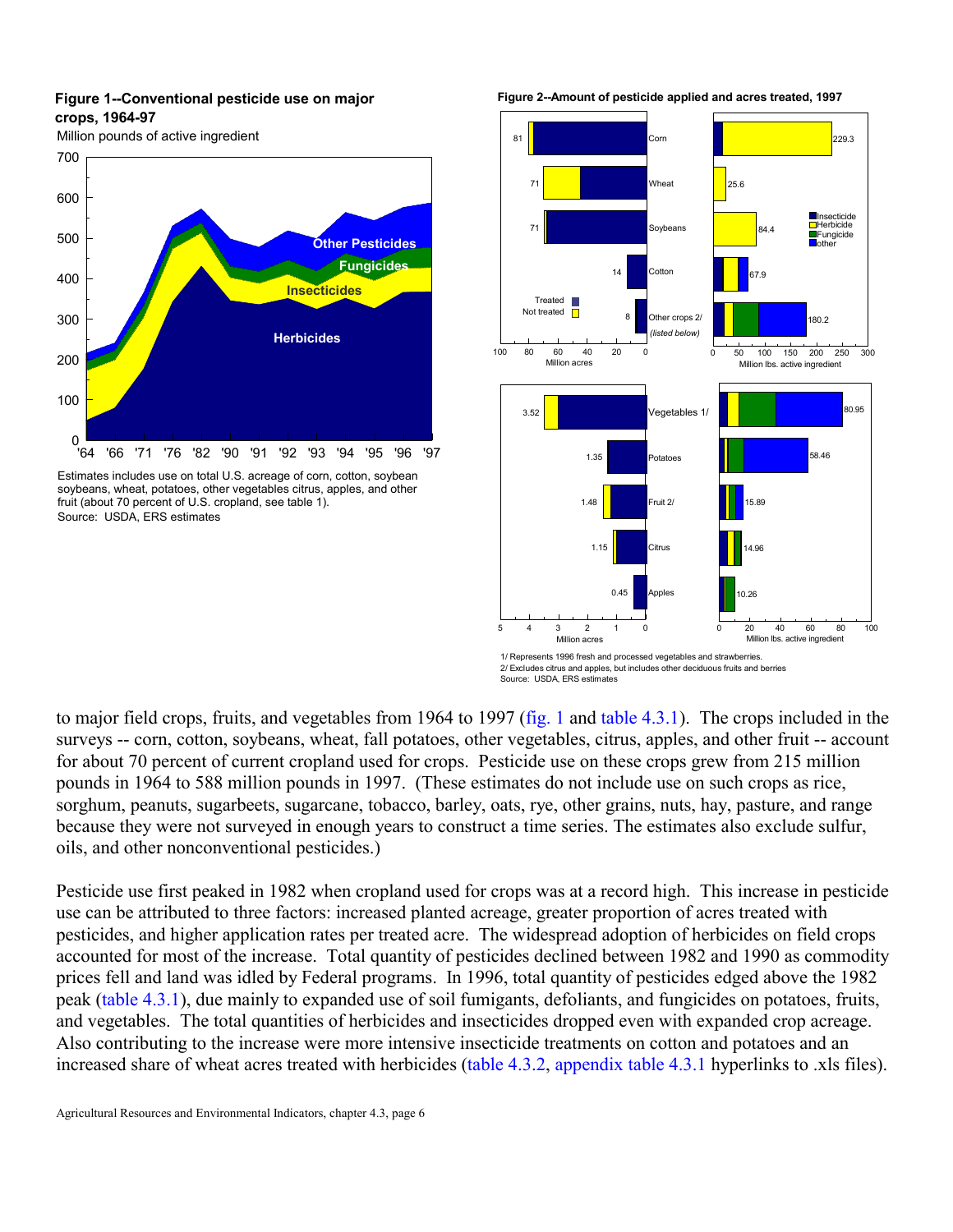**Figure 1--Conventional pesticide use on major crops, 1964-97**

Estimates includes use on total U.S. acreage of corn, cotton, soybean soybeans, wheat, potatoes, other vegetables citrus, apples, and other fruit (about 70 percent of U.S. cropland, see table 1).
Source: USDA, ERS estimates

**Figure 2--Amount of pesticide applied and acres treated, 1997**

1/ Represents 1996 fresh and processed vegetables and strawberries.
2/ Excludes citrus and apples, but includes other deciduous fruits and berries
Source: USDA, ERS estimates

to major field crops, fruits, and vegetables from 1964 to 1997 (fig. 1 and table 4.3.1). The crops included in the surveys -- corn, cotton, soybeans, wheat, fall potatoes, other vegetables, citrus, apples, and other fruit -- account for about 70 percent of current cropland used for crops. Pesticide use on these crops grew from 215 million pounds in 1964 to 588 million pounds in 1997. (These estimates do not include use on such crops as rice, sorghum, peanuts, sugarbeets, sugarcane, tobacco, barley, oats, rye, other grains, nuts, hay, pasture, and range because they were not surveyed in enough years to construct a time series. The estimates also exclude sulfur, oils, and other nonconventional pesticides.)

Pesticide use first peaked in 1982 when cropland used for crops was at a record high. This increase in pesticide use can be attributed to three factors: increased planted acreage, greater proportion of acres treated with pesticides, and higher application rates per treated acre. The widespread adoption of herbicides on field crops accounted for most of the increase. Total quantity of pesticides declined between 1982 and 1990 as commodity prices fell and land was idled by Federal programs. In 1996, total quantity of pesticides edged above the 1982 peak (table 4.3.1), due mainly to expanded use of soil fumigants, defoliants, and fungicides on potatoes, fruits, and vegetables. The total quantities of herbicides and insecticides dropped even with expanded crop acreage. Also contributing to the increase were more intensive insecticide treatments on cotton and potatoes and an increased share of wheat acres treated with herbicides (table 4.3.2, appendix table 4.3.1 hyperlinks to .xls files).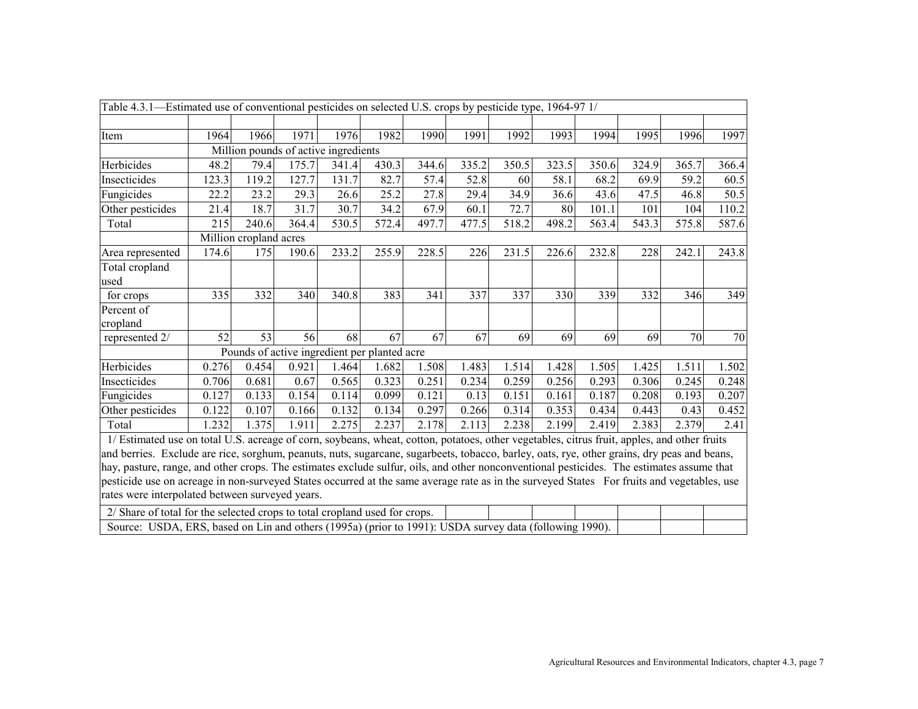Table 4.3.1—Estimated use of conventional pesticides on selected U.S. crops by pesticide type, 1964-97 1/

| Item | 1964 | 1966 | 1971 | 1976 | 1982 | 1990 | 1991 | 1992 | 1993 | 1994 | 1995 | 1996 | 1997 |
|---|---|---|---|---|---|---|---|---|---|---|---|---|---|
| | Million pounds of active ingredients | | | | | | | | | | | | |
| Herbicides | 48.2 | 79.4 | 175.7 | 341.4 | 430.3 | 344.6 | 335.2 | 350.5 | 323.5 | 350.6 | 324.9 | 365.7 | 366.4 |
| Insecticides | 123.3 | 119.2 | 127.7 | 131.7 | 82.7 | 57.4 | 52.8 | 60 | 58.1 | 68.2 | 69.9 | 59.2 | 60.5 |
| Fungicides | 22.2 | 23.2 | 29.3 | 26.6 | 25.2 | 27.8 | 29.4 | 34.9 | 36.6 | 43.6 | 47.5 | 46.8 | 50.5 |
| Other pesticides | 21.4 | 18.7 | 31.7 | 30.7 | 34.2 | 67.9 | 60.1 | 72.7 | 80 | 101.1 | 101 | 104 | 110.2 |
| Total | 215 | 240.6 | 364.4 | 530.5 | 572.4 | 497.7 | 477.5 | 518.2 | 498.2 | 563.4 | 543.3 | 575.8 | 587.6 |
| | Million cropland acres | | | | | | | | | | | | |
| Area represented | 174.6 | 175 | 190.6 | 233.2 | 255.9 | 228.5 | 226 | 231.5 | 226.6 | 232.8 | 228 | 242.1 | 243.8 |
| Total cropland used for crops | 335 | 332 | 340 | 340.8 | 383 | 341 | 337 | 337 | 330 | 339 | 332 | 346 | 349 |
| Percent of cropland represented 2/ | 52 | 53 | 56 | 68 | 67 | 67 | 67 | 69 | 69 | 69 | 69 | 70 | 70 |
| | Pounds of active ingredient per planted acre | | | | | | | | | | | | |
| Herbicides | 0.276 | 0.454 | 0.921 | 1.464 | 1.682 | 1.508 | 1.483 | 1.514 | 1.428 | 1.505 | 1.425 | 1.511 | 1.502 |
| Insecticides | 0.706 | 0.681 | 0.67 | 0.565 | 0.323 | 0.251 | 0.234 | 0.259 | 0.256 | 0.293 | 0.306 | 0.245 | 0.248 |
| Fungicides | 0.127 | 0.133 | 0.154 | 0.114 | 0.099 | 0.121 | 0.13 | 0.151 | 0.161 | 0.187 | 0.208 | 0.193 | 0.207 |
| Other pesticides | 0.122 | 0.107 | 0.166 | 0.132 | 0.134 | 0.297 | 0.266 | 0.314 | 0.353 | 0.434 | 0.443 | 0.43 | 0.452 |
| Total | 1.232 | 1.375 | 1.911 | 2.275 | 2.237 | 2.178 | 2.113 | 2.238 | 2.199 | 2.419 | 2.383 | 2.379 | 2.41 |

1/ Estimated use on total U.S. acreage of corn, soybeans, wheat, cotton, potatoes, other vegetables, citrus fruit, apples, and other fruits and berries. Exclude are rice, sorghum, peanuts, nuts, sugarcane, sugarbeets, tobacco, barley, oats, rye, other grains, dry peas and beans, hay, pasture, range, and other crops. The estimates exclude sulfur, oils, and other nonconventional pesticides. The estimates assume that pesticide use on acreage in non-surveyed States occurred at the same average rate as in the surveyed States For fruits and vegetables, use rates were interpolated between surveyed years.

2/ Share of total for the selected crops to total cropland used for crops.

Source: USDA, ERS, based on Lin and others (1995a) (prior to 1991): USDA survey data (following 1990).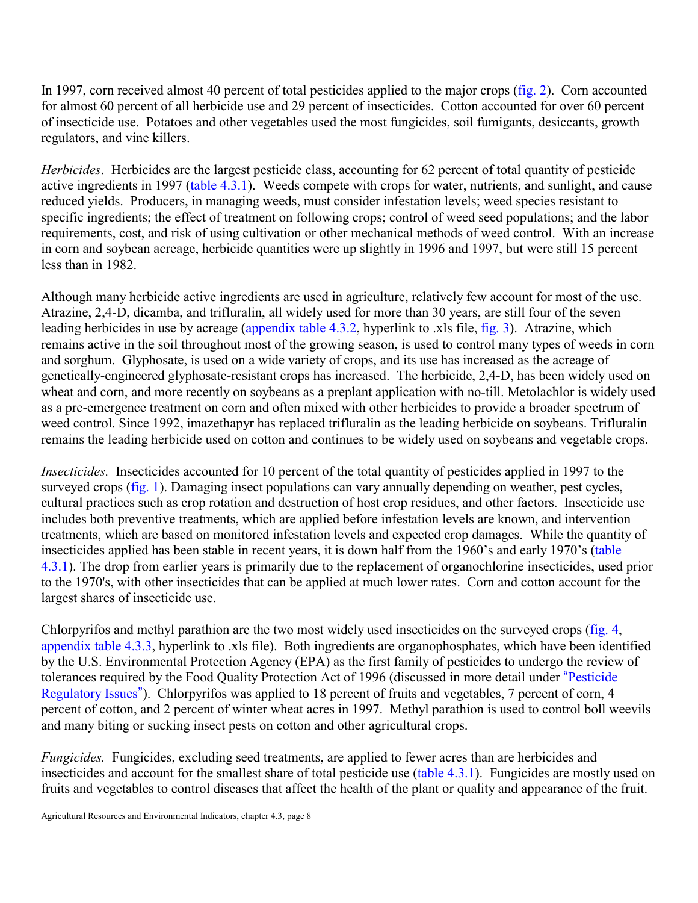In 1997, corn received almost 40 percent of total pesticides applied to the major crops (fig. 2). Corn accounted for almost 60 percent of all herbicide use and 29 percent of insecticides. Cotton accounted for over 60 percent of insecticide use. Potatoes and other vegetables used the most fungicides, soil fumigants, desiccants, growth regulators, and vine killers.

*Herbicides*. Herbicides are the largest pesticide class, accounting for 62 percent of total quantity of pesticide active ingredients in 1997 (table 4.3.1). Weeds compete with crops for water, nutrients, and sunlight, and cause reduced yields. Producers, in managing weeds, must consider infestation levels; weed species resistant to specific ingredients; the effect of treatment on following crops; control of weed seed populations; and the labor requirements, cost, and risk of using cultivation or other mechanical methods of weed control. With an increase in corn and soybean acreage, herbicide quantities were up slightly in 1996 and 1997, but were still 15 percent less than in 1982.

Although many herbicide active ingredients are used in agriculture, relatively few account for most of the use. Atrazine, 2,4-D, dicamba, and trifluralin, all widely used for more than 30 years, are still four of the seven leading herbicides in use by acreage (appendix table 4.3.2, hyperlink to .xls file, fig. 3). Atrazine, which remains active in the soil throughout most of the growing season, is used to control many types of weeds in corn and sorghum. Glyphosate, is used on a wide variety of crops, and its use has increased as the acreage of genetically-engineered glyphosate-resistant crops has increased. The herbicide, 2,4-D, has been widely used on wheat and corn, and more recently on soybeans as a preplant application with no-till. Metolachlor is widely used as a pre-emergence treatment on corn and often mixed with other herbicides to provide a broader spectrum of weed control. Since 1992, imazethapyr has replaced trifluralin as the leading herbicide on soybeans. Trifluralin remains the leading herbicide used on cotton and continues to be widely used on soybeans and vegetable crops.

*Insecticides.* Insecticides accounted for 10 percent of the total quantity of pesticides applied in 1997 to the surveyed crops (fig. 1). Damaging insect populations can vary annually depending on weather, pest cycles, cultural practices such as crop rotation and destruction of host crop residues, and other factors. Insecticide use includes both preventive treatments, which are applied before infestation levels are known, and intervention treatments, which are based on monitored infestation levels and expected crop damages. While the quantity of insecticides applied has been stable in recent years, it is down half from the 1960's and early 1970's (table 4.3.1). The drop from earlier years is primarily due to the replacement of organochlorine insecticides, used prior to the 1970's, with other insecticides that can be applied at much lower rates. Corn and cotton account for the largest shares of insecticide use.

Chlorpyrifos and methyl parathion are the two most widely used insecticides on the surveyed crops (fig. 4, appendix table 4.3.3, hyperlink to .xls file). Both ingredients are organophosphates, which have been identified by the U.S. Environmental Protection Agency (EPA) as the first family of pesticides to undergo the review of tolerances required by the Food Quality Protection Act of 1996 (discussed in more detail under "Pesticide Regulatory Issues"). Chlorpyrifos was applied to 18 percent of fruits and vegetables, 7 percent of corn, 4 percent of cotton, and 2 percent of winter wheat acres in 1997. Methyl parathion is used to control boll weevils and many biting or sucking insect pests on cotton and other agricultural crops.

*Fungicides.* Fungicides, excluding seed treatments, are applied to fewer acres than are herbicides and insecticides and account for the smallest share of total pesticide use (table 4.3.1). Fungicides are mostly used on fruits and vegetables to control diseases that affect the health of the plant or quality and appearance of the fruit.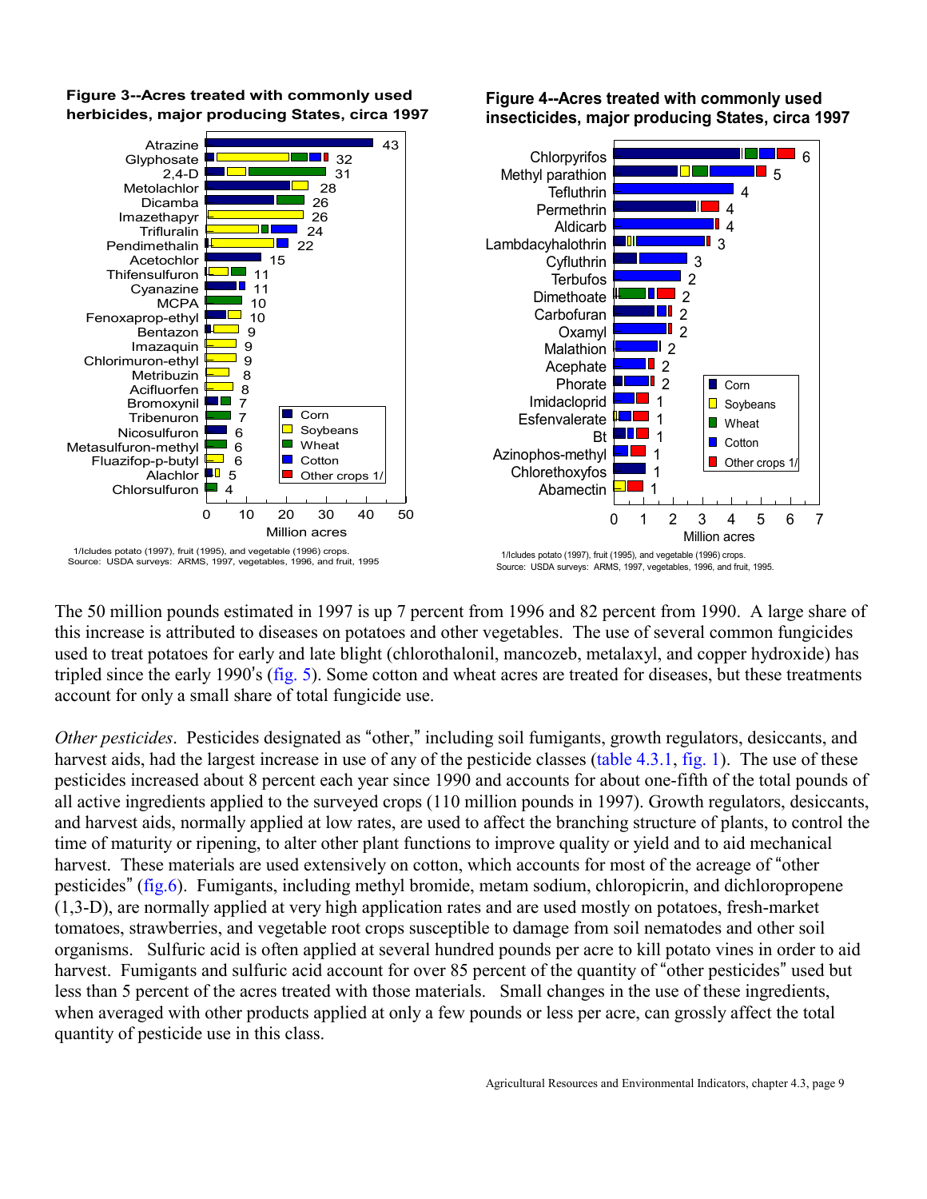**Figure 3--Acres treated with commonly used herbicides, major producing States, circa 1997**

| Herbicide | Million acres |
|---|---|
| Atrazine | 43 |
| Glyphosate | 32 |
| 2,4-D | 31 |
| Metolachlor | 28 |
| Dicamba | 26 |
| Imazethapyr | 26 |
| Trifluralin | 24 |
| Pendimethalin | 22 |
| Acetochlor | 15 |
| Thifensulfuron | 11 |
| Cyanazine | 11 |
| MCPA | 10 |
| Fenoxaprop-ethyl | 10 |
| Bentazon | 9 |
| Imazaquin | 9 |
| Chlorimuron-ethyl | 9 |
| Metribuzin | 8 |
| Acifluorfen | 8 |
| Bromoxynil | 7 |
| Tribenuron | 7 |
| Nicosulfuron | 6 |
| Metasulfuron-methyl | 6 |
| Fluazifop-p-butyl | 6 |
| Alachlor | 5 |
| Chlorsulfuron | 4 |

Legend: Corn, Soybeans, Wheat, Cotton, Other crops 1/

1/Icludes potato (1997), fruit (1995), and vegetable (1996) crops.
Source: USDA surveys: ARMS, 1997, vegetables, 1996, and fruit, 1995

**Figure 4--Acres treated with commonly used insecticides, major producing States, circa 1997**

| Insecticide | Million acres |
|---|---|
| Chlorpyrifos | 6 |
| Methyl parathion | 5 |
| Tefluthrin | 4 |
| Permethrin | 4 |
| Aldicarb | 4 |
| Lambdacyhalothrin | 3 |
| Cyfluthrin | 3 |
| Terbufos | 2 |
| Dimethoate | 2 |
| Carbofuran | 2 |
| Oxamyl | 2 |
| Malathion | 2 |
| Acephate | 2 |
| Phorate | 2 |
| Imidacloprid | 1 |
| Esfenvalerate | 1 |
| Bt | 1 |
| Azinophos-methyl | 1 |
| Chlorethoxyfos | 1 |
| Abamectin | 1 |

Legend: Corn, Soybeans, Wheat, Cotton, Other crops 1/

1/Icludes potato (1997), fruit (1995), and vegetable (1996) crops.
Source: USDA surveys: ARMS, 1997, vegetables, 1996, and fruit, 1995.

The 50 million pounds estimated in 1997 is up 7 percent from 1996 and 82 percent from 1990. A large share of this increase is attributed to diseases on potatoes and other vegetables. The use of several common fungicides used to treat potatoes for early and late blight (chlorothalonil, mancozeb, metalaxyl, and copper hydroxide) has tripled since the early 1990's (fig. 5). Some cotton and wheat acres are treated for diseases, but these treatments account for only a small share of total fungicide use.

*Other pesticides*. Pesticides designated as "other," including soil fumigants, growth regulators, desiccants, and harvest aids, had the largest increase in use of any of the pesticide classes (table 4.3.1, fig. 1). The use of these pesticides increased about 8 percent each year since 1990 and accounts for about one-fifth of the total pounds of all active ingredients applied to the surveyed crops (110 million pounds in 1997). Growth regulators, desiccants, and harvest aids, normally applied at low rates, are used to affect the branching structure of plants, to control the time of maturity or ripening, to alter other plant functions to improve quality or yield and to aid mechanical harvest. These materials are used extensively on cotton, which accounts for most of the acreage of "other pesticides" (fig.6). Fumigants, including methyl bromide, metam sodium, chloropicrin, and dichloropropene (1,3-D), are normally applied at very high application rates and are used mostly on potatoes, fresh-market tomatoes, strawberries, and vegetable root crops susceptible to damage from soil nematodes and other soil organisms. Sulfuric acid is often applied at several hundred pounds per acre to kill potato vines in order to aid harvest. Fumigants and sulfuric acid account for over 85 percent of the quantity of "other pesticides" used but less than 5 percent of the acres treated with those materials. Small changes in the use of these ingredients, when averaged with other products applied at only a few pounds or less per acre, can grossly affect the total quantity of pesticide use in this class.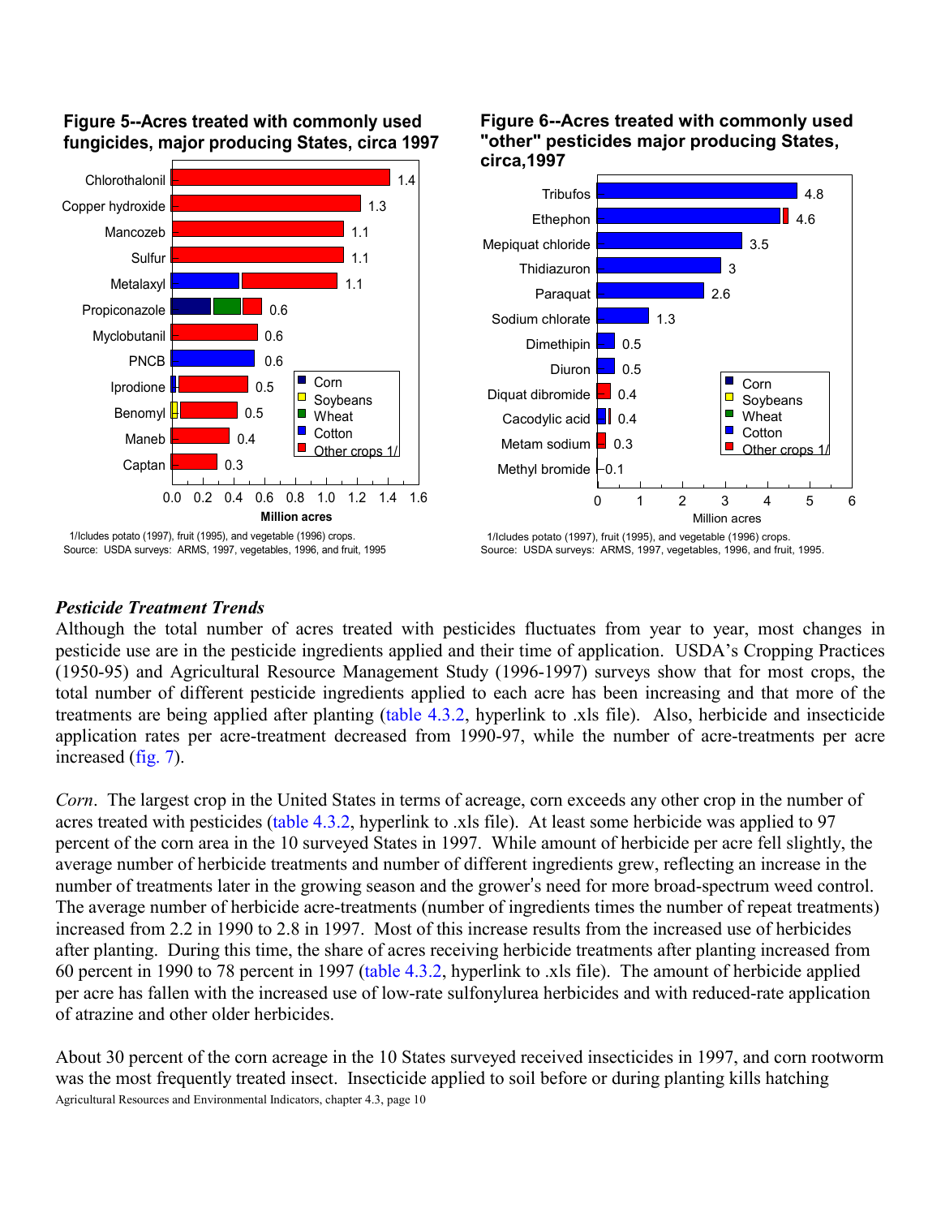**Figure 5--Acres treated with commonly used fungicides, major producing States, circa 1997**

| Fungicide | Million acres |
|---|---|
| Chlorothalonil | 1.4 |
| Copper hydroxide | 1.3 |
| Mancozeb | 1.1 |
| Sulfur | 1.1 |
| Metalaxyl | 1.1 |
| Propiconazole | 0.6 |
| Myclobutanil | 0.6 |
| PNCB | 0.6 |
| Iprodione | 0.5 |
| Benomyl | 0.5 |
| Maneb | 0.4 |
| Captan | 0.3 |

Legend: Corn, Soybeans, Wheat, Cotton, Other crops 1/

1/Icludes potato (1997), fruit (1995), and vegetable (1996) crops.
Source: USDA surveys: ARMS, 1997, vegetables, 1996, and fruit, 1995

**Figure 6--Acres treated with commonly used "other" pesticides major producing States, circa,1997**

| Pesticide | Million acres |
|---|---|
| Tribufos | 4.8 |
| Ethephon | 4.6 |
| Mepiquat chloride | 3.5 |
| Thidiazuron | 3 |
| Paraquat | 2.6 |
| Sodium chlorate | 1.3 |
| Dimethipin | 0.5 |
| Diuron | 0.5 |
| Diquat dibromide | 0.4 |
| Cacodylic acid | 0.4 |
| Metam sodium | 0.3 |
| Methyl bromide | 0.1 |

Legend: Corn, Soybeans, Wheat, Cotton, Other crops 1/

1/Icludes potato (1997), fruit (1995), and vegetable (1996) crops.
Source: USDA surveys: ARMS, 1997, vegetables, 1996, and fruit, 1995.

### *Pesticide Treatment Trends*

Although the total number of acres treated with pesticides fluctuates from year to year, most changes in pesticide use are in the pesticide ingredients applied and their time of application. USDA's Cropping Practices (1950-95) and Agricultural Resource Management Study (1996-1997) surveys show that for most crops, the total number of different pesticide ingredients applied to each acre has been increasing and that more of the treatments are being applied after planting (table 4.3.2, hyperlink to .xls file). Also, herbicide and insecticide application rates per acre-treatment decreased from 1990-97, while the number of acre-treatments per acre increased (fig. 7).

*Corn*. The largest crop in the United States in terms of acreage, corn exceeds any other crop in the number of acres treated with pesticides (table 4.3.2, hyperlink to .xls file). At least some herbicide was applied to 97 percent of the corn area in the 10 surveyed States in 1997. While amount of herbicide per acre fell slightly, the average number of herbicide treatments and number of different ingredients grew, reflecting an increase in the number of treatments later in the growing season and the grower's need for more broad-spectrum weed control. The average number of herbicide acre-treatments (number of ingredients times the number of repeat treatments) increased from 2.2 in 1990 to 2.8 in 1997. Most of this increase results from the increased use of herbicides after planting. During this time, the share of acres receiving herbicide treatments after planting increased from 60 percent in 1990 to 78 percent in 1997 (table 4.3.2, hyperlink to .xls file). The amount of herbicide applied per acre has fallen with the increased use of low-rate sulfonylurea herbicides and with reduced-rate application of atrazine and other older herbicides.

About 30 percent of the corn acreage in the 10 States surveyed received insecticides in 1997, and corn rootworm was the most frequently treated insect. Insecticide applied to soil before or during planting kills hatching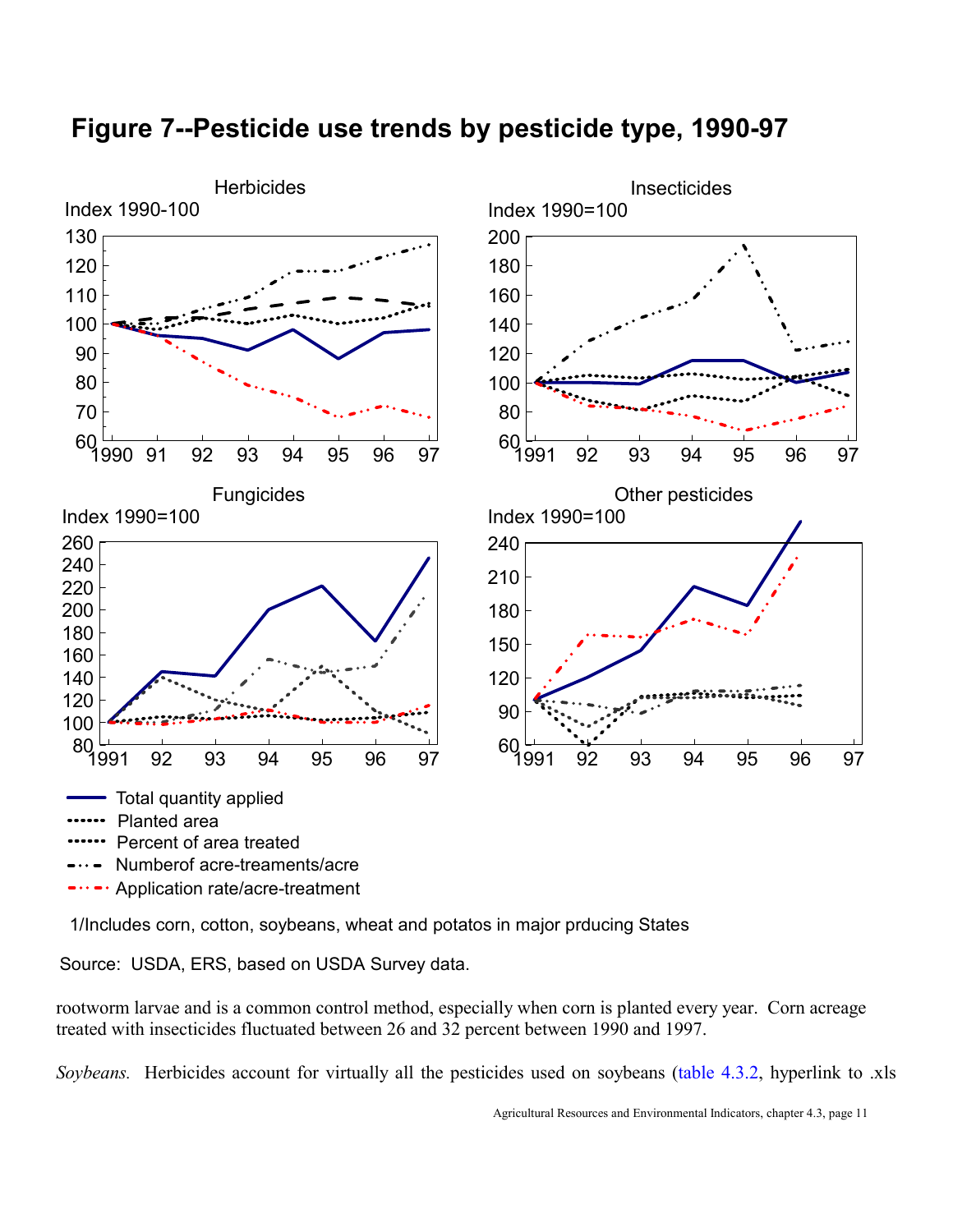# Figure 7--Pesticide use trends by pesticide type, 1990-97

Herbicides

Index 1990-100

Insecticides

Index 1990=100

Fungicides

Index 1990=100

Other pesticides

Index 1990=100

- Total quantity applied
- Planted area
- Percent of area treated
- Numberof acre-treaments/acre
- Application rate/acre-treatment

1/Includes corn, cotton, soybeans, wheat and potatos in major prducing States

Source: USDA, ERS, based on USDA Survey data.

rootworm larvae and is a common control method, especially when corn is planted every year. Corn acreage treated with insecticides fluctuated between 26 and 32 percent between 1990 and 1997.

*Soybeans.* Herbicides account for virtually all the pesticides used on soybeans (table 4.3.2, hyperlink to .xls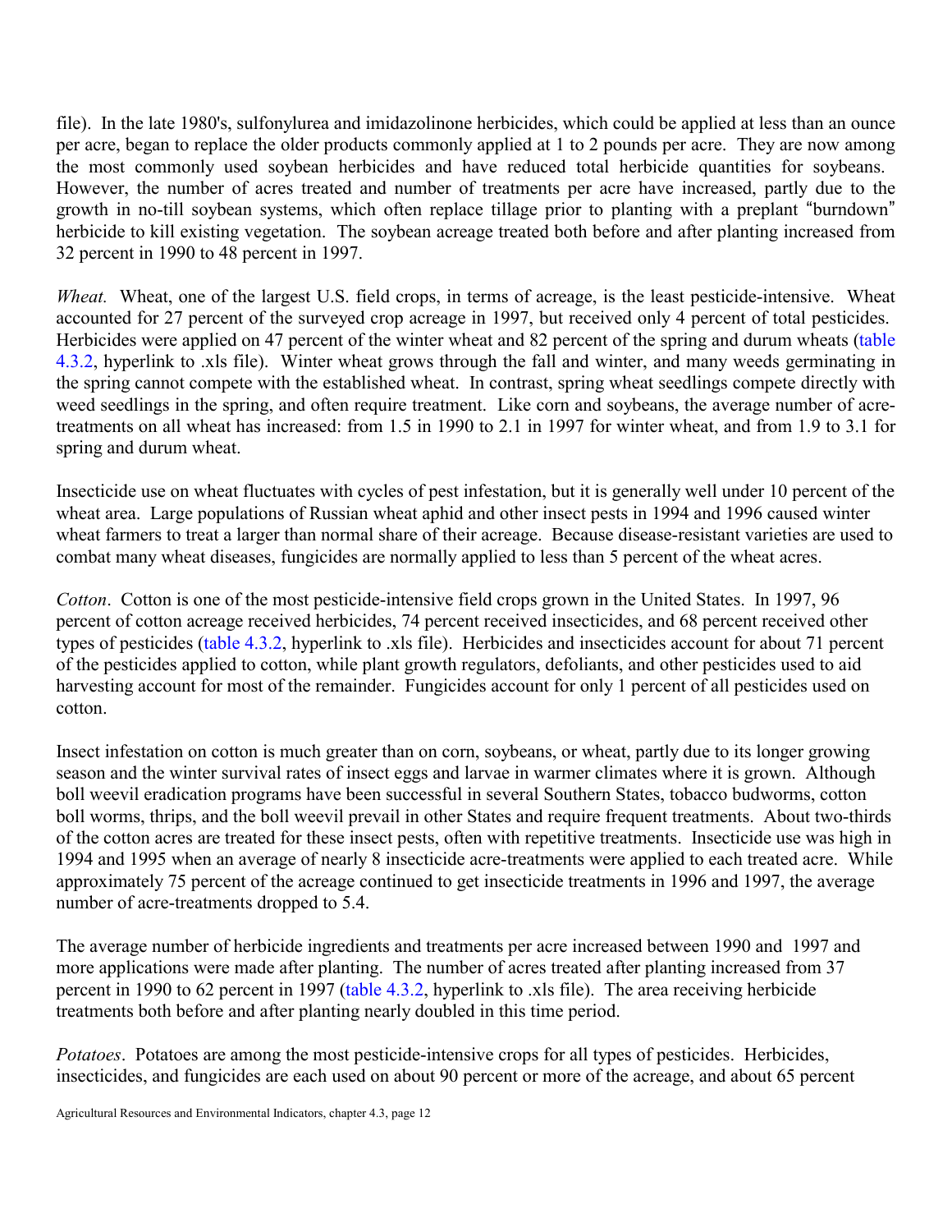file). In the late 1980's, sulfonylurea and imidazolinone herbicides, which could be applied at less than an ounce per acre, began to replace the older products commonly applied at 1 to 2 pounds per acre. They are now among the most commonly used soybean herbicides and have reduced total herbicide quantities for soybeans. However, the number of acres treated and number of treatments per acre have increased, partly due to the growth in no-till soybean systems, which often replace tillage prior to planting with a preplant "burndown" herbicide to kill existing vegetation. The soybean acreage treated both before and after planting increased from 32 percent in 1990 to 48 percent in 1997.

*Wheat.* Wheat, one of the largest U.S. field crops, in terms of acreage, is the least pesticide-intensive. Wheat accounted for 27 percent of the surveyed crop acreage in 1997, but received only 4 percent of total pesticides. Herbicides were applied on 47 percent of the winter wheat and 82 percent of the spring and durum wheats (table 4.3.2, hyperlink to .xls file). Winter wheat grows through the fall and winter, and many weeds germinating in the spring cannot compete with the established wheat. In contrast, spring wheat seedlings compete directly with weed seedlings in the spring, and often require treatment. Like corn and soybeans, the average number of acre-treatments on all wheat has increased: from 1.5 in 1990 to 2.1 in 1997 for winter wheat, and from 1.9 to 3.1 for spring and durum wheat.

Insecticide use on wheat fluctuates with cycles of pest infestation, but it is generally well under 10 percent of the wheat area. Large populations of Russian wheat aphid and other insect pests in 1994 and 1996 caused winter wheat farmers to treat a larger than normal share of their acreage. Because disease-resistant varieties are used to combat many wheat diseases, fungicides are normally applied to less than 5 percent of the wheat acres.

*Cotton*. Cotton is one of the most pesticide-intensive field crops grown in the United States. In 1997, 96 percent of cotton acreage received herbicides, 74 percent received insecticides, and 68 percent received other types of pesticides (table 4.3.2, hyperlink to .xls file). Herbicides and insecticides account for about 71 percent of the pesticides applied to cotton, while plant growth regulators, defoliants, and other pesticides used to aid harvesting account for most of the remainder. Fungicides account for only 1 percent of all pesticides used on cotton.

Insect infestation on cotton is much greater than on corn, soybeans, or wheat, partly due to its longer growing season and the winter survival rates of insect eggs and larvae in warmer climates where it is grown. Although boll weevil eradication programs have been successful in several Southern States, tobacco budworms, cotton boll worms, thrips, and the boll weevil prevail in other States and require frequent treatments. About two-thirds of the cotton acres are treated for these insect pests, often with repetitive treatments. Insecticide use was high in 1994 and 1995 when an average of nearly 8 insecticide acre-treatments were applied to each treated acre. While approximately 75 percent of the acreage continued to get insecticide treatments in 1996 and 1997, the average number of acre-treatments dropped to 5.4.

The average number of herbicide ingredients and treatments per acre increased between 1990 and 1997 and more applications were made after planting. The number of acres treated after planting increased from 37 percent in 1990 to 62 percent in 1997 (table 4.3.2, hyperlink to .xls file). The area receiving herbicide treatments both before and after planting nearly doubled in this time period.

*Potatoes*. Potatoes are among the most pesticide-intensive crops for all types of pesticides. Herbicides, insecticides, and fungicides are each used on about 90 percent or more of the acreage, and about 65 percent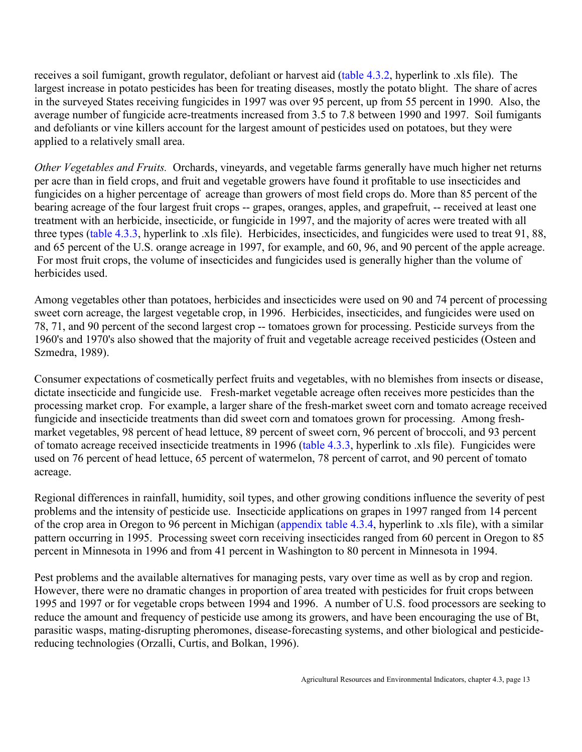receives a soil fumigant, growth regulator, defoliant or harvest aid (table 4.3.2, hyperlink to .xls file). The largest increase in potato pesticides has been for treating diseases, mostly the potato blight. The share of acres in the surveyed States receiving fungicides in 1997 was over 95 percent, up from 55 percent in 1990. Also, the average number of fungicide acre-treatments increased from 3.5 to 7.8 between 1990 and 1997. Soil fumigants and defoliants or vine killers account for the largest amount of pesticides used on potatoes, but they were applied to a relatively small area.

*Other Vegetables and Fruits.* Orchards, vineyards, and vegetable farms generally have much higher net returns per acre than in field crops, and fruit and vegetable growers have found it profitable to use insecticides and fungicides on a higher percentage of acreage than growers of most field crops do. More than 85 percent of the bearing acreage of the four largest fruit crops -- grapes, oranges, apples, and grapefruit, -- received at least one treatment with an herbicide, insecticide, or fungicide in 1997, and the majority of acres were treated with all three types (table 4.3.3, hyperlink to .xls file). Herbicides, insecticides, and fungicides were used to treat 91, 88, and 65 percent of the U.S. orange acreage in 1997, for example, and 60, 96, and 90 percent of the apple acreage. For most fruit crops, the volume of insecticides and fungicides used is generally higher than the volume of herbicides used.

Among vegetables other than potatoes, herbicides and insecticides were used on 90 and 74 percent of processing sweet corn acreage, the largest vegetable crop, in 1996. Herbicides, insecticides, and fungicides were used on 78, 71, and 90 percent of the second largest crop -- tomatoes grown for processing. Pesticide surveys from the 1960's and 1970's also showed that the majority of fruit and vegetable acreage received pesticides (Osteen and Szmedra, 1989).

Consumer expectations of cosmetically perfect fruits and vegetables, with no blemishes from insects or disease, dictate insecticide and fungicide use. Fresh-market vegetable acreage often receives more pesticides than the processing market crop. For example, a larger share of the fresh-market sweet corn and tomato acreage received fungicide and insecticide treatments than did sweet corn and tomatoes grown for processing. Among fresh-market vegetables, 98 percent of head lettuce, 89 percent of sweet corn, 96 percent of broccoli, and 93 percent of tomato acreage received insecticide treatments in 1996 (table 4.3.3, hyperlink to .xls file). Fungicides were used on 76 percent of head lettuce, 65 percent of watermelon, 78 percent of carrot, and 90 percent of tomato acreage.

Regional differences in rainfall, humidity, soil types, and other growing conditions influence the severity of pest problems and the intensity of pesticide use. Insecticide applications on grapes in 1997 ranged from 14 percent of the crop area in Oregon to 96 percent in Michigan (appendix table 4.3.4, hyperlink to .xls file), with a similar pattern occurring in 1995. Processing sweet corn receiving insecticides ranged from 60 percent in Oregon to 85 percent in Minnesota in 1996 and from 41 percent in Washington to 80 percent in Minnesota in 1994.

Pest problems and the available alternatives for managing pests, vary over time as well as by crop and region. However, there were no dramatic changes in proportion of area treated with pesticides for fruit crops between 1995 and 1997 or for vegetable crops between 1994 and 1996. A number of U.S. food processors are seeking to reduce the amount and frequency of pesticide use among its growers, and have been encouraging the use of Bt, parasitic wasps, mating-disrupting pheromones, disease-forecasting systems, and other biological and pesticide-reducing technologies (Orzalli, Curtis, and Bolkan, 1996).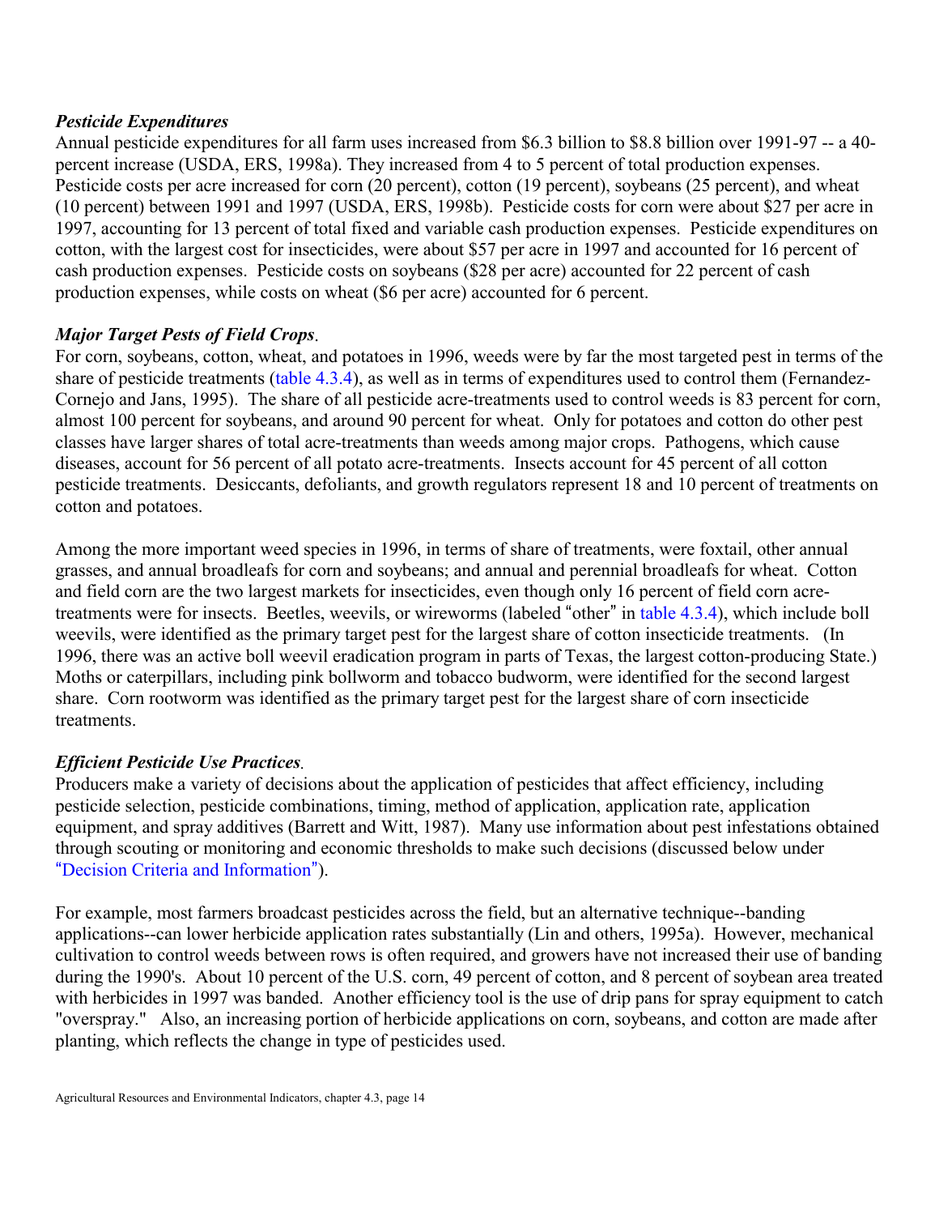### *Pesticide Expenditures*

Annual pesticide expenditures for all farm uses increased from \$6.3 billion to \$8.8 billion over 1991-97 -- a 40-percent increase (USDA, ERS, 1998a). They increased from 4 to 5 percent of total production expenses. Pesticide costs per acre increased for corn (20 percent), cotton (19 percent), soybeans (25 percent), and wheat (10 percent) between 1991 and 1997 (USDA, ERS, 1998b). Pesticide costs for corn were about \$27 per acre in 1997, accounting for 13 percent of total fixed and variable cash production expenses. Pesticide expenditures on cotton, with the largest cost for insecticides, were about \$57 per acre in 1997 and accounted for 16 percent of cash production expenses. Pesticide costs on soybeans (\$28 per acre) accounted for 22 percent of cash production expenses, while costs on wheat (\$6 per acre) accounted for 6 percent.

### *Major Target Pests of Field Crops*.

For corn, soybeans, cotton, wheat, and potatoes in 1996, weeds were by far the most targeted pest in terms of the share of pesticide treatments (table 4.3.4), as well as in terms of expenditures used to control them (Fernandez-Cornejo and Jans, 1995). The share of all pesticide acre-treatments used to control weeds is 83 percent for corn, almost 100 percent for soybeans, and around 90 percent for wheat. Only for potatoes and cotton do other pest classes have larger shares of total acre-treatments than weeds among major crops. Pathogens, which cause diseases, account for 56 percent of all potato acre-treatments. Insects account for 45 percent of all cotton pesticide treatments. Desiccants, defoliants, and growth regulators represent 18 and 10 percent of treatments on cotton and potatoes.

Among the more important weed species in 1996, in terms of share of treatments, were foxtail, other annual grasses, and annual broadleafs for corn and soybeans; and annual and perennial broadleafs for wheat. Cotton and field corn are the two largest markets for insecticides, even though only 16 percent of field corn acre-treatments were for insects. Beetles, weevils, or wireworms (labeled "other" in table 4.3.4), which include boll weevils, were identified as the primary target pest for the largest share of cotton insecticide treatments. (In 1996, there was an active boll weevil eradication program in parts of Texas, the largest cotton-producing State.) Moths or caterpillars, including pink bollworm and tobacco budworm, were identified for the second largest share. Corn rootworm was identified as the primary target pest for the largest share of corn insecticide treatments.

### *Efficient Pesticide Use Practices*.

Producers make a variety of decisions about the application of pesticides that affect efficiency, including pesticide selection, pesticide combinations, timing, method of application, application rate, application equipment, and spray additives (Barrett and Witt, 1987). Many use information about pest infestations obtained through scouting or monitoring and economic thresholds to make such decisions (discussed below under "Decision Criteria and Information").

For example, most farmers broadcast pesticides across the field, but an alternative technique--banding applications--can lower herbicide application rates substantially (Lin and others, 1995a). However, mechanical cultivation to control weeds between rows is often required, and growers have not increased their use of banding during the 1990's. About 10 percent of the U.S. corn, 49 percent of cotton, and 8 percent of soybean area treated with herbicides in 1997 was banded. Another efficiency tool is the use of drip pans for spray equipment to catch "overspray." Also, an increasing portion of herbicide applications on corn, soybeans, and cotton are made after planting, which reflects the change in type of pesticides used.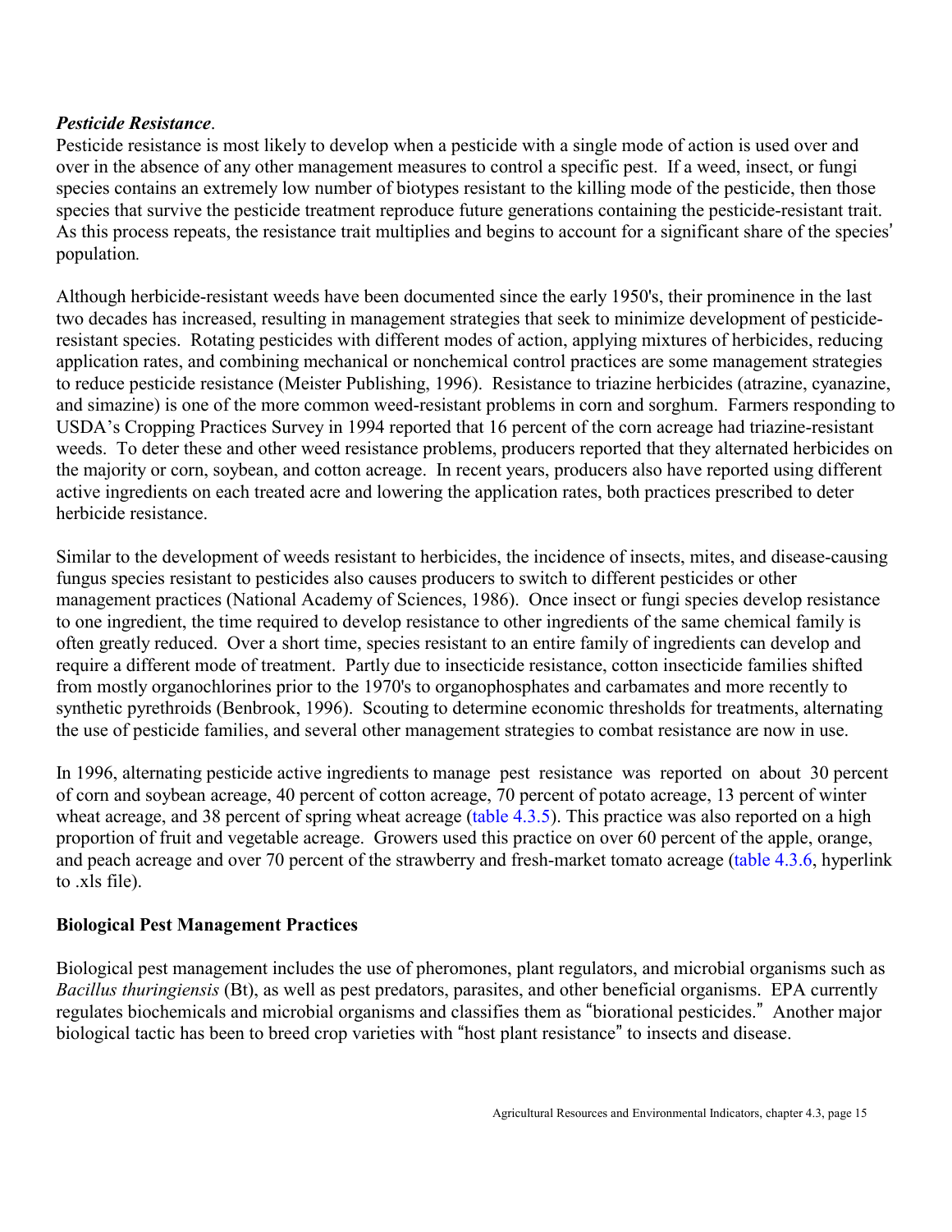***Pesticide Resistance*.**

Pesticide resistance is most likely to develop when a pesticide with a single mode of action is used over and over in the absence of any other management measures to control a specific pest. If a weed, insect, or fungi species contains an extremely low number of biotypes resistant to the killing mode of the pesticide, then those species that survive the pesticide treatment reproduce future generations containing the pesticide-resistant trait. As this process repeats, the resistance trait multiplies and begins to account for a significant share of the species' population*.*

Although herbicide-resistant weeds have been documented since the early 1950's, their prominence in the last two decades has increased, resulting in management strategies that seek to minimize development of pesticide-resistant species. Rotating pesticides with different modes of action, applying mixtures of herbicides, reducing application rates, and combining mechanical or nonchemical control practices are some management strategies to reduce pesticide resistance (Meister Publishing, 1996). Resistance to triazine herbicides (atrazine, cyanazine, and simazine) is one of the more common weed-resistant problems in corn and sorghum. Farmers responding to USDA's Cropping Practices Survey in 1994 reported that 16 percent of the corn acreage had triazine-resistant weeds. To deter these and other weed resistance problems, producers reported that they alternated herbicides on the majority or corn, soybean, and cotton acreage. In recent years, producers also have reported using different active ingredients on each treated acre and lowering the application rates, both practices prescribed to deter herbicide resistance.

Similar to the development of weeds resistant to herbicides, the incidence of insects, mites, and disease-causing fungus species resistant to pesticides also causes producers to switch to different pesticides or other management practices (National Academy of Sciences, 1986). Once insect or fungi species develop resistance to one ingredient, the time required to develop resistance to other ingredients of the same chemical family is often greatly reduced. Over a short time, species resistant to an entire family of ingredients can develop and require a different mode of treatment. Partly due to insecticide resistance, cotton insecticide families shifted from mostly organochlorines prior to the 1970's to organophosphates and carbamates and more recently to synthetic pyrethroids (Benbrook, 1996). Scouting to determine economic thresholds for treatments, alternating the use of pesticide families, and several other management strategies to combat resistance are now in use.

In 1996, alternating pesticide active ingredients to manage pest resistance was reported on about 30 percent of corn and soybean acreage, 40 percent of cotton acreage, 70 percent of potato acreage, 13 percent of winter wheat acreage, and 38 percent of spring wheat acreage (table 4.3.5). This practice was also reported on a high proportion of fruit and vegetable acreage. Growers used this practice on over 60 percent of the apple, orange, and peach acreage and over 70 percent of the strawberry and fresh-market tomato acreage (table 4.3.6, hyperlink to .xls file).

## Biological Pest Management Practices

Biological pest management includes the use of pheromones, plant regulators, and microbial organisms such as *Bacillus thuringiensis* (Bt), as well as pest predators, parasites, and other beneficial organisms. EPA currently regulates biochemicals and microbial organisms and classifies them as "birational pesticides." Another major biological tactic has been to breed crop varieties with "host plant resistance" to insects and disease.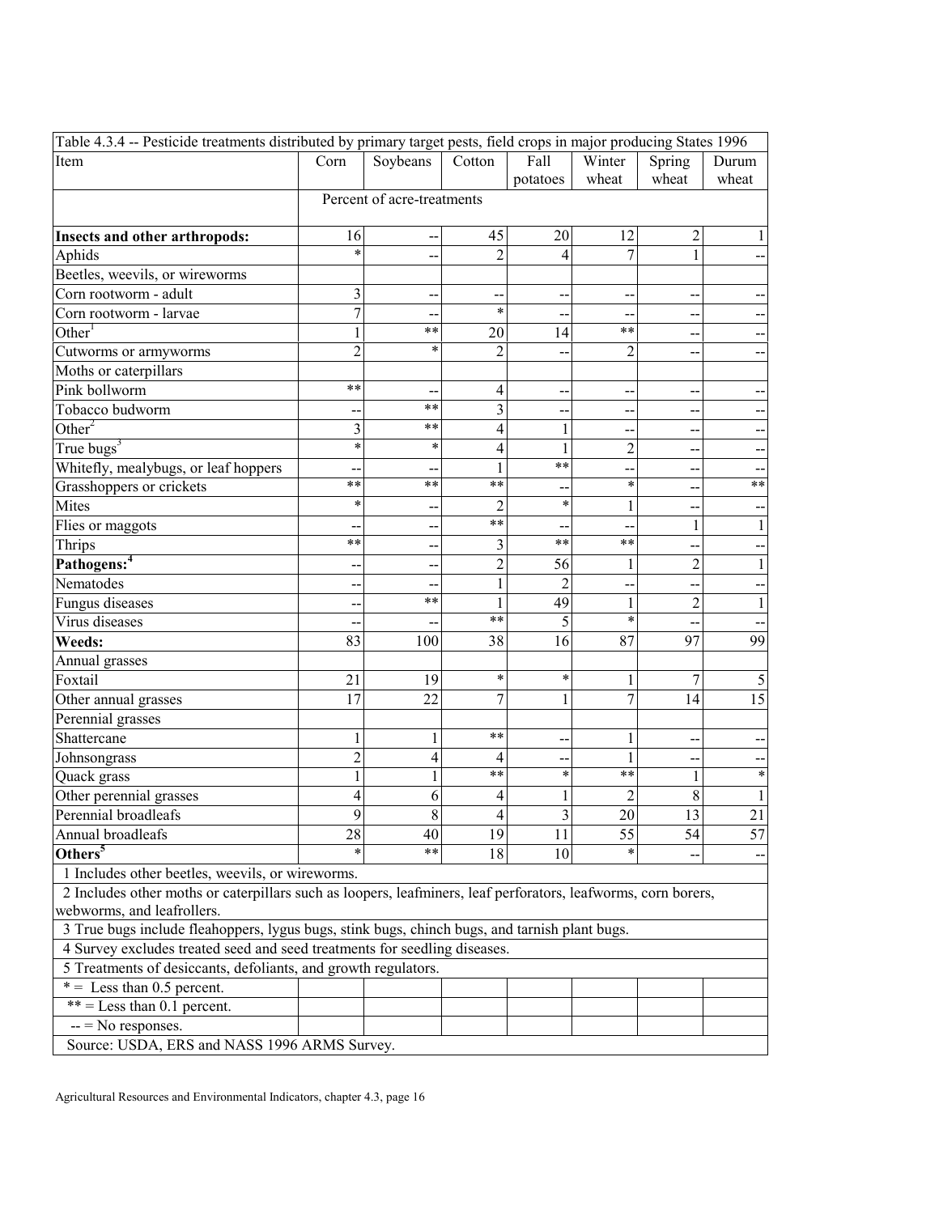Table 4.3.4 -- Pesticide treatments distributed by primary target pests, field crops in major producing States 1996

| Item | Corn | Soybeans | Cotton | Fall potatoes | Winter wheat | Spring wheat | Durum wheat |
|---|---|---|---|---|---|---|---|
| | Percent of acre-treatments | | | | | | |
| **Insects and other arthropods:** | 16 | -- | 45 | 20 | 12 | 2 | 1 |
| Aphids | * | -- | 2 | 4 | 7 | 1 | -- |
| Beetles, weevils, or wireworms | | | | | | | |
| Corn rootworm - adult | 3 | -- | -- | -- | -- | -- | -- |
| Corn rootworm - larvae | 7 | -- | * | -- | -- | -- | -- |
| Other[1] | 1 | ** | 20 | 14 | ** | -- | -- |
| Cutworms or armyworms | 2 | * | 2 | -- | 2 | -- | -- |
| Moths or caterpillars | | | | | | | |
| Pink bollworm | ** | -- | 4 | -- | -- | -- | -- |
| Tobacco budworm | -- | ** | 3 | -- | -- | -- | -- |
| Other[2] | 3 | ** | 4 | 1 | -- | -- | -- |
| True bugs[3] | * | * | 4 | 1 | 2 | -- | -- |
| Whitefly, mealybugs, or leaf hoppers | -- | -- | 1 | ** | -- | -- | -- |
| Grasshoppers or crickets | ** | ** | ** | -- | * | -- | ** |
| Mites | * | -- | 2 | * | 1 | -- | -- |
| Flies or maggots | -- | -- | ** | -- | -- | 1 | 1 |
| Thrips | ** | -- | 3 | ** | ** | -- | -- |
| **Pathogens:[4]** | -- | -- | 2 | 56 | 1 | 2 | 1 |
| Nematodes | -- | -- | 1 | 2 | -- | -- | -- |
| Fungus diseases | -- | ** | 1 | 49 | 1 | 2 | 1 |
| Virus diseases | -- | -- | ** | 5 | * | -- | -- |
| **Weeds:** | 83 | 100 | 38 | 16 | 87 | 97 | 99 |
| Annual grasses | | | | | | | |
| Foxtail | 21 | 19 | * | * | 1 | 7 | 5 |
| Other annual grasses | 17 | 22 | 7 | 1 | 7 | 14 | 15 |
| Perennial grasses | | | | | | | |
| Shattercane | 1 | 1 | ** | -- | 1 | -- | -- |
| Johnsongrass | 2 | 4 | 4 | -- | 1 | -- | -- |
| Quack grass | 1 | 1 | ** | * | ** | 1 | * |
| Other perennial grasses | 4 | 6 | 4 | 1 | 2 | 8 | 1 |
| Perennial broadleafs | 9 | 8 | 4 | 3 | 20 | 13 | 21 |
| Annual broadleafs | 28 | 40 | 19 | 11 | 55 | 54 | 57 |
| **Others[5]** | * | ** | 18 | 10 | * | -- | -- |

1 Includes other beetles, weevils, or wireworms.

2 Includes other moths or caterpillars such as loopers, leafminers, leaf perforators, leafworms, corn borers, webworms, and leafrollers.

3 True bugs include fleahoppers, lygus bugs, stink bugs, chinch bugs, and tarnish plant bugs.

4 Survey excludes treated seed and seed treatments for seedling diseases.

5 Treatments of desiccants, defoliants, and growth regulators.

* = Less than 0.5 percent.

** = Less than 0.1 percent.

-- = No responses.

Source: USDA, ERS and NASS 1996 ARMS Survey.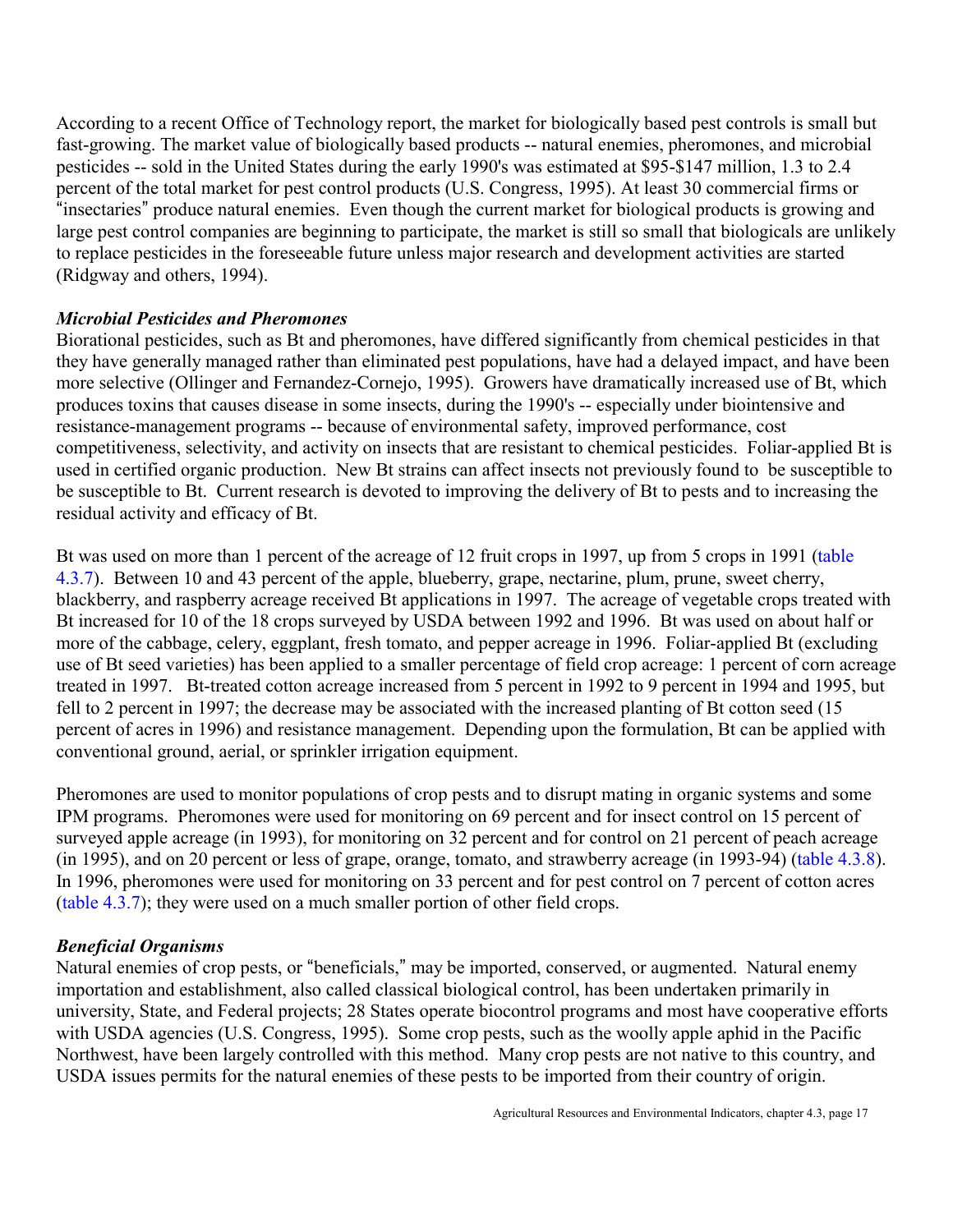According to a recent Office of Technology report, the market for biologically based pest controls is small but fast-growing. The market value of biologically based products -- natural enemies, pheromones, and microbial pesticides -- sold in the United States during the early 1990's was estimated at $95-$147 million, 1.3 to 2.4 percent of the total market for pest control products (U.S. Congress, 1995). At least 30 commercial firms or "insectaries" produce natural enemies. Even though the current market for biological products is growing and large pest control companies are beginning to participate, the market is still so small that biologicals are unlikely to replace pesticides in the foreseeable future unless major research and development activities are started (Ridgway and others, 1994).

***Microbial Pesticides and Pheromones***

Biorational pesticides, such as Bt and pheromones, have differed significantly from chemical pesticides in that they have generally managed rather than eliminated pest populations, have had a delayed impact, and have been more selective (Ollinger and Fernandez-Cornejo, 1995). Growers have dramatically increased use of Bt, which produces toxins that causes disease in some insects, during the 1990's -- especially under biointensive and resistance-management programs -- because of environmental safety, improved performance, cost competitiveness, selectivity, and activity on insects that are resistant to chemical pesticides. Foliar-applied Bt is used in certified organic production. New Bt strains can affect insects not previously found to be susceptible to be susceptible to Bt. Current research is devoted to improving the delivery of Bt to pests and to increasing the residual activity and efficacy of Bt.

Bt was used on more than 1 percent of the acreage of 12 fruit crops in 1997, up from 5 crops in 1991 (table 4.3.7). Between 10 and 43 percent of the apple, blueberry, grape, nectarine, plum, prune, sweet cherry, blackberry, and raspberry acreage received Bt applications in 1997. The acreage of vegetable crops treated with Bt increased for 10 of the 18 crops surveyed by USDA between 1992 and 1996. Bt was used on about half or more of the cabbage, celery, eggplant, fresh tomato, and pepper acreage in 1996. Foliar-applied Bt (excluding use of Bt seed varieties) has been applied to a smaller percentage of field crop acreage: 1 percent of corn acreage treated in 1997. Bt-treated cotton acreage increased from 5 percent in 1992 to 9 percent in 1994 and 1995, but fell to 2 percent in 1997; the decrease may be associated with the increased planting of Bt cotton seed (15 percent of acres in 1996) and resistance management. Depending upon the formulation, Bt can be applied with conventional ground, aerial, or sprinkler irrigation equipment.

Pheromones are used to monitor populations of crop pests and to disrupt mating in organic systems and some IPM programs. Pheromones were used for monitoring on 69 percent and for insect control on 15 percent of surveyed apple acreage (in 1993), for monitoring on 32 percent and for control on 21 percent of peach acreage (in 1995), and on 20 percent or less of grape, orange, tomato, and strawberry acreage (in 1993-94) (table 4.3.8). In 1996, pheromones were used for monitoring on 33 percent and for pest control on 7 percent of cotton acres (table 4.3.7); they were used on a much smaller portion of other field crops.

***Beneficial Organisms***

Natural enemies of crop pests, or "beneficials," may be imported, conserved, or augmented. Natural enemy importation and establishment, also called classical biological control, has been undertaken primarily in university, State, and Federal projects; 28 States operate biocontrol programs and most have cooperative efforts with USDA agencies (U.S. Congress, 1995). Some crop pests, such as the woolly apple aphid in the Pacific Northwest, have been largely controlled with this method. Many crop pests are not native to this country, and USDA issues permits for the natural enemies of these pests to be imported from their country of origin.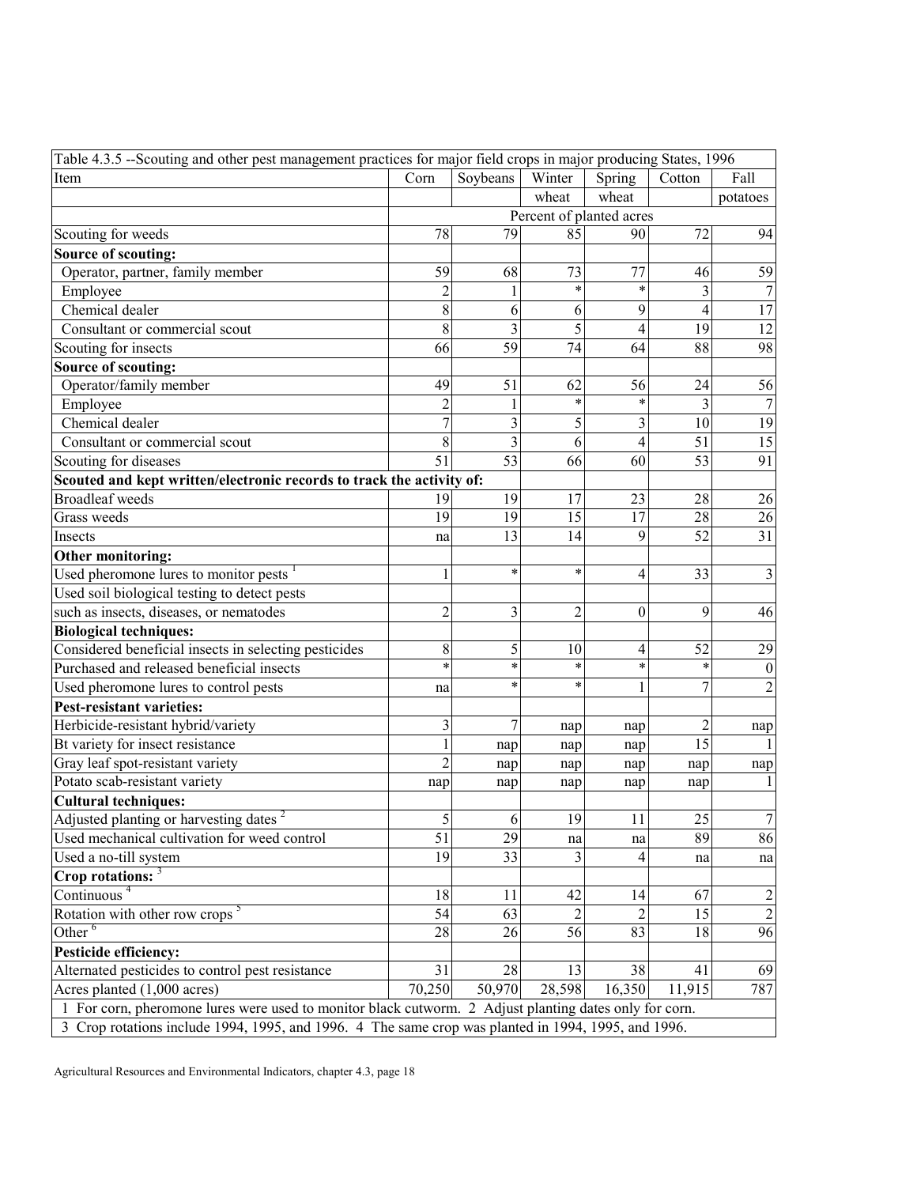Table 4.3.5 --Scouting and other pest management practices for major field crops in major producing States, 1996

| Item | Corn | Soybeans | Winter wheat | Spring wheat | Cotton | Fall potatoes |
|---|---|---|---|---|---|---|
| | Percent of planted acres | | | | | |
| Scouting for weeds | 78 | 79 | 85 | 90 | 72 | 94 |
| **Source of scouting:** | | | | | | |
| Operator, partner, family member | 59 | 68 | 73 | 77 | 46 | 59 |
| Employee | 2 | 1 | * | * | 3 | 7 |
| Chemical dealer | 8 | 6 | 6 | 9 | 4 | 17 |
| Consultant or commercial scout | 8 | 3 | 5 | 4 | 19 | 12 |
| Scouting for insects | 66 | 59 | 74 | 64 | 88 | 98 |
| **Source of scouting:** | | | | | | |
| Operator/family member | 49 | 51 | 62 | 56 | 24 | 56 |
| Employee | 2 | 1 | * | * | 3 | 7 |
| Chemical dealer | 7 | 3 | 5 | 3 | 10 | 19 |
| Consultant or commercial scout | 8 | 3 | 6 | 4 | 51 | 15 |
| Scouting for diseases | 51 | 53 | 66 | 60 | 53 | 91 |
| **Scouted and kept written/electronic records to track the activity of:** | | | | | | |
| Broadleaf weeds | 19 | 19 | 17 | 23 | 28 | 26 |
| Grass weeds | 19 | 19 | 15 | 17 | 28 | 26 |
| Insects | na | 13 | 14 | 9 | 52 | 31 |
| **Other monitoring:** | | | | | | |
| Used pheromone lures to monitor pests [1] | 1 | * | * | 4 | 33 | 3 |
| Used soil biological testing to detect pests such as insects, diseases, or nematodes | 2 | 3 | 2 | 0 | 9 | 46 |
| **Biological techniques:** | | | | | | |
| Considered beneficial insects in selecting pesticides | 8 | 5 | 10 | 4 | 52 | 29 |
| Purchased and released beneficial insects | * | * | * | * | * | 0 |
| Used pheromone lures to control pests | na | * | * | 1 | 7 | 2 |
| **Pest-resistant varieties:** | | | | | | |
| Herbicide-resistant hybrid/variety | 3 | 7 | nap | nap | 2 | nap |
| Bt variety for insect resistance | 1 | nap | nap | nap | 15 | 1 |
| Gray leaf spot-resistant variety | 2 | nap | nap | nap | nap | nap |
| Potato scab-resistant variety | nap | nap | nap | nap | nap | 1 |
| **Cultural techniques:** | | | | | | |
| Adjusted planting or harvesting dates [2] | 5 | 6 | 19 | 11 | 25 | 7 |
| Used mechanical cultivation for weed control | 51 | 29 | na | na | 89 | 86 |
| Used a no-till system | 19 | 33 | 3 | 4 | na | na |
| **Crop rotations:** [3] | | | | | | |
| Continuous [4] | 18 | 11 | 42 | 14 | 67 | 2 |
| Rotation with other row crops [5] | 54 | 63 | 2 | 2 | 15 | 2 |
| Other [6] | 28 | 26 | 56 | 83 | 18 | 96 |
| **Pesticide efficiency:** | | | | | | |
| Alternated pesticides to control pest resistance | 31 | 28 | 13 | 38 | 41 | 69 |
| Acres planted (1,000 acres) | 70,250 | 50,970 | 28,598 | 16,350 | 11,915 | 787 |

1 For corn, pheromone lures were used to monitor black cutworm. 2 Adjust planting dates only for corn.

3 Crop rotations include 1994, 1995, and 1996. 4 The same crop was planted in 1994, 1995, and 1996.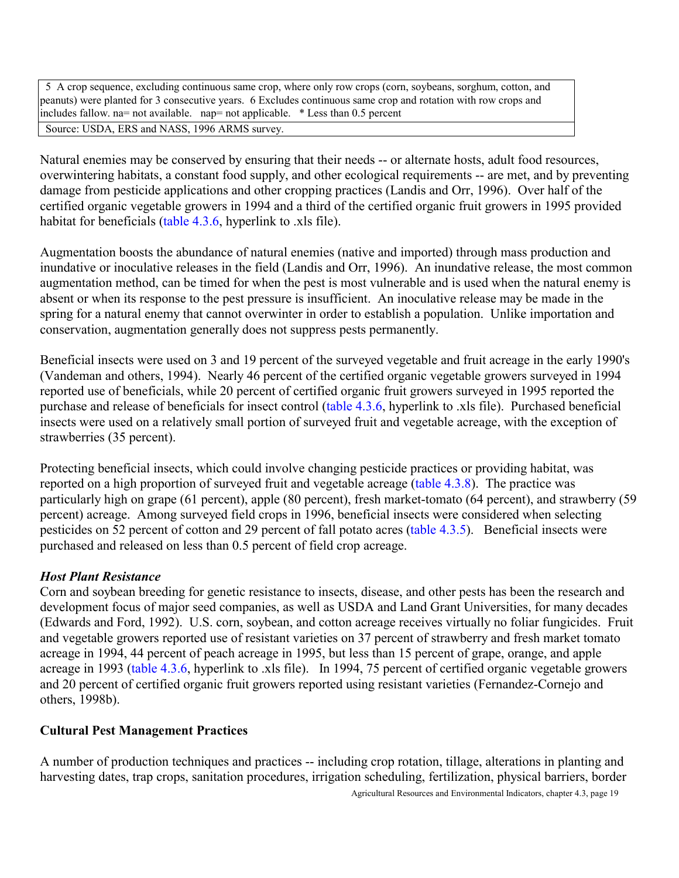| 5 A crop sequence, excluding continuous same crop, where only row crops (corn, soybeans, sorghum, cotton, and peanuts) were planted for 3 consecutive years. 6 Excludes continuous same crop and rotation with row crops and includes fallow. na= not available. nap= not applicable. * Less than 0.5 percent |
|---|
| Source: USDA, ERS and NASS, 1996 ARMS survey. |

Natural enemies may be conserved by ensuring that their needs -- or alternate hosts, adult food resources, overwintering habitats, a constant food supply, and other ecological requirements -- are met, and by preventing damage from pesticide applications and other cropping practices (Landis and Orr, 1996). Over half of the certified organic vegetable growers in 1994 and a third of the certified organic fruit growers in 1995 provided habitat for beneficials (table 4.3.6, hyperlink to .xls file).

Augmentation boosts the abundance of natural enemies (native and imported) through mass production and inundative or inoculative releases in the field (Landis and Orr, 1996). An inundative release, the most common augmentation method, can be timed for when the pest is most vulnerable and is used when the natural enemy is absent or when its response to the pest pressure is insufficient. An inoculative release may be made in the spring for a natural enemy that cannot overwinter in order to establish a population. Unlike importation and conservation, augmentation generally does not suppress pests permanently.

Beneficial insects were used on 3 and 19 percent of the surveyed vegetable and fruit acreage in the early 1990's (Vandeman and others, 1994). Nearly 46 percent of the certified organic vegetable growers surveyed in 1994 reported use of beneficials, while 20 percent of certified organic fruit growers surveyed in 1995 reported the purchase and release of beneficials for insect control (table 4.3.6, hyperlink to .xls file). Purchased beneficial insects were used on a relatively small portion of surveyed fruit and vegetable acreage, with the exception of strawberries (35 percent).

Protecting beneficial insects, which could involve changing pesticide practices or providing habitat, was reported on a high proportion of surveyed fruit and vegetable acreage (table 4.3.8). The practice was particularly high on grape (61 percent), apple (80 percent), fresh market-tomato (64 percent), and strawberry (59 percent) acreage. Among surveyed field crops in 1996, beneficial insects were considered when selecting pesticides on 52 percent of cotton and 29 percent of fall potato acres (table 4.3.5). Beneficial insects were purchased and released on less than 0.5 percent of field crop acreage.

### *Host Plant Resistance*

Corn and soybean breeding for genetic resistance to insects, disease, and other pests has been the research and development focus of major seed companies, as well as USDA and Land Grant Universities, for many decades (Edwards and Ford, 1992). U.S. corn, soybean, and cotton acreage receives virtually no foliar fungicides. Fruit and vegetable growers reported use of resistant varieties on 37 percent of strawberry and fresh market tomato acreage in 1994, 44 percent of peach acreage in 1995, but less than 15 percent of grape, orange, and apple acreage in 1993 (table 4.3.6, hyperlink to .xls file). In 1994, 75 percent of certified organic vegetable growers and 20 percent of certified organic fruit growers reported using resistant varieties (Fernandez-Cornejo and others, 1998b).

## **Cultural Pest Management Practices**

A number of production techniques and practices -- including crop rotation, tillage, alterations in planting and harvesting dates, trap crops, sanitation procedures, irrigation scheduling, fertilization, physical barriers, border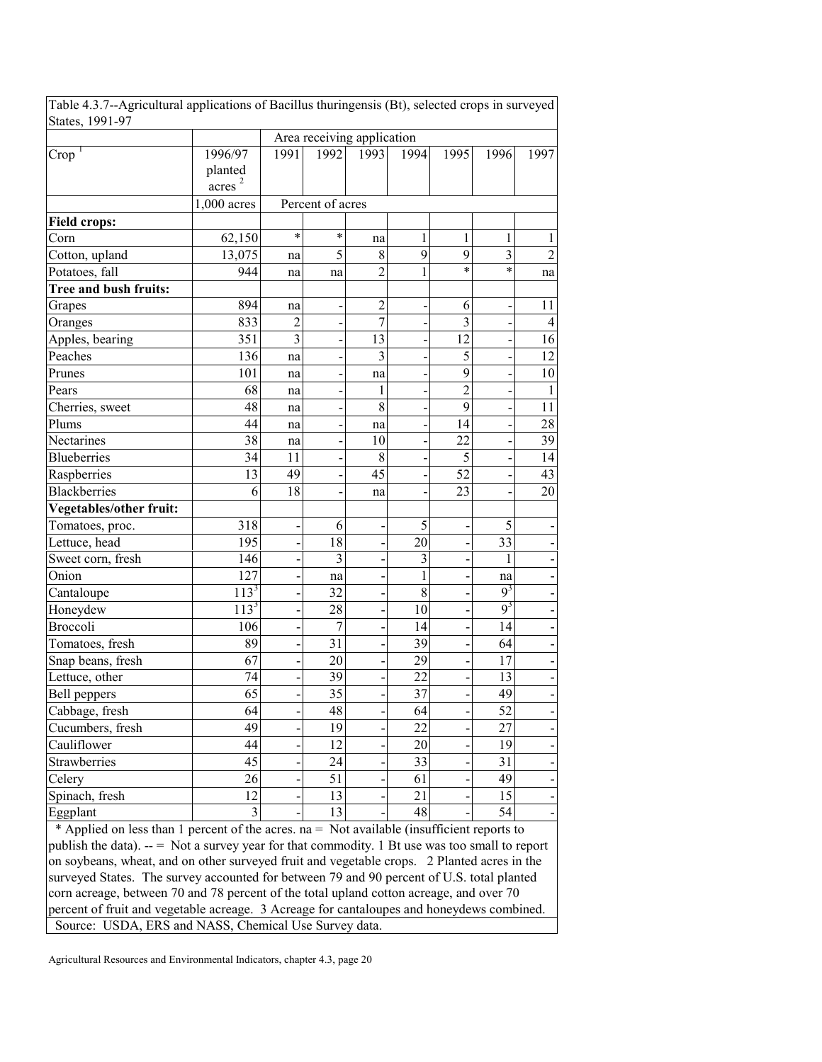Table 4.3.7--Agricultural applications of Bacillus thuringensis (Bt), selected crops in surveyed States, 1991-97

| Crop [1] | 1996/97 planted acres [2] | Area receiving application | | | | | | |
|---|---|---|---|---|---|---|---|---|
| | | 1991 | 1992 | 1993 | 1994 | 1995 | 1996 | 1997 |
| | 1,000 acres | Percent of acres | | | | | | |
| **Field crops:** | | | | | | | | |
| Corn | 62,150 | * | * | na | 1 | 1 | 1 | 1 |
| Cotton, upland | 13,075 | na | 5 | 8 | 9 | 9 | 3 | 2 |
| Potatoes, fall | 944 | na | na | 2 | 1 | * | * | na |
| **Tree and bush fruits:** | | | | | | | | |
| Grapes | 894 | na | - | 2 | - | 6 | - | 11 |
| Oranges | 833 | 2 | - | 7 | - | 3 | - | 4 |
| Apples, bearing | 351 | 3 | - | 13 | - | 12 | - | 16 |
| Peaches | 136 | na | - | 3 | - | 5 | - | 12 |
| Prunes | 101 | na | - | na | - | 9 | - | 10 |
| Pears | 68 | na | - | 1 | - | 2 | - | 1 |
| Cherries, sweet | 48 | na | - | 8 | - | 9 | - | 11 |
| Plums | 44 | na | - | na | - | 14 | - | 28 |
| Nectarines | 38 | na | - | 10 | - | 22 | - | 39 |
| Blueberries | 34 | 11 | - | 8 | - | 5 | - | 14 |
| Raspberries | 13 | 49 | - | 45 | - | 52 | - | 43 |
| Blackberries | 6 | 18 | - | na | - | 23 | - | 20 |
| **Vegetables/other fruit:** | | | | | | | | |
| Tomatoes, proc. | 318 | - | 6 | - | 5 | - | 5 | - |
| Lettuce, head | 195 | - | 18 | - | 20 | - | 33 | - |
| Sweet corn, fresh | 146 | - | 3 | - | 3 | - | 1 | - |
| Onion | 127 | - | na | - | 1 | - | na | - |
| Cantaloupe | 113 [3] | - | 32 | - | 8 | - | 9 [3] | - |
| Honeydew | 113 [3] | - | 28 | - | 10 | - | 9 [3] | - |
| Broccoli | 106 | - | 7 | - | 14 | - | 14 | - |
| Tomatoes, fresh | 89 | - | 31 | - | 39 | - | 64 | - |
| Snap beans, fresh | 67 | - | 20 | - | 29 | - | 17 | - |
| Lettuce, other | 74 | - | 39 | - | 22 | - | 13 | - |
| Bell peppers | 65 | - | 35 | - | 37 | - | 49 | - |
| Cabbage, fresh | 64 | - | 48 | - | 64 | - | 52 | - |
| Cucumbers, fresh | 49 | - | 19 | - | 22 | - | 27 | - |
| Cauliflower | 44 | - | 12 | - | 20 | - | 19 | - |
| Strawberries | 45 | - | 24 | - | 33 | - | 31 | - |
| Celery | 26 | - | 51 | - | 61 | - | 49 | - |
| Spinach, fresh | 12 | - | 13 | - | 21 | - | 15 | - |
| Eggplant | 3 | - | 13 | - | 48 | - | 54 | - |

* Applied on less than 1 percent of the acres. na = Not available (insufficient reports to publish the data). -- = Not a survey year for that commodity. 1 Bt use was too small to report on soybeans, wheat, and on other surveyed fruit and vegetable crops. 2 Planted acres in the surveyed States. The survey accounted for between 79 and 90 percent of U.S. total planted corn acreage, between 70 and 78 percent of the total upland cotton acreage, and over 70 percent of fruit and vegetable acreage. 3 Acreage for cantaloupes and honeydews combined.

Source: USDA, ERS and NASS, Chemical Use Survey data.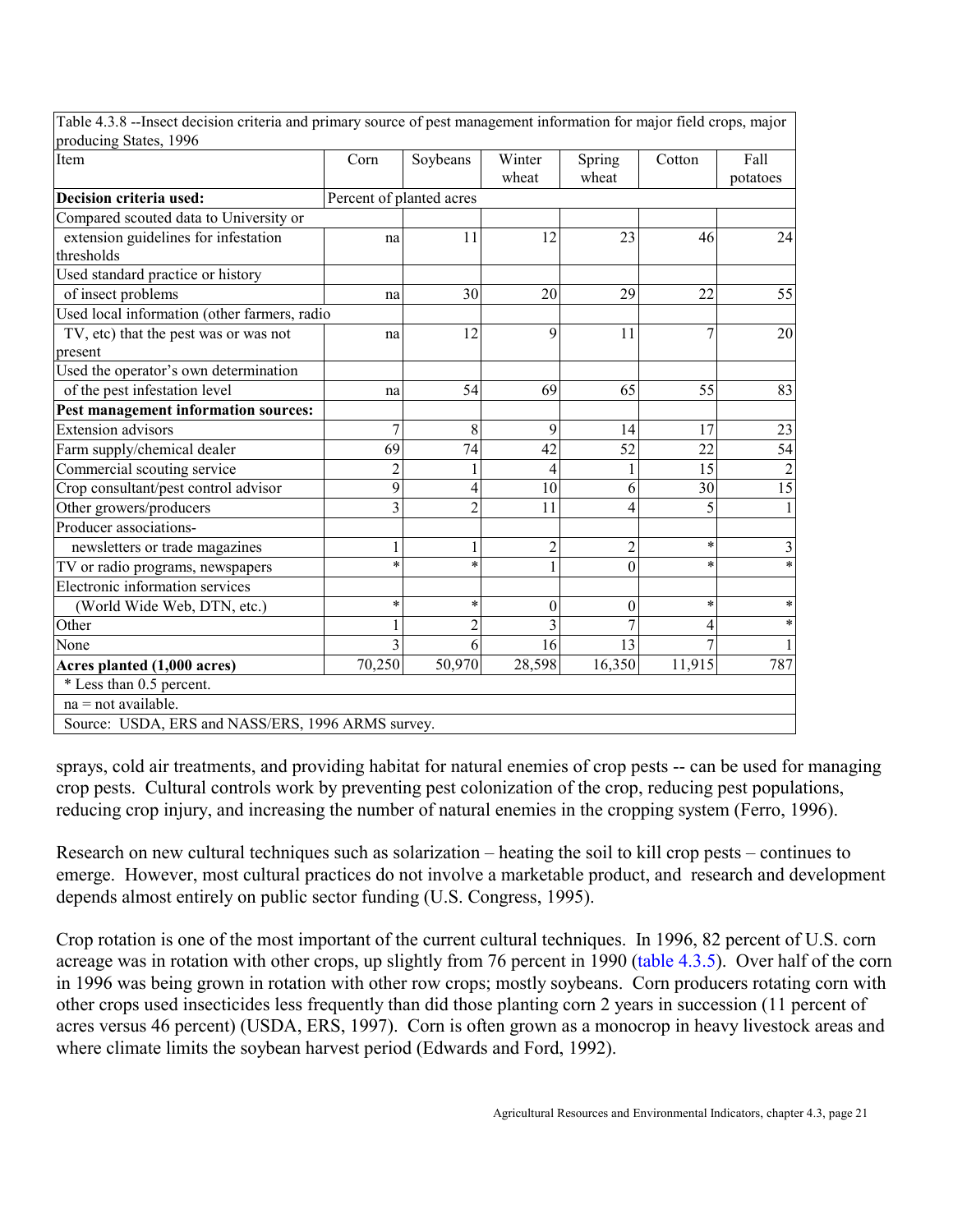Table 4.3.8 --Insect decision criteria and primary source of pest management information for major field crops, major producing States, 1996

| Item | Corn | Soybeans | Winter wheat | Spring wheat | Cotton | Fall potatoes |
|---|---|---|---|---|---|---|
| **Decision criteria used:** | Percent of planted acres | | | | | |
| Compared scouted data to University or extension guidelines for infestation thresholds | na | 11 | 12 | 23 | 46 | 24 |
| Used standard practice or history of insect problems | na | 30 | 20 | 29 | 22 | 55 |
| Used local information (other farmers, radio TV, etc) that the pest was or was not present | na | 12 | 9 | 11 | 7 | 20 |
| Used the operator's own determination of the pest infestation level | na | 54 | 69 | 65 | 55 | 83 |
| **Pest management information sources:** | | | | | | |
| Extension advisors | 7 | 8 | 9 | 14 | 17 | 23 |
| Farm supply/chemical dealer | 69 | 74 | 42 | 52 | 22 | 54 |
| Commercial scouting service | 2 | 1 | 4 | 1 | 15 | 2 |
| Crop consultant/pest control advisor | 9 | 4 | 10 | 6 | 30 | 15 |
| Other growers/producers | 3 | 2 | 11 | 4 | 5 | 1 |
| Producer associations- newsletters or trade magazines | 1 | 1 | 2 | 2 | * | 3 |
| TV or radio programs, newspapers | * | * | 1 | 0 | * | * |
| Electronic information services (World Wide Web, DTN, etc.) | * | * | 0 | 0 | * | * |
| Other | 1 | 2 | 3 | 7 | 4 | * |
| None | 3 | 6 | 16 | 13 | 7 | 1 |
| **Acres planted (1,000 acres)** | 70,250 | 50,970 | 28,598 | 16,350 | 11,915 | 787 |

* Less than 0.5 percent.

na = not available.

Source: USDA, ERS and NASS/ERS, 1996 ARMS survey.

sprays, cold air treatments, and providing habitat for natural enemies of crop pests -- can be used for managing crop pests. Cultural controls work by preventing pest colonization of the crop, reducing pest populations, reducing crop injury, and increasing the number of natural enemies in the cropping system (Ferro, 1996).

Research on new cultural techniques such as solarization – heating the soil to kill crop pests – continues to emerge. However, most cultural practices do not involve a marketable product, and research and development depends almost entirely on public sector funding (U.S. Congress, 1995).

Crop rotation is one of the most important of the current cultural techniques. In 1996, 82 percent of U.S. corn acreage was in rotation with other crops, up slightly from 76 percent in 1990 (table 4.3.5). Over half of the corn in 1996 was being grown in rotation with other row crops; mostly soybeans. Corn producers rotating corn with other crops used insecticides less frequently than did those planting corn 2 years in succession (11 percent of acres versus 46 percent) (USDA, ERS, 1997). Corn is often grown as a monocrop in heavy livestock areas and where climate limits the soybean harvest period (Edwards and Ford, 1992).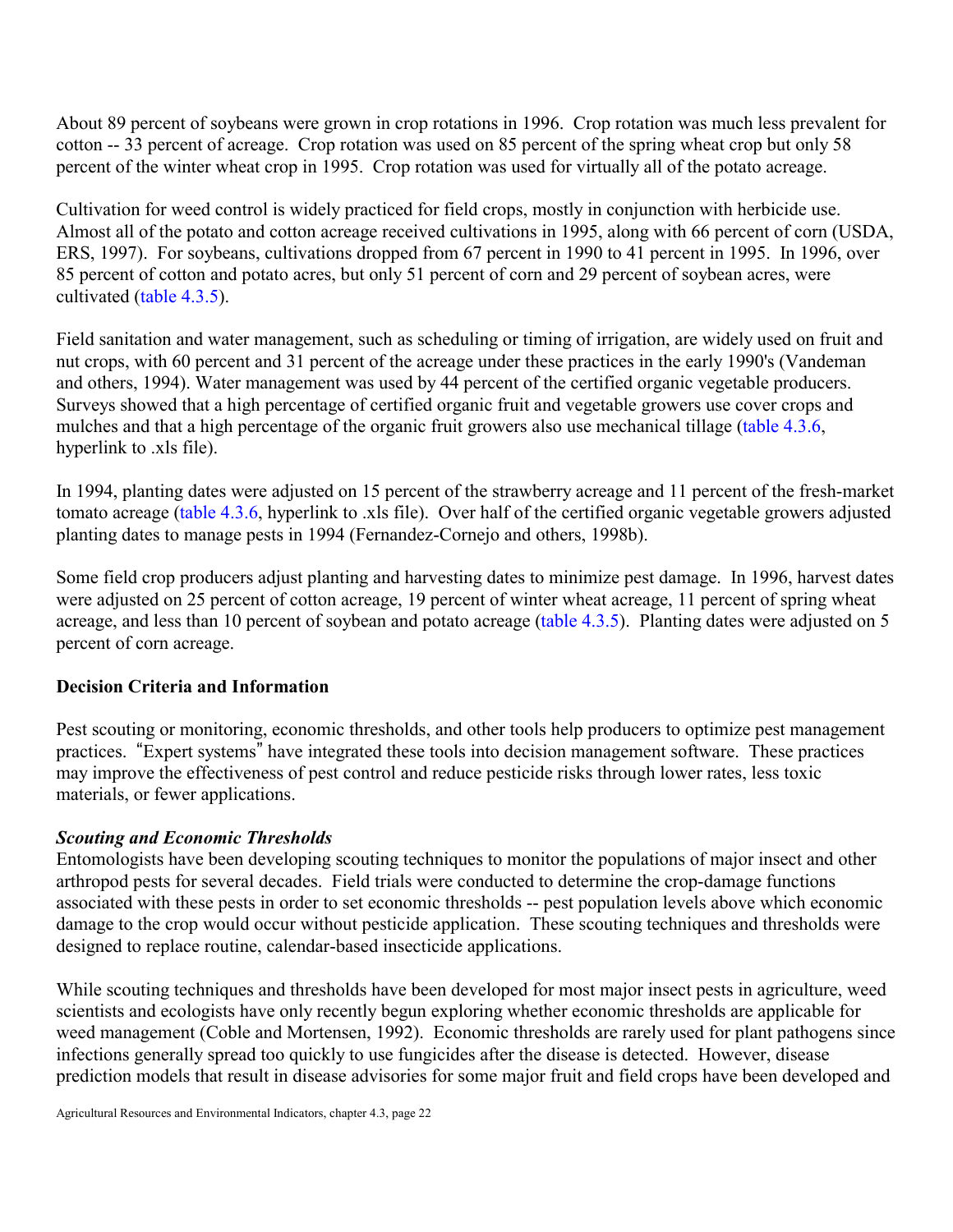About 89 percent of soybeans were grown in crop rotations in 1996. Crop rotation was much less prevalent for cotton -- 33 percent of acreage. Crop rotation was used on 85 percent of the spring wheat crop but only 58 percent of the winter wheat crop in 1995. Crop rotation was used for virtually all of the potato acreage.

Cultivation for weed control is widely practiced for field crops, mostly in conjunction with herbicide use. Almost all of the potato and cotton acreage received cultivations in 1995, along with 66 percent of corn (USDA, ERS, 1997). For soybeans, cultivations dropped from 67 percent in 1990 to 41 percent in 1995. In 1996, over 85 percent of cotton and potato acres, but only 51 percent of corn and 29 percent of soybean acres, were cultivated (table 4.3.5).

Field sanitation and water management, such as scheduling or timing of irrigation, are widely used on fruit and nut crops, with 60 percent and 31 percent of the acreage under these practices in the early 1990's (Vandeman and others, 1994). Water management was used by 44 percent of the certified organic vegetable producers. Surveys showed that a high percentage of certified organic fruit and vegetable growers use cover crops and mulches and that a high percentage of the organic fruit growers also use mechanical tillage (table 4.3.6, hyperlink to .xls file).

In 1994, planting dates were adjusted on 15 percent of the strawberry acreage and 11 percent of the fresh-market tomato acreage (table 4.3.6, hyperlink to .xls file). Over half of the certified organic vegetable growers adjusted planting dates to manage pests in 1994 (Fernandez-Cornejo and others, 1998b).

Some field crop producers adjust planting and harvesting dates to minimize pest damage. In 1996, harvest dates were adjusted on 25 percent of cotton acreage, 19 percent of winter wheat acreage, 11 percent of spring wheat acreage, and less than 10 percent of soybean and potato acreage (table 4.3.5). Planting dates were adjusted on 5 percent of corn acreage.

## Decision Criteria and Information

Pest scouting or monitoring, economic thresholds, and other tools help producers to optimize pest management practices. "Expert systems" have integrated these tools into decision management software. These practices may improve the effectiveness of pest control and reduce pesticide risks through lower rates, less toxic materials, or fewer applications.

### *Scouting and Economic Thresholds*

Entomologists have been developing scouting techniques to monitor the populations of major insect and other arthropod pests for several decades. Field trials were conducted to determine the crop-damage functions associated with these pests in order to set economic thresholds -- pest population levels above which economic damage to the crop would occur without pesticide application. These scouting techniques and thresholds were designed to replace routine, calendar-based insecticide applications.

While scouting techniques and thresholds have been developed for most major insect pests in agriculture, weed scientists and ecologists have only recently begun exploring whether economic thresholds are applicable for weed management (Coble and Mortensen, 1992). Economic thresholds are rarely used for plant pathogens since infections generally spread too quickly to use fungicides after the disease is detected. However, disease prediction models that result in disease advisories for some major fruit and field crops have been developed and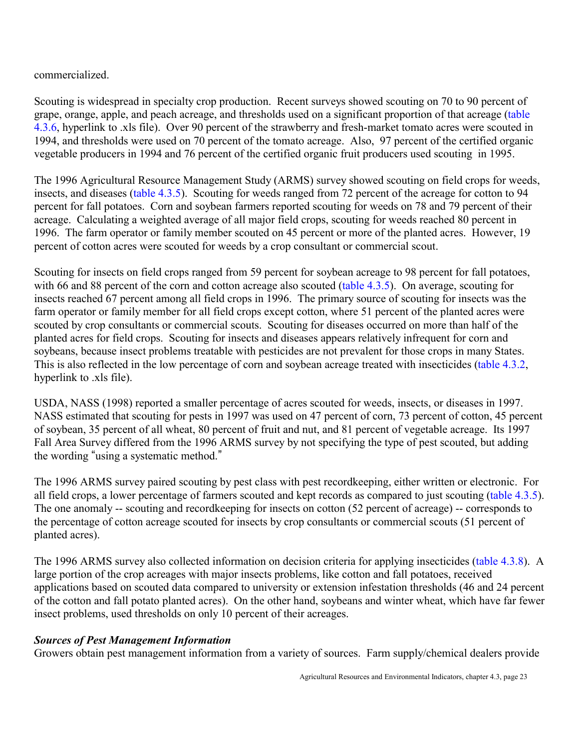commercialized.

Scouting is widespread in specialty crop production. Recent surveys showed scouting on 70 to 90 percent of grape, orange, apple, and peach acreage, and thresholds used on a significant proportion of that acreage (table 4.3.6, hyperlink to .xls file). Over 90 percent of the strawberry and fresh-market tomato acres were scouted in 1994, and thresholds were used on 70 percent of the tomato acreage. Also, 97 percent of the certified organic vegetable producers in 1994 and 76 percent of the certified organic fruit producers used scouting in 1995.

The 1996 Agricultural Resource Management Study (ARMS) survey showed scouting on field crops for weeds, insects, and diseases (table 4.3.5). Scouting for weeds ranged from 72 percent of the acreage for cotton to 94 percent for fall potatoes. Corn and soybean farmers reported scouting for weeds on 78 and 79 percent of their acreage. Calculating a weighted average of all major field crops, scouting for weeds reached 80 percent in 1996. The farm operator or family member scouted on 45 percent or more of the planted acres. However, 19 percent of cotton acres were scouted for weeds by a crop consultant or commercial scout.

Scouting for insects on field crops ranged from 59 percent for soybean acreage to 98 percent for fall potatoes, with 66 and 88 percent of the corn and cotton acreage also scouted (table 4.3.5). On average, scouting for insects reached 67 percent among all field crops in 1996. The primary source of scouting for insects was the farm operator or family member for all field crops except cotton, where 51 percent of the planted acres were scouted by crop consultants or commercial scouts. Scouting for diseases occurred on more than half of the planted acres for field crops. Scouting for insects and diseases appears relatively infrequent for corn and soybeans, because insect problems treatable with pesticides are not prevalent for those crops in many States. This is also reflected in the low percentage of corn and soybean acreage treated with insecticides (table 4.3.2, hyperlink to .xls file).

USDA, NASS (1998) reported a smaller percentage of acres scouted for weeds, insects, or diseases in 1997. NASS estimated that scouting for pests in 1997 was used on 47 percent of corn, 73 percent of cotton, 45 percent of soybean, 35 percent of all wheat, 80 percent of fruit and nut, and 81 percent of vegetable acreage. Its 1997 Fall Area Survey differed from the 1996 ARMS survey by not specifying the type of pest scouted, but adding the wording "using a systematic method."

The 1996 ARMS survey paired scouting by pest class with pest recordkeeping, either written or electronic. For all field crops, a lower percentage of farmers scouted and kept records as compared to just scouting (table 4.3.5). The one anomaly -- scouting and recordkeeping for insects on cotton (52 percent of acreage) -- corresponds to the percentage of cotton acreage scouted for insects by crop consultants or commercial scouts (51 percent of planted acres).

The 1996 ARMS survey also collected information on decision criteria for applying insecticides (table 4.3.8). A large portion of the crop acreages with major insects problems, like cotton and fall potatoes, received applications based on scouted data compared to university or extension infestation thresholds (46 and 24 percent of the cotton and fall potato planted acres). On the other hand, soybeans and winter wheat, which have far fewer insect problems, used thresholds on only 10 percent of their acreages.

### *Sources of Pest Management Information*

Growers obtain pest management information from a variety of sources. Farm supply/chemical dealers provide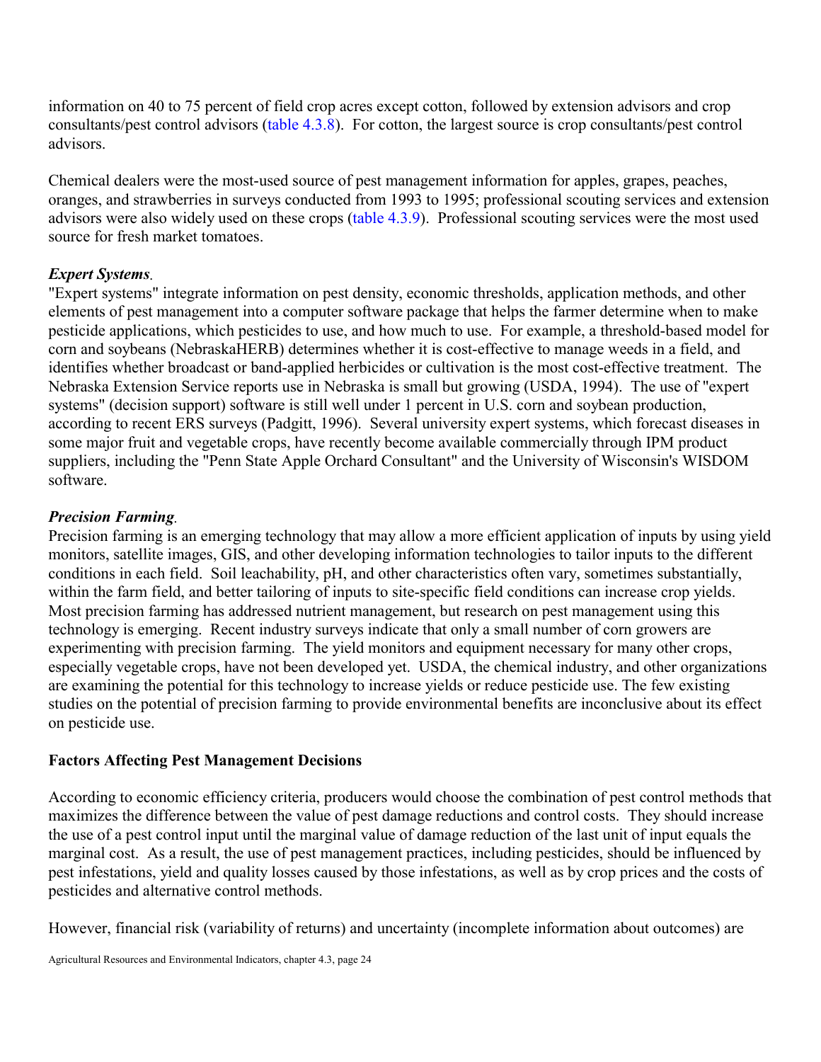information on 40 to 75 percent of field crop acres except cotton, followed by extension advisors and crop consultants/pest control advisors (table 4.3.8). For cotton, the largest source is crop consultants/pest control advisors.

Chemical dealers were the most-used source of pest management information for apples, grapes, peaches, oranges, and strawberries in surveys conducted from 1993 to 1995; professional scouting services and extension advisors were also widely used on these crops (table 4.3.9). Professional scouting services were the most used source for fresh market tomatoes.

***Expert Systems***.
"Expert systems" integrate information on pest density, economic thresholds, application methods, and other elements of pest management into a computer software package that helps the farmer determine when to make pesticide applications, which pesticides to use, and how much to use. For example, a threshold-based model for corn and soybeans (NebraskaHERB) determines whether it is cost-effective to manage weeds in a field, and identifies whether broadcast or band-applied herbicides or cultivation is the most cost-effective treatment. The Nebraska Extension Service reports use in Nebraska is small but growing (USDA, 1994). The use of "expert systems" (decision support) software is still well under 1 percent in U.S. corn and soybean production, according to recent ERS surveys (Padgitt, 1996). Several university expert systems, which forecast diseases in some major fruit and vegetable crops, have recently become available commercially through IPM product suppliers, including the "Penn State Apple Orchard Consultant" and the University of Wisconsin's WISDOM software.

***Precision Farming***.
Precision farming is an emerging technology that may allow a more efficient application of inputs by using yield monitors, satellite images, GIS, and other developing information technologies to tailor inputs to the different conditions in each field. Soil leachability, pH, and other characteristics often vary, sometimes substantially, within the farm field, and better tailoring of inputs to site-specific field conditions can increase crop yields. Most precision farming has addressed nutrient management, but research on pest management using this technology is emerging. Recent industry surveys indicate that only a small number of corn growers are experimenting with precision farming. The yield monitors and equipment necessary for many other crops, especially vegetable crops, have not been developed yet. USDA, the chemical industry, and other organizations are examining the potential for this technology to increase yields or reduce pesticide use. The few existing studies on the potential of precision farming to provide environmental benefits are inconclusive about its effect on pesticide use.

**Factors Affecting Pest Management Decisions**

According to economic efficiency criteria, producers would choose the combination of pest control methods that maximizes the difference between the value of pest damage reductions and control costs. They should increase the use of a pest control input until the marginal value of damage reduction of the last unit of input equals the marginal cost. As a result, the use of pest management practices, including pesticides, should be influenced by pest infestations, yield and quality losses caused by those infestations, as well as by crop prices and the costs of pesticides and alternative control methods.

However, financial risk (variability of returns) and uncertainty (incomplete information about outcomes) are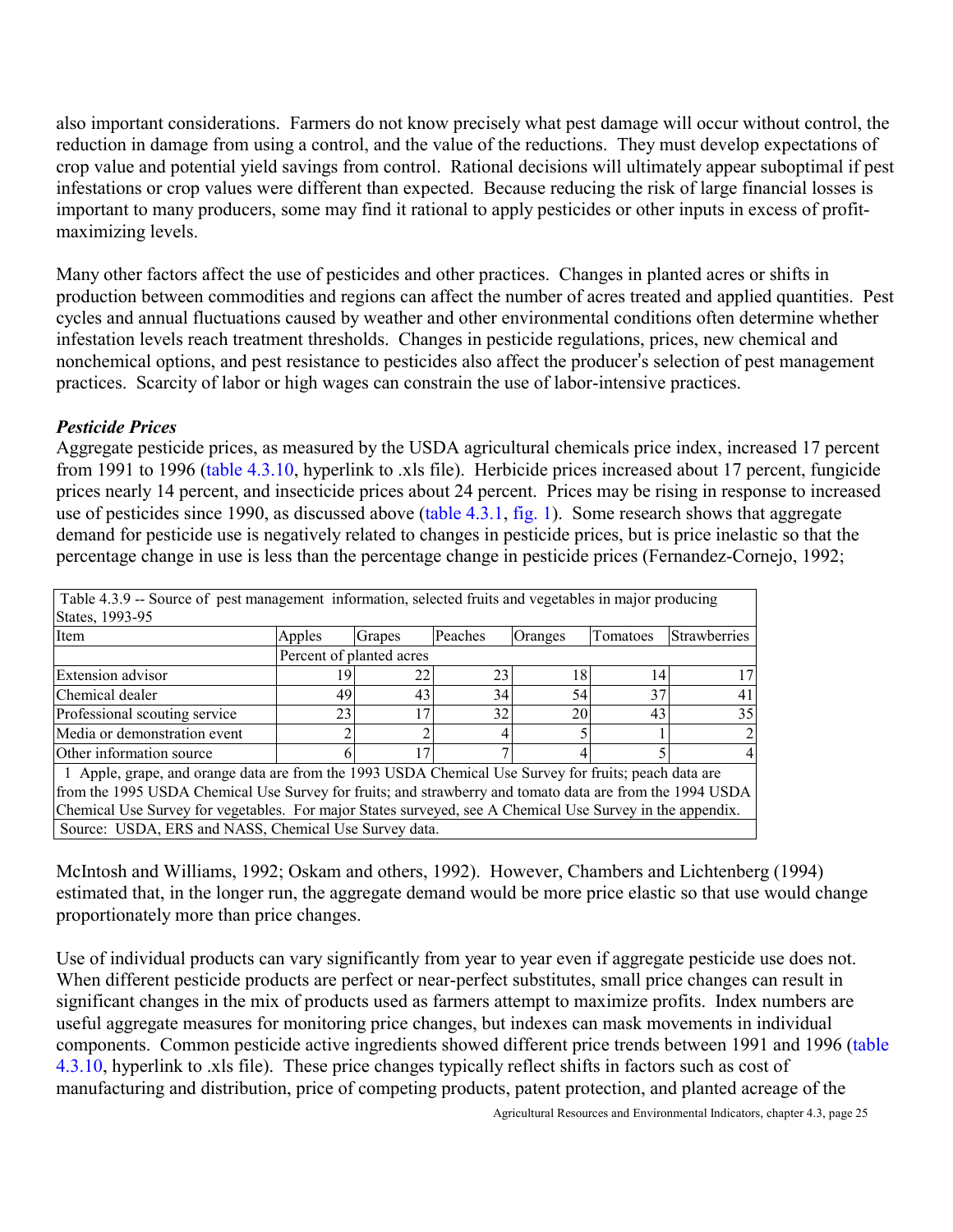also important considerations. Farmers do not know precisely what pest damage will occur without control, the reduction in damage from using a control, and the value of the reductions. They must develop expectations of crop value and potential yield savings from control. Rational decisions will ultimately appear suboptimal if pest infestations or crop values were different than expected. Because reducing the risk of large financial losses is important to many producers, some may find it rational to apply pesticides or other inputs in excess of profit-maximizing levels.

Many other factors affect the use of pesticides and other practices. Changes in planted acres or shifts in production between commodities and regions can affect the number of acres treated and applied quantities. Pest cycles and annual fluctuations caused by weather and other environmental conditions often determine whether infestation levels reach treatment thresholds. Changes in pesticide regulations, prices, new chemical and nonchemical options, and pest resistance to pesticides also affect the producer's selection of pest management practices. Scarcity of labor or high wages can constrain the use of labor-intensive practices.

### *Pesticide Prices*

Aggregate pesticide prices, as measured by the USDA agricultural chemicals price index, increased 17 percent from 1991 to 1996 (table 4.3.10, hyperlink to .xls file). Herbicide prices increased about 17 percent, fungicide prices nearly 14 percent, and insecticide prices about 24 percent. Prices may be rising in response to increased use of pesticides since 1990, as discussed above (table 4.3.1, fig. 1). Some research shows that aggregate demand for pesticide use is negatively related to changes in pesticide prices, but is price inelastic so that the percentage change in use is less than the percentage change in pesticide prices (Fernandez-Cornejo, 1992; McIntosh and Williams, 1992; Oskam and others, 1992). However, Chambers and Lichtenberg (1994) estimated that, in the longer run, the aggregate demand would be more price elastic so that use would change proportionately more than price changes.

Table 4.3.9 -- Source of pest management information, selected fruits and vegetables in major producing States, 1993-95

| Item | Apples | Grapes | Peaches | Oranges | Tomatoes | Strawberries |
|---|---|---|---|---|---|---|
| | Percent of planted acres | | | | | |
| Extension advisor | 19 | 22 | 23 | 18 | 14 | 17 |
| Chemical dealer | 49 | 43 | 34 | 54 | 37 | 41 |
| Professional scouting service | 23 | 17 | 32 | 20 | 43 | 35 |
| Media or demonstration event | 2 | 2 | 4 | 5 | 1 | 2 |
| Other information source | 6 | 17 | 7 | 4 | 5 | 4 |

1 Apple, grape, and orange data are from the 1993 USDA Chemical Use Survey for fruits; peach data are from the 1995 USDA Chemical Use Survey for fruits; and strawberry and tomato data are from the 1994 USDA Chemical Use Survey for vegetables. For major States surveyed, see A Chemical Use Survey in the appendix.

Source: USDA, ERS and NASS, Chemical Use Survey data.

Use of individual products can vary significantly from year to year even if aggregate pesticide use does not. When different pesticide products are perfect or near-perfect substitutes, small price changes can result in significant changes in the mix of products used as farmers attempt to maximize profits. Index numbers are useful aggregate measures for monitoring price changes, but indexes can mask movements in individual components. Common pesticide active ingredients showed different price trends between 1991 and 1996 (table 4.3.10, hyperlink to .xls file). These price changes typically reflect shifts in factors such as cost of manufacturing and distribution, price of competing products, patent protection, and planted acreage of the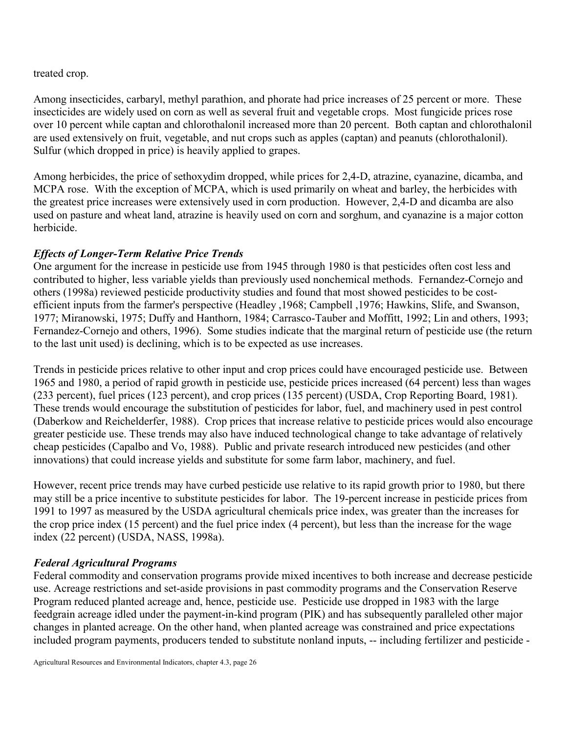treated crop.

Among insecticides, carbaryl, methyl parathion, and phorate had price increases of 25 percent or more. These insecticides are widely used on corn as well as several fruit and vegetable crops. Most fungicide prices rose over 10 percent while captan and chlorothalonil increased more than 20 percent. Both captan and chlorothalonil are used extensively on fruit, vegetable, and nut crops such as apples (captan) and peanuts (chlorothalonil). Sulfur (which dropped in price) is heavily applied to grapes.

Among herbicides, the price of sethoxydim dropped, while prices for 2,4-D, atrazine, cyanazine, dicamba, and MCPA rose. With the exception of MCPA, which is used primarily on wheat and barley, the herbicides with the greatest price increases were extensively used in corn production. However, 2,4-D and dicamba are also used on pasture and wheat land, atrazine is heavily used on corn and sorghum, and cyanazine is a major cotton herbicide.

### *Effects of Longer-Term Relative Price Trends*

One argument for the increase in pesticide use from 1945 through 1980 is that pesticides often cost less and contributed to higher, less variable yields than previously used nonchemical methods. Fernandez-Cornejo and others (1998a) reviewed pesticide productivity studies and found that most showed pesticides to be cost-efficient inputs from the farmer's perspective (Headley ,1968; Campbell ,1976; Hawkins, Slife, and Swanson, 1977; Miranowski, 1975; Duffy and Hanthorn, 1984; Carrasco-Tauber and Moffitt, 1992; Lin and others, 1993; Fernandez-Cornejo and others, 1996). Some studies indicate that the marginal return of pesticide use (the return to the last unit used) is declining, which is to be expected as use increases.

Trends in pesticide prices relative to other input and crop prices could have encouraged pesticide use. Between 1965 and 1980, a period of rapid growth in pesticide use, pesticide prices increased (64 percent) less than wages (233 percent), fuel prices (123 percent), and crop prices (135 percent) (USDA, Crop Reporting Board, 1981). These trends would encourage the substitution of pesticides for labor, fuel, and machinery used in pest control (Daberkow and Reichelderfer, 1988). Crop prices that increase relative to pesticide prices would also encourage greater pesticide use. These trends may also have induced technological change to take advantage of relatively cheap pesticides (Capalbo and Vo, 1988). Public and private research introduced new pesticides (and other innovations) that could increase yields and substitute for some farm labor, machinery, and fuel.

However, recent price trends may have curbed pesticide use relative to its rapid growth prior to 1980, but there may still be a price incentive to substitute pesticides for labor. The 19-percent increase in pesticide prices from 1991 to 1997 as measured by the USDA agricultural chemicals price index, was greater than the increases for the crop price index (15 percent) and the fuel price index (4 percent), but less than the increase for the wage index (22 percent) (USDA, NASS, 1998a).

### *Federal Agricultural Programs*

Federal commodity and conservation programs provide mixed incentives to both increase and decrease pesticide use. Acreage restrictions and set-aside provisions in past commodity programs and the Conservation Reserve Program reduced planted acreage and, hence, pesticide use. Pesticide use dropped in 1983 with the large feedgrain acreage idled under the payment-in-kind program (PIK) and has subsequently paralleled other major changes in planted acreage. On the other hand, when planted acreage was constrained and price expectations included program payments, producers tended to substitute nonland inputs, -- including fertilizer and pesticide -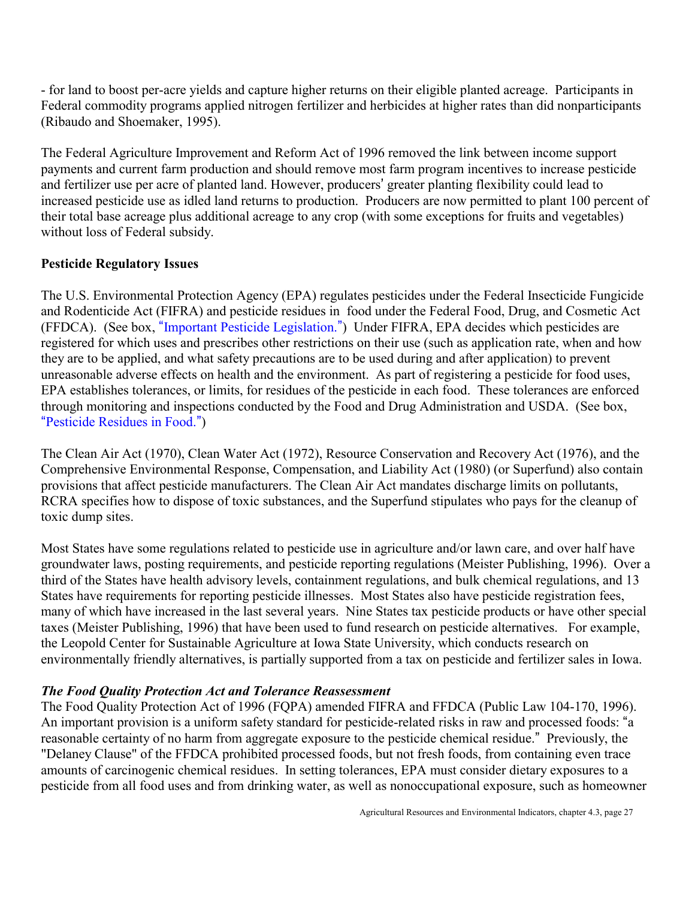- for land to boost per-acre yields and capture higher returns on their eligible planted acreage. Participants in Federal commodity programs applied nitrogen fertilizer and herbicides at higher rates than did nonparticipants (Ribaudo and Shoemaker, 1995).

The Federal Agriculture Improvement and Reform Act of 1996 removed the link between income support payments and current farm production and should remove most farm program incentives to increase pesticide and fertilizer use per acre of planted land. However, producers' greater planting flexibility could lead to increased pesticide use as idled land returns to production. Producers are now permitted to plant 100 percent of their total base acreage plus additional acreage to any crop (with some exceptions for fruits and vegetables) without loss of Federal subsidy.

**Pesticide Regulatory Issues**

The U.S. Environmental Protection Agency (EPA) regulates pesticides under the Federal Insecticide Fungicide and Rodenticide Act (FIFRA) and pesticide residues in food under the Federal Food, Drug, and Cosmetic Act (FFDCA). (See box, "Important Pesticide Legislation.") Under FIFRA, EPA decides which pesticides are registered for which uses and prescribes other restrictions on their use (such as application rate, when and how they are to be applied, and what safety precautions are to be used during and after application) to prevent unreasonable adverse effects on health and the environment. As part of registering a pesticide for food uses, EPA establishes tolerances, or limits, for residues of the pesticide in each food. These tolerances are enforced through monitoring and inspections conducted by the Food and Drug Administration and USDA. (See box, "Pesticide Residues in Food.")

The Clean Air Act (1970), Clean Water Act (1972), Resource Conservation and Recovery Act (1976), and the Comprehensive Environmental Response, Compensation, and Liability Act (1980) (or Superfund) also contain provisions that affect pesticide manufacturers. The Clean Air Act mandates discharge limits on pollutants, RCRA specifies how to dispose of toxic substances, and the Superfund stipulates who pays for the cleanup of toxic dump sites.

Most States have some regulations related to pesticide use in agriculture and/or lawn care, and over half have groundwater laws, posting requirements, and pesticide reporting regulations (Meister Publishing, 1996). Over a third of the States have health advisory levels, containment regulations, and bulk chemical regulations, and 13 States have requirements for reporting pesticide illnesses. Most States also have pesticide registration fees, many of which have increased in the last several years. Nine States tax pesticide products or have other special taxes (Meister Publishing, 1996) that have been used to fund research on pesticide alternatives. For example, the Leopold Center for Sustainable Agriculture at Iowa State University, which conducts research on environmentally friendly alternatives, is partially supported from a tax on pesticide and fertilizer sales in Iowa.

***The Food Quality Protection Act and Tolerance Reassessment***

The Food Quality Protection Act of 1996 (FQPA) amended FIFRA and FFDCA (Public Law 104-170, 1996). An important provision is a uniform safety standard for pesticide-related risks in raw and processed foods: "a reasonable certainty of no harm from aggregate exposure to the pesticide chemical residue." Previously, the "Delaney Clause" of the FFDCA prohibited processed foods, but not fresh foods, from containing even trace amounts of carcinogenic chemical residues. In setting tolerances, EPA must consider dietary exposures to a pesticide from all food uses and from drinking water, as well as nonoccupational exposure, such as homeowner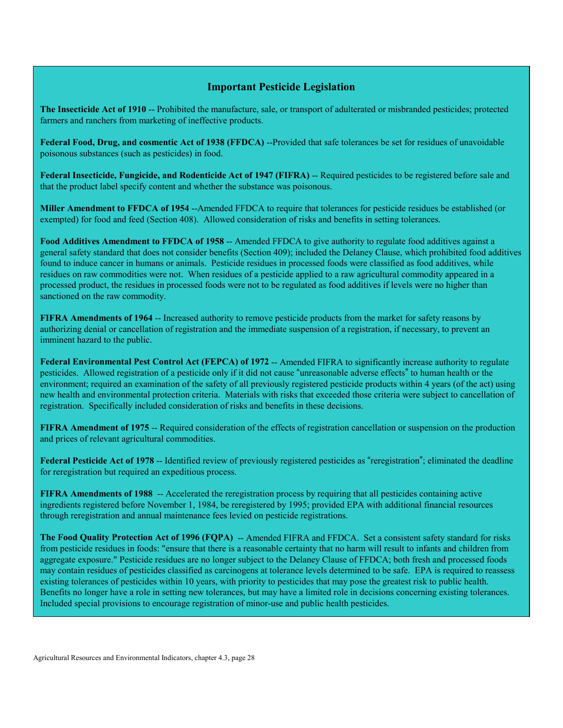## Important Pesticide Legislation

**The Insecticide Act of 1910** -- Prohibited the manufacture, sale, or transport of adulterated or misbranded pesticides; protected farmers and ranchers from marketing of ineffective products.

**Federal Food, Drug, and cosmentic Act of 1938 (FFDCA)** --Provided that safe tolerances be set for residues of unavoidable poisonous substances (such as pesticides) in food.

**Federal Insecticide, Fungicide, and Rodenticide Act of 1947 (FIFRA)** -- Required pesticides to be registered before sale and that the product label specify content and whether the substance was poisonous.

**Miller Amendment to FFDCA of 1954** --Amended FFDCA to require that tolerances for pesticide residues be established (or exempted) for food and feed (Section 408). Allowed consideration of risks and benefits in setting tolerances.

**Food Additives Amendment to FFDCA of 1958** -- Amended FFDCA to give authority to regulate food additives against a general safety standard that does not consider benefits (Section 409); included the Delaney Clause, which prohibited food additives found to induce cancer in humans or animals. Pesticide residues in processed foods were classified as food additives, while residues on raw commodities were not. When residues of a pesticide applied to a raw agricultural commodity appeared in a processed product, the residues in processed foods were not to be regulated as food additives if levels were no higher than sanctioned on the raw commodity.

**FIFRA Amendments of 1964** -- Increased authority to remove pesticide products from the market for safety reasons by authorizing denial or cancellation of registration and the immediate suspension of a registration, if necessary, to prevent an imminent hazard to the public.

**Federal Environmental Pest Control Act (FEPCA) of 1972** -- Amended FIFRA to significantly increase authority to regulate pesticides. Allowed registration of a pesticide only if it did not cause "unreasonable adverse effects" to human health or the environment; required an examination of the safety of all previously registered pesticide products within 4 years (of the act) using new health and environmental protection criteria. Materials with risks that exceeded those criteria were subject to cancellation of registration. Specifically included consideration of risks and benefits in these decisions.

**FIFRA Amendment of 1975** -- Required consideration of the effects of registration cancellation or suspension on the production and prices of relevant agricultural commodities.

**Federal Pesticide Act of 1978** -- Identified review of previously registered pesticides as "reregistration"; eliminated the deadline for reregistration but required an expeditious process.

**FIFRA Amendments of 1988** -- Accelerated the reregistration process by requiring that all pesticides containing active ingredients registered before November 1, 1984, be reregistered by 1995; provided EPA with additional financial resources through reregistration and annual maintenance fees levied on pesticide registrations.

**The Food Quality Protection Act of 1996 (FQPA)** -- Amended FIFRA and FFDCA. Set a consistent safety standard for risks from pesticide residues in foods: "ensure that there is a reasonable certainty that no harm will result to infants and children from aggregate exposure." Pesticide residues are no longer subject to the Delaney Clause of FFDCA; both fresh and processed foods may contain residues of pesticides classified as carcinogens at tolerance levels determined to be safe. EPA is required to reassess existing tolerances of pesticides within 10 years, with priority to pesticides that may pose the greatest risk to public health. Benefits no longer have a role in setting new tolerances, but may have a limited role in decisions concerning existing tolerances. Included special provisions to encourage registration of minor-use and public health pesticides.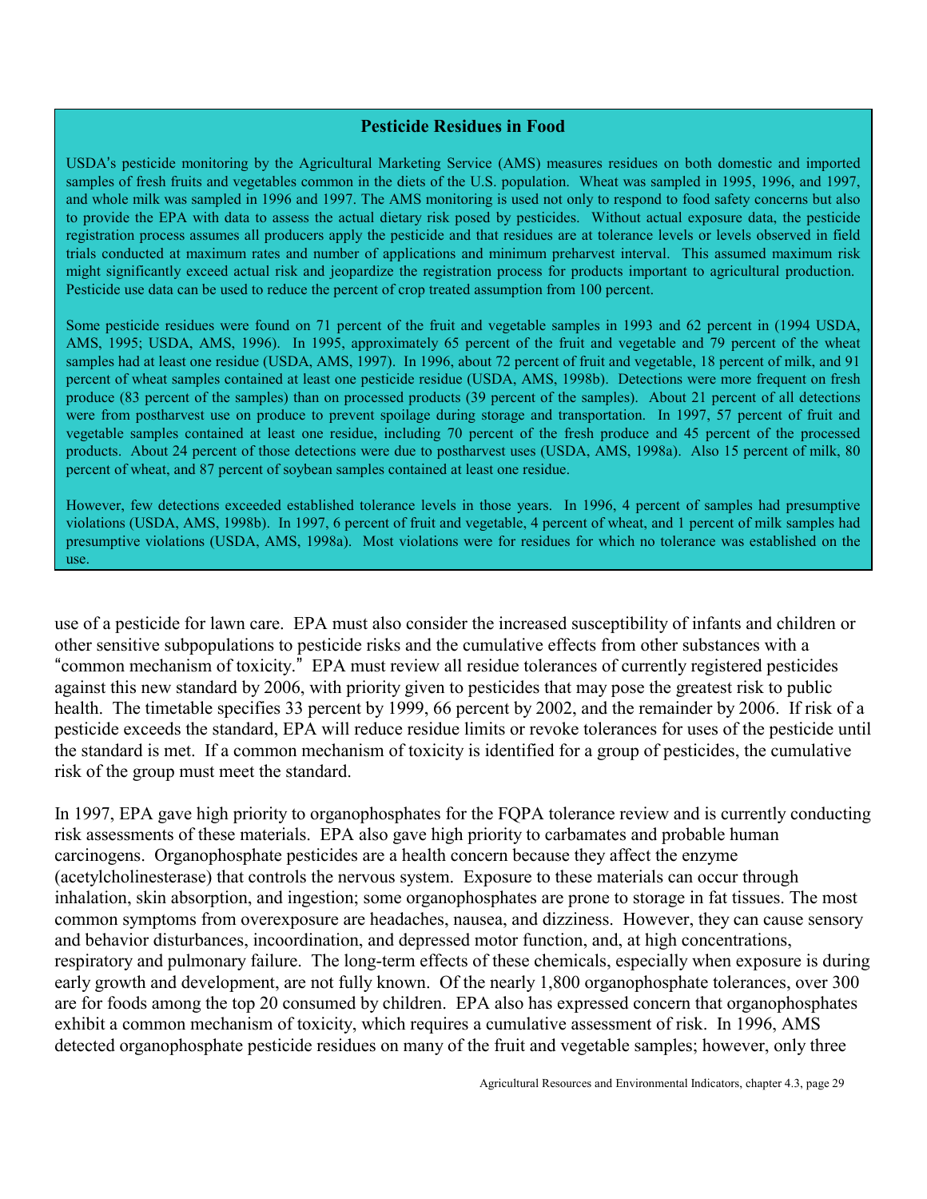## Pesticide Residues in Food

USDA's pesticide monitoring by the Agricultural Marketing Service (AMS) measures residues on both domestic and imported samples of fresh fruits and vegetables common in the diets of the U.S. population. Wheat was sampled in 1995, 1996, and 1997, and whole milk was sampled in 1996 and 1997. The AMS monitoring is used not only to respond to food safety concerns but also to provide the EPA with data to assess the actual dietary risk posed by pesticides. Without actual exposure data, the pesticide registration process assumes all producers apply the pesticide and that residues are at tolerance levels or levels observed in field trials conducted at maximum rates and number of applications and minimum preharvest interval. This assumed maximum risk might significantly exceed actual risk and jeopardize the registration process for products important to agricultural production. Pesticide use data can be used to reduce the percent of crop treated assumption from 100 percent.

Some pesticide residues were found on 71 percent of the fruit and vegetable samples in 1993 and 62 percent in (1994 USDA, AMS, 1995; USDA, AMS, 1996). In 1995, approximately 65 percent of the fruit and vegetable and 79 percent of the wheat samples had at least one residue (USDA, AMS, 1997). In 1996, about 72 percent of fruit and vegetable, 18 percent of milk, and 91 percent of wheat samples contained at least one pesticide residue (USDA, AMS, 1998b). Detections were more frequent on fresh produce (83 percent of the samples) than on processed products (39 percent of the samples). About 21 percent of all detections were from postharvest use on produce to prevent spoilage during storage and transportation. In 1997, 57 percent of fruit and vegetable samples contained at least one residue, including 70 percent of the fresh produce and 45 percent of the processed products. About 24 percent of those detections were due to postharvest uses (USDA, AMS, 1998a). Also 15 percent of milk, 80 percent of wheat, and 87 percent of soybean samples contained at least one residue.

However, few detections exceeded established tolerance levels in those years. In 1996, 4 percent of samples had presumptive violations (USDA, AMS, 1998b). In 1997, 6 percent of fruit and vegetable, 4 percent of wheat, and 1 percent of milk samples had presumptive violations (USDA, AMS, 1998a). Most violations were for residues for which no tolerance was established on the use.

---

use of a pesticide for lawn care. EPA must also consider the increased susceptibility of infants and children or other sensitive subpopulations to pesticide risks and the cumulative effects from other substances with a "common mechanism of toxicity." EPA must review all residue tolerances of currently registered pesticides against this new standard by 2006, with priority given to pesticides that may pose the greatest risk to public health. The timetable specifies 33 percent by 1999, 66 percent by 2002, and the remainder by 2006. If risk of a pesticide exceeds the standard, EPA will reduce residue limits or revoke tolerances for uses of the pesticide until the standard is met. If a common mechanism of toxicity is identified for a group of pesticides, the cumulative risk of the group must meet the standard.

In 1997, EPA gave high priority to organophosphates for the FQPA tolerance review and is currently conducting risk assessments of these materials. EPA also gave high priority to carbamates and probable human carcinogens. Organophosphate pesticides are a health concern because they affect the enzyme (acetylcholinesterase) that controls the nervous system. Exposure to these materials can occur through inhalation, skin absorption, and ingestion; some organophosphates are prone to storage in fat tissues. The most common symptoms from overexposure are headaches, nausea, and dizziness. However, they can cause sensory and behavior disturbances, incoordination, and depressed motor function, and, at high concentrations, respiratory and pulmonary failure. The long-term effects of these chemicals, especially when exposure is during early growth and development, are not fully known. Of the nearly 1,800 organophosphate tolerances, over 300 are for foods among the top 20 consumed by children. EPA also has expressed concern that organophosphates exhibit a common mechanism of toxicity, which requires a cumulative assessment of risk. In 1996, AMS detected organophosphate pesticide residues on many of the fruit and vegetable samples; however, only three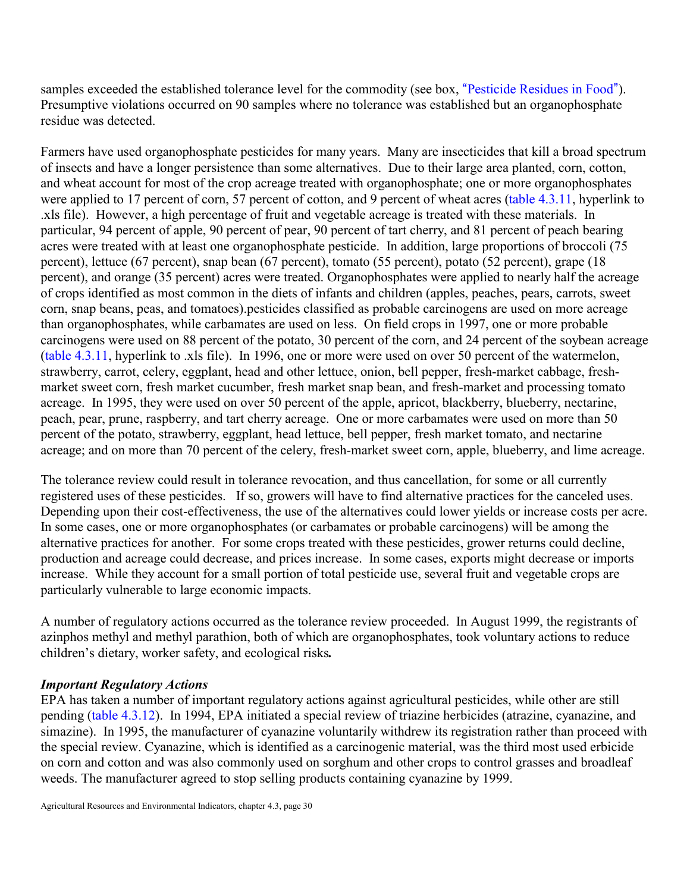samples exceeded the established tolerance level for the commodity (see box, "Pesticide Residues in Food"). Presumptive violations occurred on 90 samples where no tolerance was established but an organophosphate residue was detected.

Farmers have used organophosphate pesticides for many years. Many are insecticides that kill a broad spectrum of insects and have a longer persistence than some alternatives. Due to their large area planted, corn, cotton, and wheat account for most of the crop acreage treated with organophosphate; one or more organophosphates were applied to 17 percent of corn, 57 percent of cotton, and 9 percent of wheat acres (table 4.3.11, hyperlink to .xls file). However, a high percentage of fruit and vegetable acreage is treated with these materials. In particular, 94 percent of apple, 90 percent of pear, 90 percent of tart cherry, and 81 percent of peach bearing acres were treated with at least one organophosphate pesticide. In addition, large proportions of broccoli (75 percent), lettuce (67 percent), snap bean (67 percent), tomato (55 percent), potato (52 percent), grape (18 percent), and orange (35 percent) acres were treated. Organophosphates were applied to nearly half the acreage of crops identified as most common in the diets of infants and children (apples, peaches, pears, carrots, sweet corn, snap beans, peas, and tomatoes).pesticides classified as probable carcinogens are used on more acreage than organophosphates, while carbamates are used on less. On field crops in 1997, one or more probable carcinogens were used on 88 percent of the potato, 30 percent of the corn, and 24 percent of the soybean acreage (table 4.3.11, hyperlink to .xls file). In 1996, one or more were used on over 50 percent of the watermelon, strawberry, carrot, celery, eggplant, head and other lettuce, onion, bell pepper, fresh-market cabbage, fresh-market sweet corn, fresh market cucumber, fresh market snap bean, and fresh-market and processing tomato acreage. In 1995, they were used on over 50 percent of the apple, apricot, blackberry, blueberry, nectarine, peach, pear, prune, raspberry, and tart cherry acreage. One or more carbamates were used on more than 50 percent of the potato, strawberry, eggplant, head lettuce, bell pepper, fresh market tomato, and nectarine acreage; and on more than 70 percent of the celery, fresh-market sweet corn, apple, blueberry, and lime acreage.

The tolerance review could result in tolerance revocation, and thus cancellation, for some or all currently registered uses of these pesticides. If so, growers will have to find alternative practices for the canceled uses. Depending upon their cost-effectiveness, the use of the alternatives could lower yields or increase costs per acre. In some cases, one or more organophosphates (or carbamates or probable carcinogens) will be among the alternative practices for another. For some crops treated with these pesticides, grower returns could decline, production and acreage could decrease, and prices increase. In some cases, exports might decrease or imports increase. While they account for a small portion of total pesticide use, several fruit and vegetable crops are particularly vulnerable to large economic impacts.

A number of regulatory actions occurred as the tolerance review proceeded. In August 1999, the registrants of azinphos methyl and methyl parathion, both of which are organophosphates, took voluntary actions to reduce children's dietary, worker safety, and ecological risks.

***Important Regulatory Actions***

EPA has taken a number of important regulatory actions against agricultural pesticides, while other are still pending (table 4.3.12). In 1994, EPA initiated a special review of triazine herbicides (atrazine, cyanazine, and simazine). In 1995, the manufacturer of cyanazine voluntarily withdrew its registration rather than proceed with the special review. Cyanazine, which is identified as a carcinogenic material, was the third most used erbicide on corn and cotton and was also commonly used on sorghum and other crops to control grasses and broadleaf weeds. The manufacturer agreed to stop selling products containing cyanazine by 1999.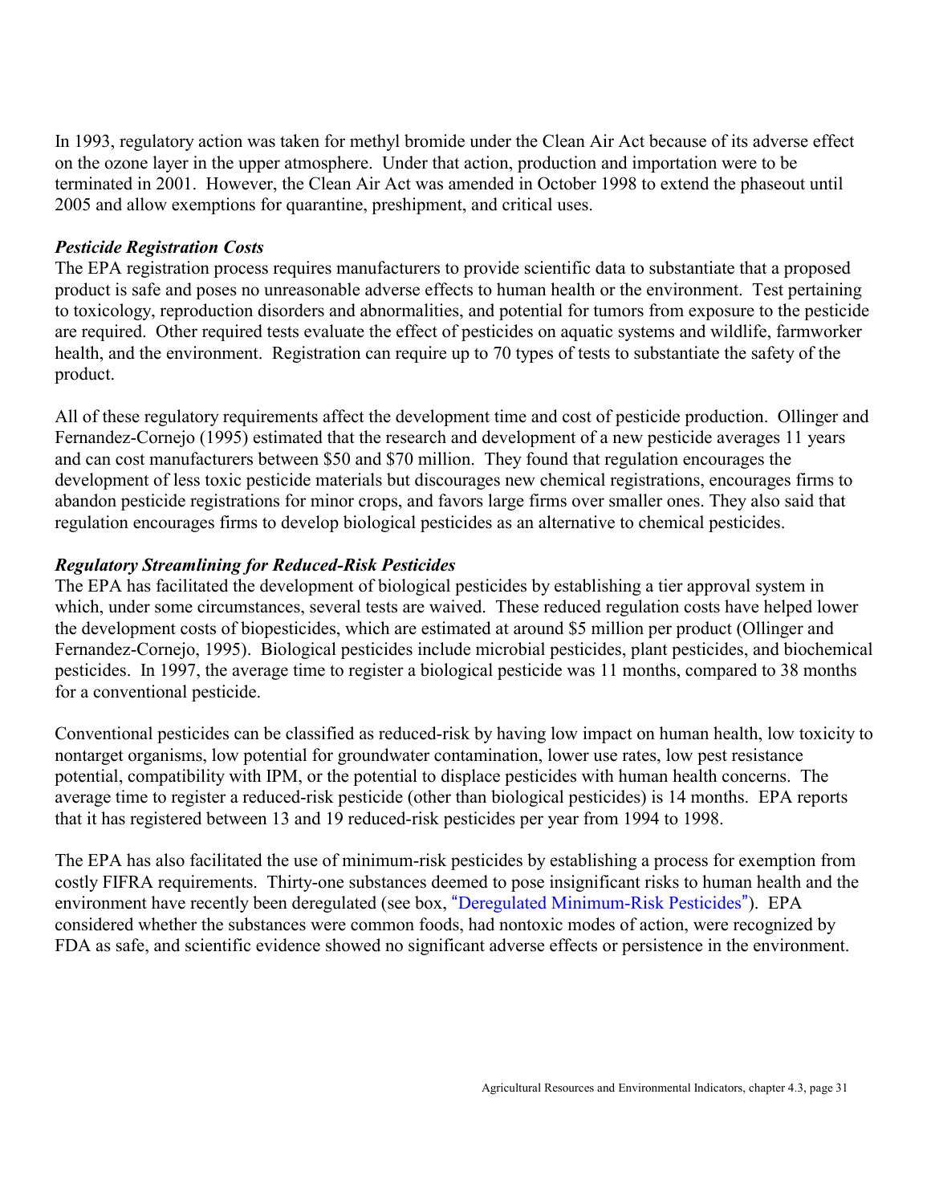In 1993, regulatory action was taken for methyl bromide under the Clean Air Act because of its adverse effect on the ozone layer in the upper atmosphere. Under that action, production and importation were to be terminated in 2001. However, the Clean Air Act was amended in October 1998 to extend the phaseout until 2005 and allow exemptions for quarantine, preshipment, and critical uses.

### *Pesticide Registration Costs*

The EPA registration process requires manufacturers to provide scientific data to substantiate that a proposed product is safe and poses no unreasonable adverse effects to human health or the environment. Test pertaining to toxicology, reproduction disorders and abnormalities, and potential for tumors from exposure to the pesticide are required. Other required tests evaluate the effect of pesticides on aquatic systems and wildlife, farmworker health, and the environment. Registration can require up to 70 types of tests to substantiate the safety of the product.

All of these regulatory requirements affect the development time and cost of pesticide production. Ollinger and Fernandez-Cornejo (1995) estimated that the research and development of a new pesticide averages 11 years and can cost manufacturers between $50 and $70 million. They found that regulation encourages the development of less toxic pesticide materials but discourages new chemical registrations, encourages firms to abandon pesticide registrations for minor crops, and favors large firms over smaller ones. They also said that regulation encourages firms to develop biological pesticides as an alternative to chemical pesticides.

### *Regulatory Streamlining for Reduced-Risk Pesticides*

The EPA has facilitated the development of biological pesticides by establishing a tier approval system in which, under some circumstances, several tests are waived. These reduced regulation costs have helped lower the development costs of biopesticides, which are estimated at around $5 million per product (Ollinger and Fernandez-Cornejo, 1995). Biological pesticides include microbial pesticides, plant pesticides, and biochemical pesticides. In 1997, the average time to register a biological pesticide was 11 months, compared to 38 months for a conventional pesticide.

Conventional pesticides can be classified as reduced-risk by having low impact on human health, low toxicity to nontarget organisms, low potential for groundwater contamination, lower use rates, low pest resistance potential, compatibility with IPM, or the potential to displace pesticides with human health concerns. The average time to register a reduced-risk pesticide (other than biological pesticides) is 14 months. EPA reports that it has registered between 13 and 19 reduced-risk pesticides per year from 1994 to 1998.

The EPA has also facilitated the use of minimum-risk pesticides by establishing a process for exemption from costly FIFRA requirements. Thirty-one substances deemed to pose insignificant risks to human health and the environment have recently been deregulated (see box, "Deregulated Minimum-Risk Pesticides"). EPA considered whether the substances were common foods, had nontoxic modes of action, were recognized by FDA as safe, and scientific evidence showed no significant adverse effects or persistence in the environment.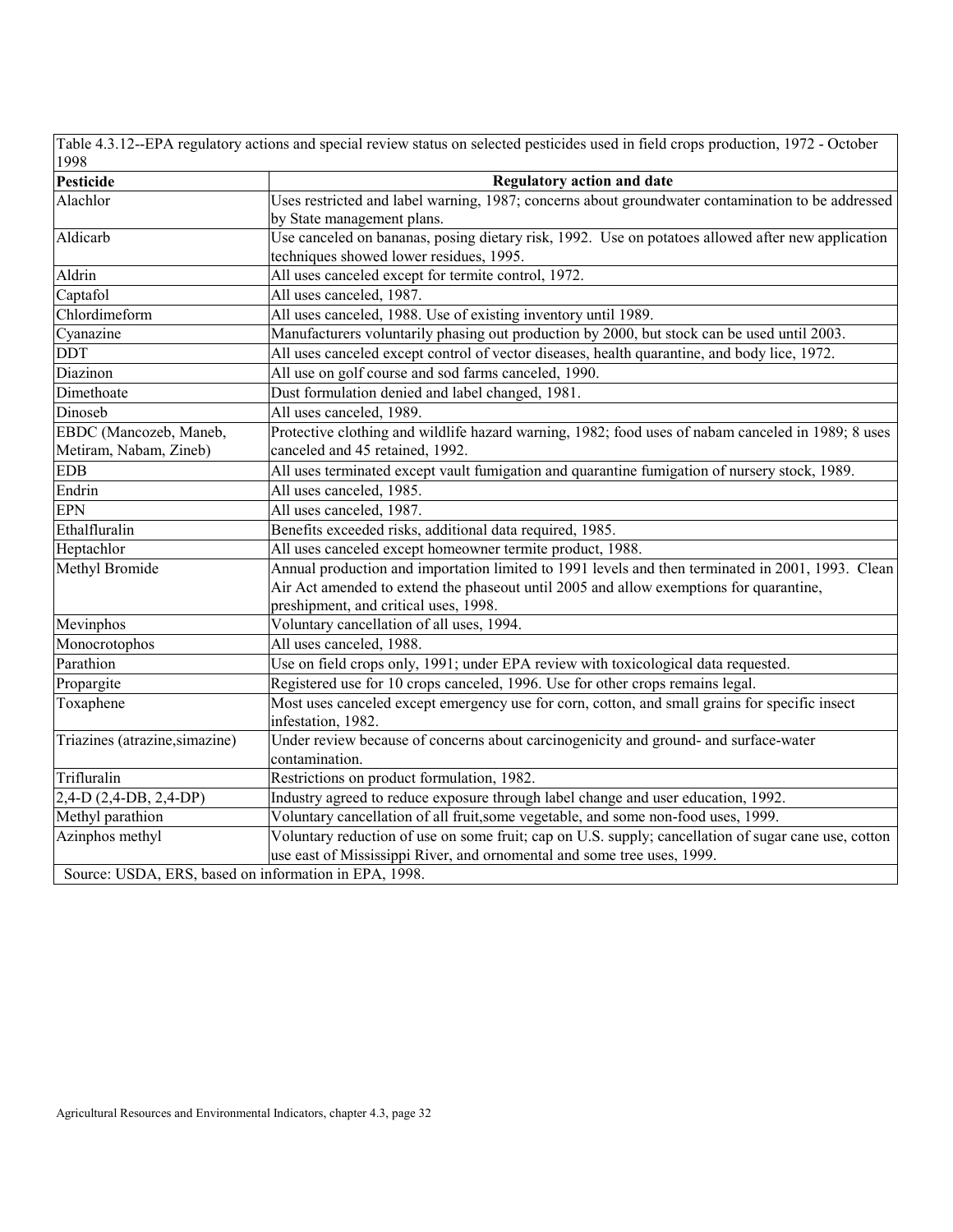Table 4.3.12--EPA regulatory actions and special review status on selected pesticides used in field crops production, 1972 - October 1998

| Pesticide | Regulatory action and date |
|---|---|
| Alachlor | Uses restricted and label warning, 1987; concerns about groundwater contamination to be addressed by State management plans. |
| Aldicarb | Use canceled on bananas, posing dietary risk, 1992. Use on potatoes allowed after new application techniques showed lower residues, 1995. |
| Aldrin | All uses canceled except for termite control, 1972. |
| Captafol | All uses canceled, 1987. |
| Chlordimeform | All uses canceled, 1988. Use of existing inventory until 1989. |
| Cyanazine | Manufacturers voluntarily phasing out production by 2000, but stock can be used until 2003. |
| DDT | All uses canceled except control of vector diseases, health quarantine, and body lice, 1972. |
| Diazinon | All use on golf course and sod farms canceled, 1990. |
| Dimethoate | Dust formulation denied and label changed, 1981. |
| Dinoseb | All uses canceled, 1989. |
| EBDC (Mancozeb, Maneb, Metiram, Nabam, Zineb) | Protective clothing and wildlife hazard warning, 1982; food uses of nabam canceled in 1989; 8 uses canceled and 45 retained, 1992. |
| EDB | All uses terminated except vault fumigation and quarantine fumigation of nursery stock, 1989. |
| Endrin | All uses canceled, 1985. |
| EPN | All uses canceled, 1987. |
| Ethalfluralin | Benefits exceeded risks, additional data required, 1985. |
| Heptachlor | All uses canceled except homeowner termite product, 1988. |
| Methyl Bromide | Annual production and importation limited to 1991 levels and then terminated in 2001, 1993. Clean Air Act amended to extend the phaseout until 2005 and allow exemptions for quarantine, preshipment, and critical uses, 1998. |
| Mevinphos | Voluntary cancellation of all uses, 1994. |
| Monocrotophos | All uses canceled, 1988. |
| Parathion | Use on field crops only, 1991; under EPA review with toxicological data requested. |
| Propargite | Registered use for 10 crops canceled, 1996. Use for other crops remains legal. |
| Toxaphene | Most uses canceled except emergency use for corn, cotton, and small grains for specific insect infestation, 1982. |
| Triazines (atrazine,simazine) | Under review because of concerns about carcinogenicity and ground- and surface-water contamination. |
| Trifluralin | Restrictions on product formulation, 1982. |
| 2,4-D (2,4-DB, 2,4-DP) | Industry agreed to reduce exposure through label change and user education, 1992. |
| Methyl parathion | Voluntary cancellation of all fruit,some vegetable, and some non-food uses, 1999. |
| Azinphos methyl | Voluntary reduction of use on some fruit; cap on U.S. supply; cancellation of sugar cane use, cotton use east of Mississippi River, and ornomental and some tree uses, 1999. |

Source: USDA, ERS, based on information in EPA, 1998.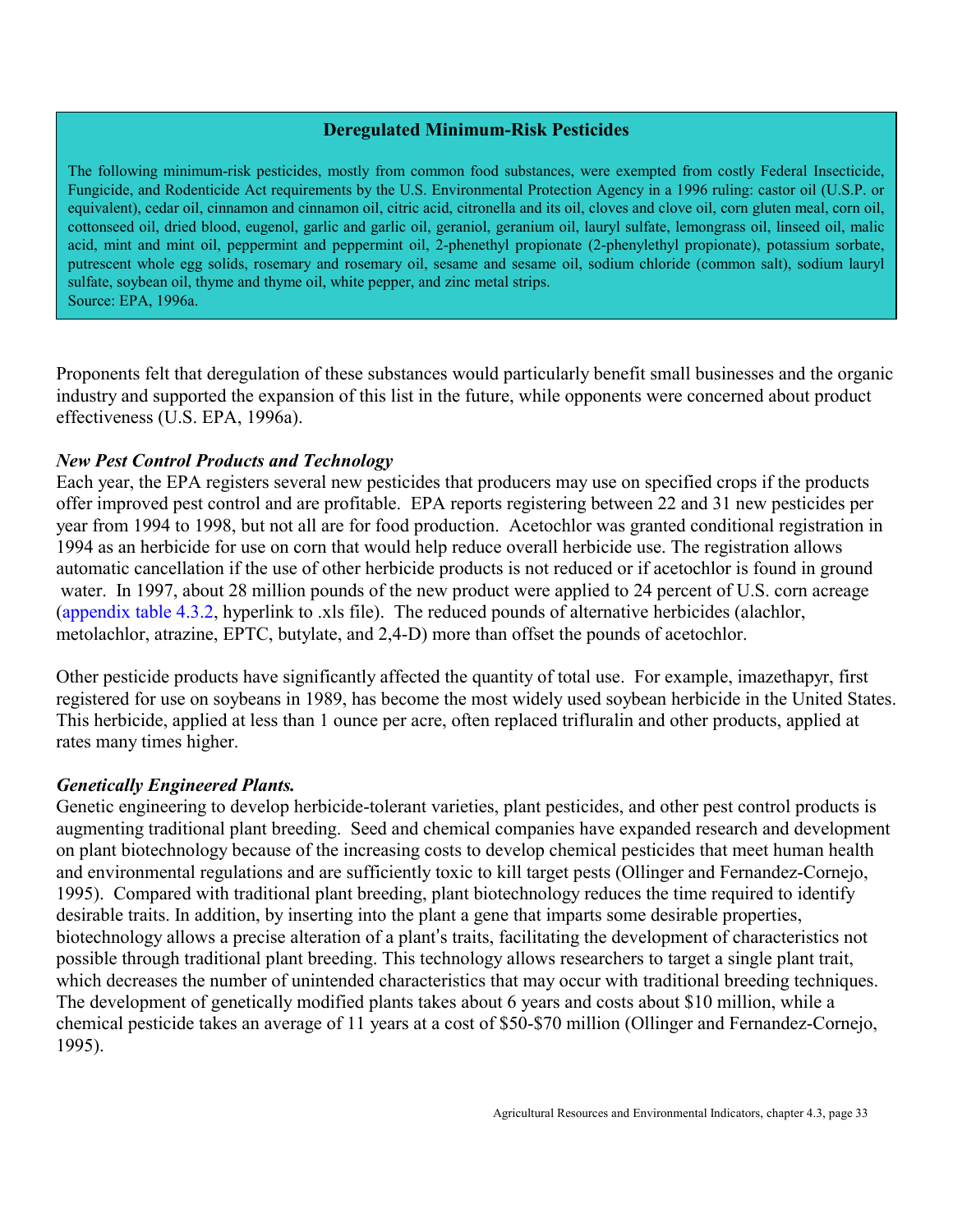**Deregulated Minimum-Risk Pesticides**

The following minimum-risk pesticides, mostly from common food substances, were exempted from costly Federal Insecticide, Fungicide, and Rodenticide Act requirements by the U.S. Environmental Protection Agency in a 1996 ruling: castor oil (U.S.P. or equivalent), cedar oil, cinnamon and cinnamon oil, citric acid, citronella and its oil, cloves and clove oil, corn gluten meal, corn oil, cottonseed oil, dried blood, eugenol, garlic and garlic oil, geraniol, geranium oil, lauryl sulfate, lemongrass oil, linseed oil, malic acid, mint and mint oil, peppermint and peppermint oil, 2-phenethyl propionate (2-phenylethyl propionate), potassium sorbate, putrescent whole egg solids, rosemary and rosemary oil, sesame and sesame oil, sodium chloride (common salt), sodium lauryl sulfate, soybean oil, thyme and thyme oil, white pepper, and zinc metal strips.
Source: EPA, 1996a.

Proponents felt that deregulation of these substances would particularly benefit small businesses and the organic industry and supported the expansion of this list in the future, while opponents were concerned about product effectiveness (U.S. EPA, 1996a).

***New Pest Control Products and Technology***

Each year, the EPA registers several new pesticides that producers may use on specified crops if the products offer improved pest control and are profitable. EPA reports registering between 22 and 31 new pesticides per year from 1994 to 1998, but not all are for food production. Acetochlor was granted conditional registration in 1994 as an herbicide for use on corn that would help reduce overall herbicide use. The registration allows automatic cancellation if the use of other herbicide products is not reduced or if acetochlor is found in ground water. In 1997, about 28 million pounds of the new product were applied to 24 percent of U.S. corn acreage (appendix table 4.3.2, hyperlink to .xls file). The reduced pounds of alternative herbicides (alachlor, metolachlor, atrazine, EPTC, butylate, and 2,4-D) more than offset the pounds of acetochlor.

Other pesticide products have significantly affected the quantity of total use. For example, imazethapyr, first registered for use on soybeans in 1989, has become the most widely used soybean herbicide in the United States. This herbicide, applied at less than 1 ounce per acre, often replaced trifluralin and other products, applied at rates many times higher.

***Genetically Engineered Plants.***

Genetic engineering to develop herbicide-tolerant varieties, plant pesticides, and other pest control products is augmenting traditional plant breeding. Seed and chemical companies have expanded research and development on plant biotechnology because of the increasing costs to develop chemical pesticides that meet human health and environmental regulations and are sufficiently toxic to kill target pests (Ollinger and Fernandez-Cornejo, 1995). Compared with traditional plant breeding, plant biotechnology reduces the time required to identify desirable traits. In addition, by inserting into the plant a gene that imparts some desirable properties, biotechnology allows a precise alteration of a plant's traits, facilitating the development of characteristics not possible through traditional plant breeding. This technology allows researchers to target a single plant trait, which decreases the number of unintended characteristics that may occur with traditional breeding techniques. The development of genetically modified plants takes about 6 years and costs about $10 million, while a chemical pesticide takes an average of 11 years at a cost of $50-$70 million (Ollinger and Fernandez-Cornejo, 1995).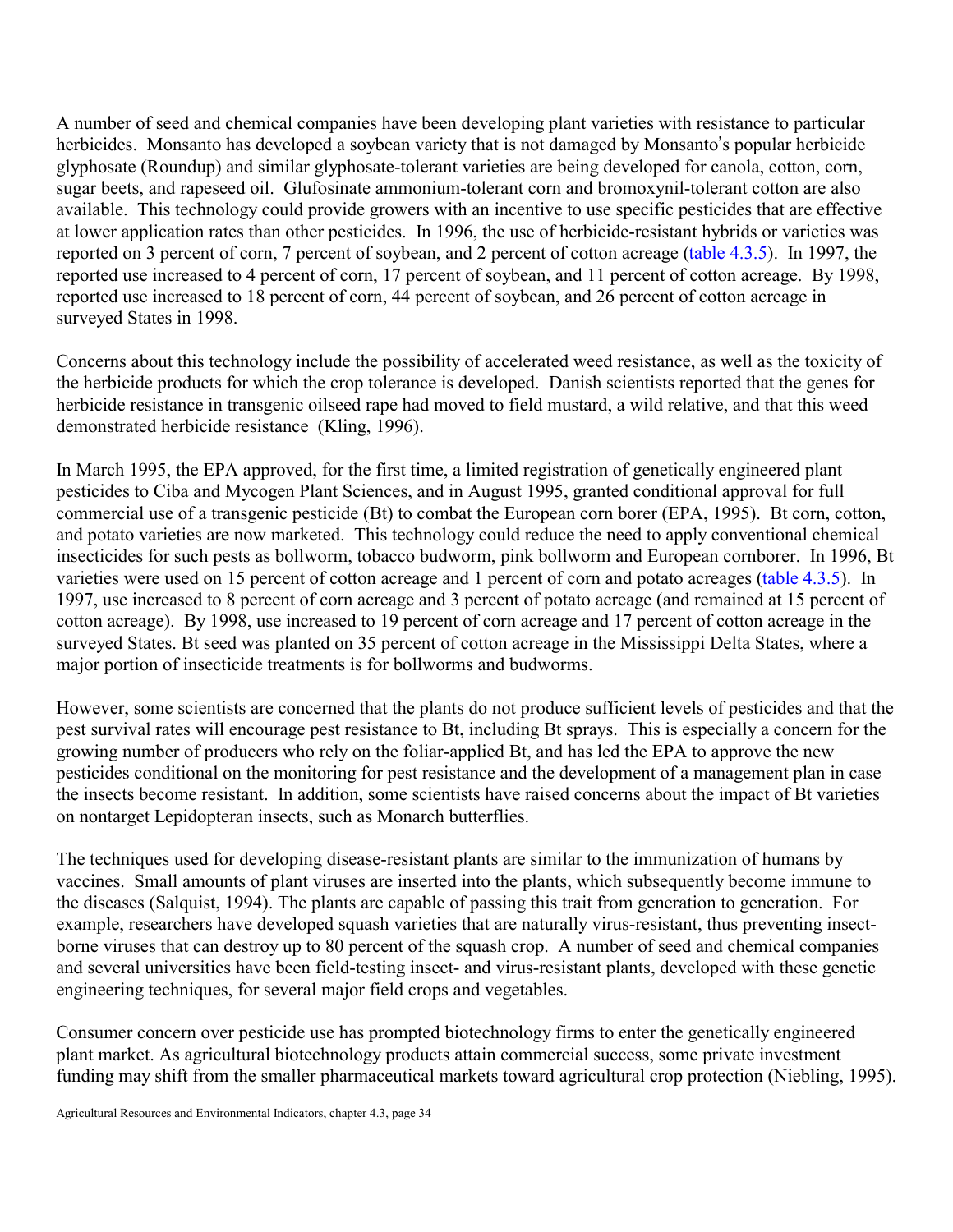A number of seed and chemical companies have been developing plant varieties with resistance to particular herbicides. Monsanto has developed a soybean variety that is not damaged by Monsanto's popular herbicide glyphosate (Roundup) and similar glyphosate-tolerant varieties are being developed for canola, cotton, corn, sugar beets, and rapeseed oil. Glufosinate ammonium-tolerant corn and bromoxynil-tolerant cotton are also available. This technology could provide growers with an incentive to use specific pesticides that are effective at lower application rates than other pesticides. In 1996, the use of herbicide-resistant hybrids or varieties was reported on 3 percent of corn, 7 percent of soybean, and 2 percent of cotton acreage (table 4.3.5). In 1997, the reported use increased to 4 percent of corn, 17 percent of soybean, and 11 percent of cotton acreage. By 1998, reported use increased to 18 percent of corn, 44 percent of soybean, and 26 percent of cotton acreage in surveyed States in 1998.

Concerns about this technology include the possibility of accelerated weed resistance, as well as the toxicity of the herbicide products for which the crop tolerance is developed. Danish scientists reported that the genes for herbicide resistance in transgenic oilseed rape had moved to field mustard, a wild relative, and that this weed demonstrated herbicide resistance (Kling, 1996).

In March 1995, the EPA approved, for the first time, a limited registration of genetically engineered plant pesticides to Ciba and Mycogen Plant Sciences, and in August 1995, granted conditional approval for full commercial use of a transgenic pesticide (Bt) to combat the European corn borer (EPA, 1995). Bt corn, cotton, and potato varieties are now marketed. This technology could reduce the need to apply conventional chemical insecticides for such pests as bollworm, tobacco budworm, pink bollworm and European cornborer. In 1996, Bt varieties were used on 15 percent of cotton acreage and 1 percent of corn and potato acreages (table 4.3.5). In 1997, use increased to 8 percent of corn acreage and 3 percent of potato acreage (and remained at 15 percent of cotton acreage). By 1998, use increased to 19 percent of corn acreage and 17 percent of cotton acreage in the surveyed States. Bt seed was planted on 35 percent of cotton acreage in the Mississippi Delta States, where a major portion of insecticide treatments is for bollworms and budworms.

However, some scientists are concerned that the plants do not produce sufficient levels of pesticides and that the pest survival rates will encourage pest resistance to Bt, including Bt sprays. This is especially a concern for the growing number of producers who rely on the foliar-applied Bt, and has led the EPA to approve the new pesticides conditional on the monitoring for pest resistance and the development of a management plan in case the insects become resistant. In addition, some scientists have raised concerns about the impact of Bt varieties on nontarget Lepidopteran insects, such as Monarch butterflies.

The techniques used for developing disease-resistant plants are similar to the immunization of humans by vaccines. Small amounts of plant viruses are inserted into the plants, which subsequently become immune to the diseases (Salquist, 1994). The plants are capable of passing this trait from generation to generation. For example, researchers have developed squash varieties that are naturally virus-resistant, thus preventing insect-borne viruses that can destroy up to 80 percent of the squash crop. A number of seed and chemical companies and several universities have been field-testing insect- and virus-resistant plants, developed with these genetic engineering techniques, for several major field crops and vegetables.

Consumer concern over pesticide use has prompted biotechnology firms to enter the genetically engineered plant market. As agricultural biotechnology products attain commercial success, some private investment funding may shift from the smaller pharmaceutical markets toward agricultural crop protection (Niebling, 1995).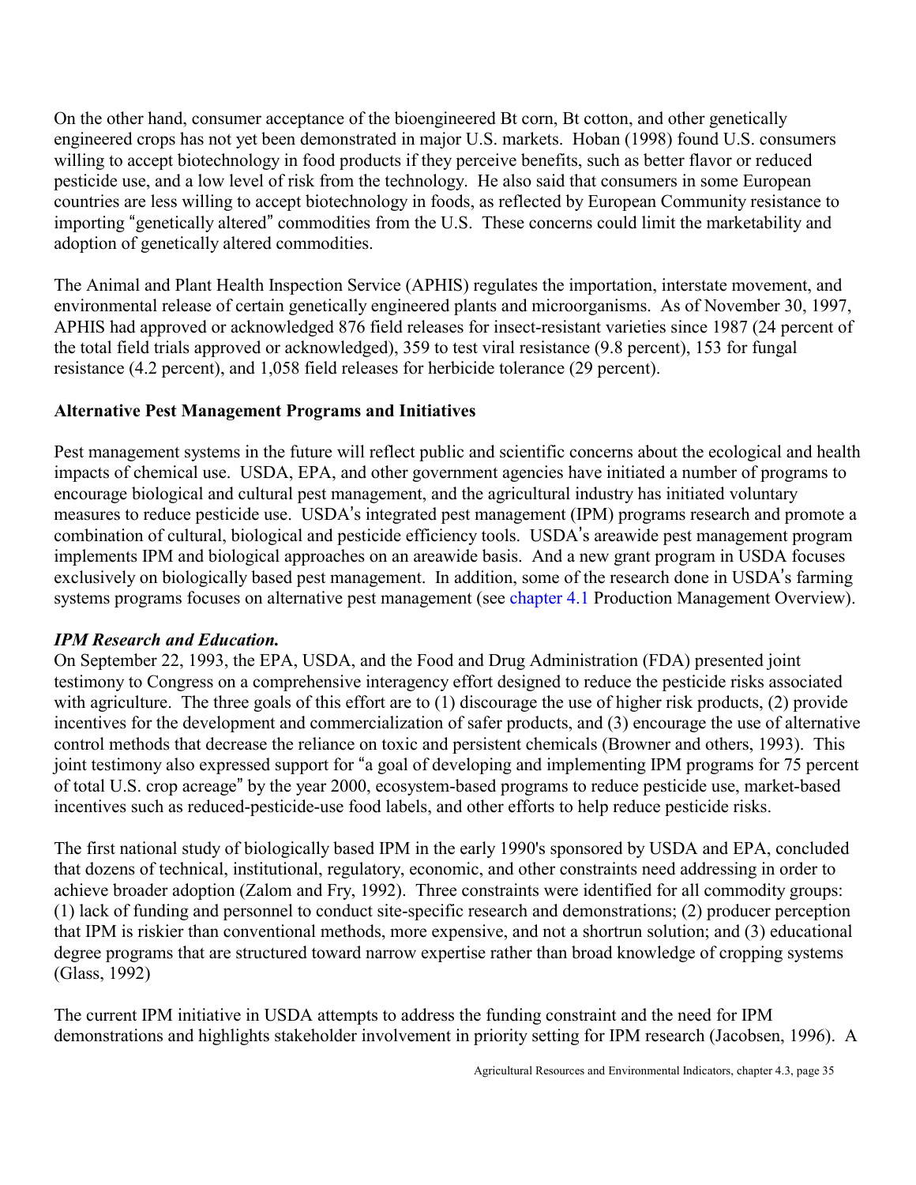On the other hand, consumer acceptance of the bioengineered Bt corn, Bt cotton, and other genetically engineered crops has not yet been demonstrated in major U.S. markets. Hoban (1998) found U.S. consumers willing to accept biotechnology in food products if they perceive benefits, such as better flavor or reduced pesticide use, and a low level of risk from the technology. He also said that consumers in some European countries are less willing to accept biotechnology in foods, as reflected by European Community resistance to importing "genetically altered" commodities from the U.S. These concerns could limit the marketability and adoption of genetically altered commodities.

The Animal and Plant Health Inspection Service (APHIS) regulates the importation, interstate movement, and environmental release of certain genetically engineered plants and microorganisms. As of November 30, 1997, APHIS had approved or acknowledged 876 field releases for insect-resistant varieties since 1987 (24 percent of the total field trials approved or acknowledged), 359 to test viral resistance (9.8 percent), 153 for fungal resistance (4.2 percent), and 1,058 field releases for herbicide tolerance (29 percent).

## Alternative Pest Management Programs and Initiatives

Pest management systems in the future will reflect public and scientific concerns about the ecological and health impacts of chemical use. USDA, EPA, and other government agencies have initiated a number of programs to encourage biological and cultural pest management, and the agricultural industry has initiated voluntary measures to reduce pesticide use. USDA's integrated pest management (IPM) programs research and promote a combination of cultural, biological and pesticide efficiency tools. USDA's areawide pest management program implements IPM and biological approaches on an areawide basis. And a new grant program in USDA focuses exclusively on biologically based pest management. In addition, some of the research done in USDA's farming systems programs focuses on alternative pest management (see chapter 4.1 Production Management Overview).

### *IPM Research and Education.*

On September 22, 1993, the EPA, USDA, and the Food and Drug Administration (FDA) presented joint testimony to Congress on a comprehensive interagency effort designed to reduce the pesticide risks associated with agriculture. The three goals of this effort are to (1) discourage the use of higher risk products, (2) provide incentives for the development and commercialization of safer products, and (3) encourage the use of alternative control methods that decrease the reliance on toxic and persistent chemicals (Browner and others, 1993). This joint testimony also expressed support for "a goal of developing and implementing IPM programs for 75 percent of total U.S. crop acreage" by the year 2000, ecosystem-based programs to reduce pesticide use, market-based incentives such as reduced-pesticide-use food labels, and other efforts to help reduce pesticide risks.

The first national study of biologically based IPM in the early 1990's sponsored by USDA and EPA, concluded that dozens of technical, institutional, regulatory, economic, and other constraints need addressing in order to achieve broader adoption (Zalom and Fry, 1992). Three constraints were identified for all commodity groups: (1) lack of funding and personnel to conduct site-specific research and demonstrations; (2) producer perception that IPM is riskier than conventional methods, more expensive, and not a shortrun solution; and (3) educational degree programs that are structured toward narrow expertise rather than broad knowledge of cropping systems (Glass, 1992)

The current IPM initiative in USDA attempts to address the funding constraint and the need for IPM demonstrations and highlights stakeholder involvement in priority setting for IPM research (Jacobsen, 1996). A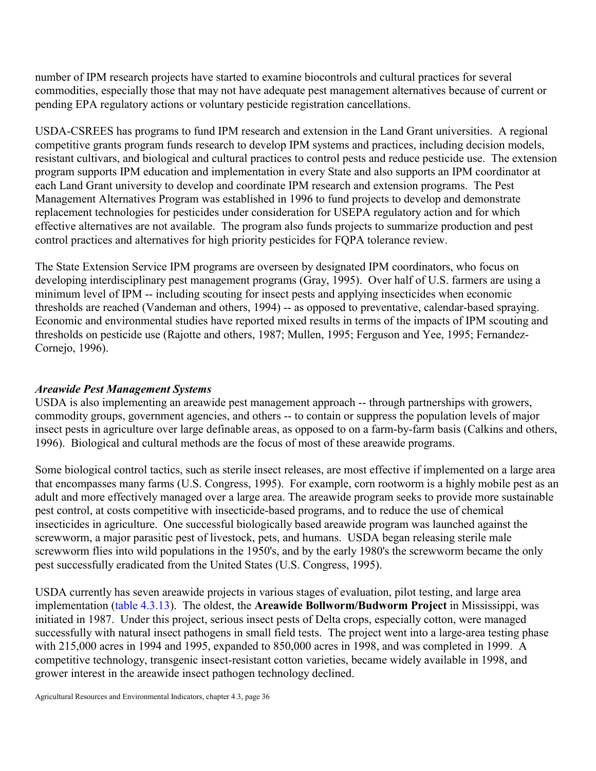number of IPM research projects have started to examine biocontrols and cultural practices for several commodities, especially those that may not have adequate pest management alternatives because of current or pending EPA regulatory actions or voluntary pesticide registration cancellations.

USDA-CSREES has programs to fund IPM research and extension in the Land Grant universities. A regional competitive grants program funds research to develop IPM systems and practices, including decision models, resistant cultivars, and biological and cultural practices to control pests and reduce pesticide use. The extension program supports IPM education and implementation in every State and also supports an IPM coordinator at each Land Grant university to develop and coordinate IPM research and extension programs. The Pest Management Alternatives Program was established in 1996 to fund projects to develop and demonstrate replacement technologies for pesticides under consideration for USEPA regulatory action and for which effective alternatives are not available. The program also funds projects to summarize production and pest control practices and alternatives for high priority pesticides for FQPA tolerance review.

The State Extension Service IPM programs are overseen by designated IPM coordinators, who focus on developing interdisciplinary pest management programs (Gray, 1995). Over half of U.S. farmers are using a minimum level of IPM -- including scouting for insect pests and applying insecticides when economic thresholds are reached (Vandeman and others, 1994) -- as opposed to preventative, calendar-based spraying. Economic and environmental studies have reported mixed results in terms of the impacts of IPM scouting and thresholds on pesticide use (Rajotte and others, 1987; Mullen, 1995; Ferguson and Yee, 1995; Fernandez-Cornejo, 1996).

### *Areawide Pest Management Systems*

USDA is also implementing an areawide pest management approach -- through partnerships with growers, commodity groups, government agencies, and others -- to contain or suppress the population levels of major insect pests in agriculture over large definable areas, as opposed to on a farm-by-farm basis (Calkins and others, 1996). Biological and cultural methods are the focus of most of these areawide programs.

Some biological control tactics, such as sterile insect releases, are most effective if implemented on a large area that encompasses many farms (U.S. Congress, 1995). For example, corn rootworm is a highly mobile pest as an adult and more effectively managed over a large area. The areawide program seeks to provide more sustainable pest control, at costs competitive with insecticide-based programs, and to reduce the use of chemical insecticides in agriculture. One successful biologically based areawide program was launched against the screwworm, a major parasitic pest of livestock, pets, and humans. USDA began releasing sterile male screwworm flies into wild populations in the 1950's, and by the early 1980's the screwworm became the only pest successfully eradicated from the United States (U.S. Congress, 1995).

USDA currently has seven areawide projects in various stages of evaluation, pilot testing, and large area implementation (table 4.3.13). The oldest, the **Areawide Bollworm/Budworm Project** in Mississippi, was initiated in 1987. Under this project, serious insect pests of Delta crops, especially cotton, were managed successfully with natural insect pathogens in small field tests. The project went into a large-area testing phase with 215,000 acres in 1994 and 1995, expanded to 850,000 acres in 1998, and was completed in 1999. A competitive technology, transgenic insect-resistant cotton varieties, became widely available in 1998, and grower interest in the areawide insect pathogen technology declined.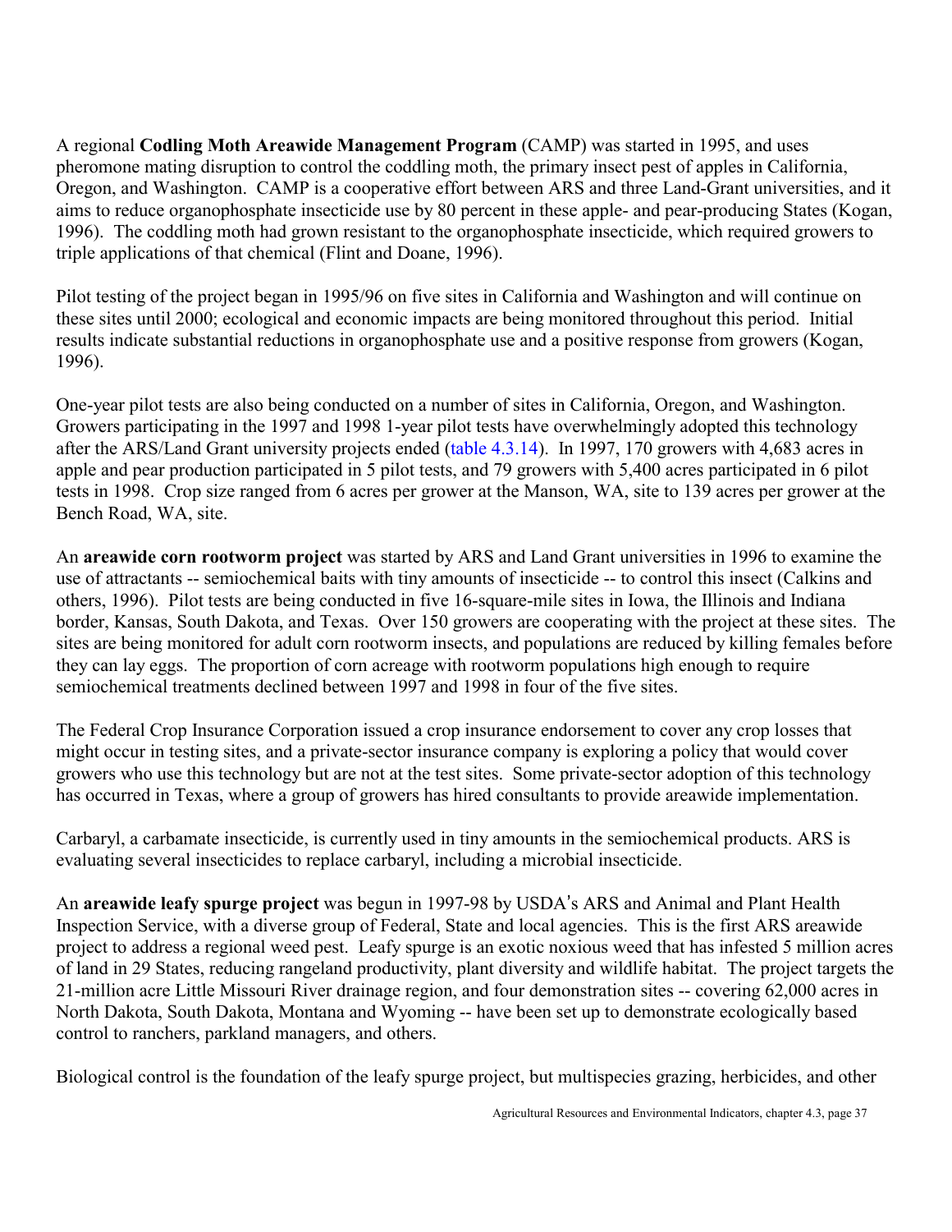A regional **Codling Moth Areawide Management Program** (CAMP) was started in 1995, and uses pheromone mating disruption to control the codling moth, the primary insect pest of apples in California, Oregon, and Washington. CAMP is a cooperative effort between ARS and three Land-Grant universities, and it aims to reduce organophosphate insecticide use by 80 percent in these apple- and pear-producing States (Kogan, 1996). The coddling moth had grown resistant to the organophosphate insecticide, which required growers to triple applications of that chemical (Flint and Doane, 1996).

Pilot testing of the project began in 1995/96 on five sites in California and Washington and will continue on these sites until 2000; ecological and economic impacts are being monitored throughout this period. Initial results indicate substantial reductions in organophosphate use and a positive response from growers (Kogan, 1996).

One-year pilot tests are also being conducted on a number of sites in California, Oregon, and Washington. Growers participating in the 1997 and 1998 1-year pilot tests have overwhelmingly adopted this technology after the ARS/Land Grant university projects ended (table 4.3.14). In 1997, 170 growers with 4,683 acres in apple and pear production participated in 5 pilot tests, and 79 growers with 5,400 acres participated in 6 pilot tests in 1998. Crop size ranged from 6 acres per grower at the Manson, WA, site to 139 acres per grower at the Bench Road, WA, site.

An **areawide corn rootworm project** was started by ARS and Land Grant universities in 1996 to examine the use of attractants -- semiochemical baits with tiny amounts of insecticide -- to control this insect (Calkins and others, 1996). Pilot tests are being conducted in five 16-square-mile sites in Iowa, the Illinois and Indiana border, Kansas, South Dakota, and Texas. Over 150 growers are cooperating with the project at these sites. The sites are being monitored for adult corn rootworm insects, and populations are reduced by killing females before they can lay eggs. The proportion of corn acreage with rootworm populations high enough to require semiochemical treatments declined between 1997 and 1998 in four of the five sites.

The Federal Crop Insurance Corporation issued a crop insurance endorsement to cover any crop losses that might occur in testing sites, and a private-sector insurance company is exploring a policy that would cover growers who use this technology but are not at the test sites. Some private-sector adoption of this technology has occurred in Texas, where a group of growers has hired consultants to provide areawide implementation.

Carbaryl, a carbamate insecticide, is currently used in tiny amounts in the semiochemical products. ARS is evaluating several insecticides to replace carbaryl, including a microbial insecticide.

An **areawide leafy spurge project** was begun in 1997-98 by USDA's ARS and Animal and Plant Health Inspection Service, with a diverse group of Federal, State and local agencies. This is the first ARS areawide project to address a regional weed pest. Leafy spurge is an exotic noxious weed that has infested 5 million acres of land in 29 States, reducing rangeland productivity, plant diversity and wildlife habitat. The project targets the 21-million acre Little Missouri River drainage region, and four demonstration sites -- covering 62,000 acres in North Dakota, South Dakota, Montana and Wyoming -- have been set up to demonstrate ecologically based control to ranchers, parkland managers, and others.

Biological control is the foundation of the leafy spurge project, but multispecies grazing, herbicides, and other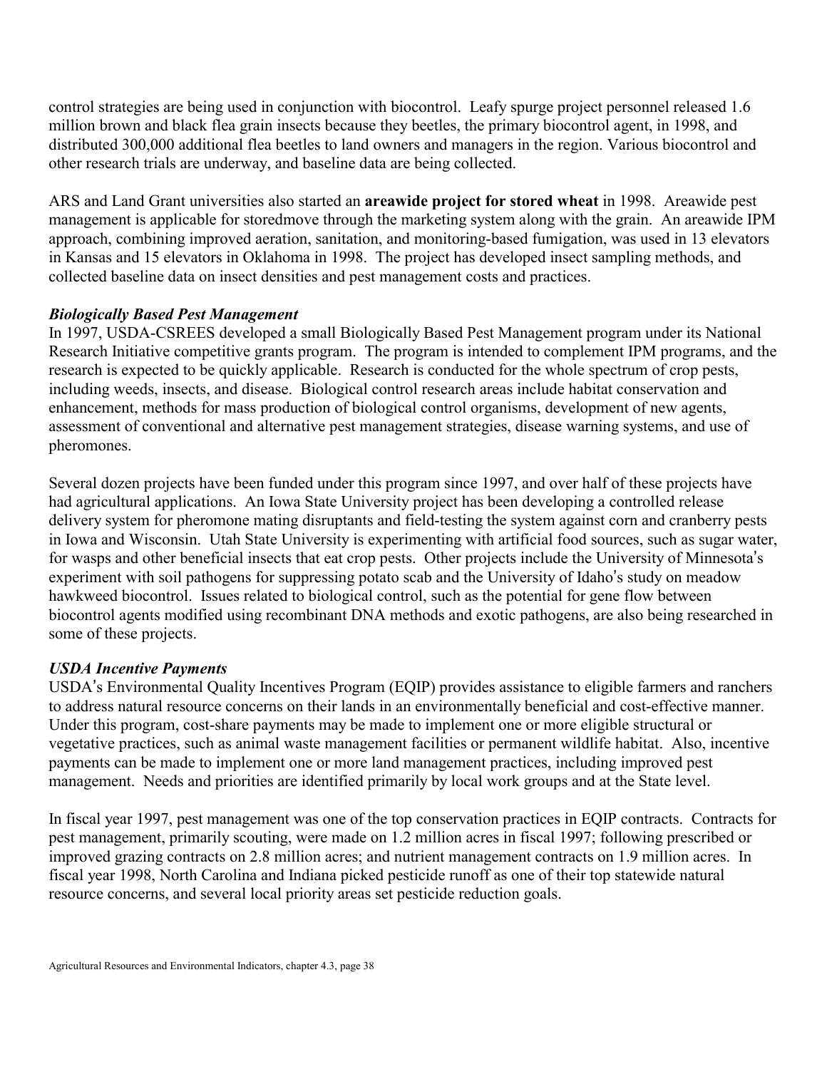control strategies are being used in conjunction with biocontrol. Leafy spurge project personnel released 1.6 million brown and black flea grain insects because they beetles, the primary biocontrol agent, in 1998, and distributed 300,000 additional flea beetles to land owners and managers in the region. Various biocontrol and other research trials are underway, and baseline data are being collected.

ARS and Land Grant universities also started an **areawide project for stored wheat** in 1998. Areawide pest management is applicable for storedmove through the marketing system along with the grain. An areawide IPM approach, combining improved aeration, sanitation, and monitoring-based fumigation, was used in 13 elevators in Kansas and 15 elevators in Oklahoma in 1998. The project has developed insect sampling methods, and collected baseline data on insect densities and pest management costs and practices.

### *Biologically Based Pest Management*

In 1997, USDA-CSREES developed a small Biologically Based Pest Management program under its National Research Initiative competitive grants program. The program is intended to complement IPM programs, and the research is expected to be quickly applicable. Research is conducted for the whole spectrum of crop pests, including weeds, insects, and disease. Biological control research areas include habitat conservation and enhancement, methods for mass production of biological control organisms, development of new agents, assessment of conventional and alternative pest management strategies, disease warning systems, and use of pheromones.

Several dozen projects have been funded under this program since 1997, and over half of these projects have had agricultural applications. An Iowa State University project has been developing a controlled release delivery system for pheromone mating disruptants and field-testing the system against corn and cranberry pests in Iowa and Wisconsin. Utah State University is experimenting with artificial food sources, such as sugar water, for wasps and other beneficial insects that eat crop pests. Other projects include the University of Minnesota's experiment with soil pathogens for suppressing potato scab and the University of Idaho's study on meadow hawkweed biocontrol. Issues related to biological control, such as the potential for gene flow between biocontrol agents modified using recombinant DNA methods and exotic pathogens, are also being researched in some of these projects.

### *USDA Incentive Payments*

USDA's Environmental Quality Incentives Program (EQIP) provides assistance to eligible farmers and ranchers to address natural resource concerns on their lands in an environmentally beneficial and cost-effective manner. Under this program, cost-share payments may be made to implement one or more eligible structural or vegetative practices, such as animal waste management facilities or permanent wildlife habitat. Also, incentive payments can be made to implement one or more land management practices, including improved pest management. Needs and priorities are identified primarily by local work groups and at the State level.

In fiscal year 1997, pest management was one of the top conservation practices in EQIP contracts. Contracts for pest management, primarily scouting, were made on 1.2 million acres in fiscal 1997; following prescribed or improved grazing contracts on 2.8 million acres; and nutrient management contracts on 1.9 million acres. In fiscal year 1998, North Carolina and Indiana picked pesticide runoff as one of their top statewide natural resource concerns, and several local priority areas set pesticide reduction goals.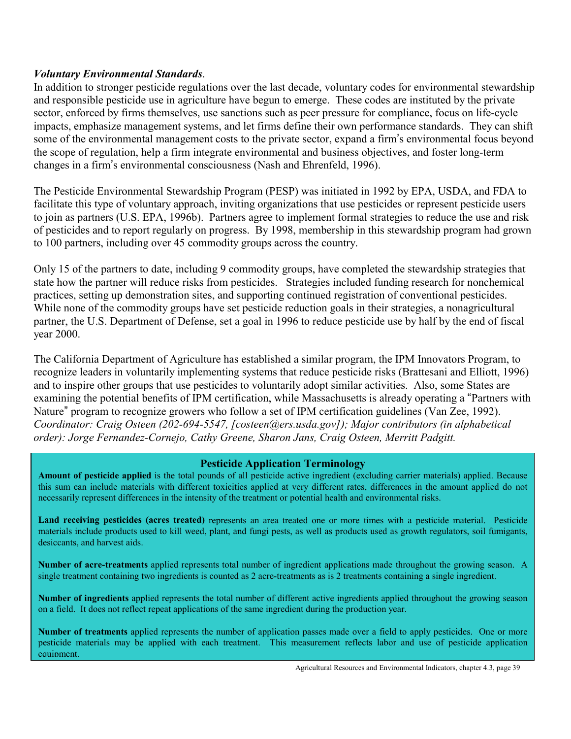***Voluntary Environmental Standards***.

In addition to stronger pesticide regulations over the last decade, voluntary codes for environmental stewardship and responsible pesticide use in agriculture have begun to emerge. These codes are instituted by the private sector, enforced by firms themselves, use sanctions such as peer pressure for compliance, focus on life-cycle impacts, emphasize management systems, and let firms define their own performance standards. They can shift some of the environmental management costs to the private sector, expand a firm's environmental focus beyond the scope of regulation, help a firm integrate environmental and business objectives, and foster long-term changes in a firm's environmental consciousness (Nash and Ehrenfeld, 1996).

The Pesticide Environmental Stewardship Program (PESP) was initiated in 1992 by EPA, USDA, and FDA to facilitate this type of voluntary approach, inviting organizations that use pesticides or represent pesticide users to join as partners (U.S. EPA, 1996b). Partners agree to implement formal strategies to reduce the use and risk of pesticides and to report regularly on progress. By 1998, membership in this stewardship program had grown to 100 partners, including over 45 commodity groups across the country.

Only 15 of the partners to date, including 9 commodity groups, have completed the stewardship strategies that state how the partner will reduce risks from pesticides. Strategies included funding research for nonchemical practices, setting up demonstration sites, and supporting continued registration of conventional pesticides. While none of the commodity groups have set pesticide reduction goals in their strategies, a nonagricultural partner, the U.S. Department of Defense, set a goal in 1996 to reduce pesticide use by half by the end of fiscal year 2000.

The California Department of Agriculture has established a similar program, the IPM Innovators Program, to recognize leaders in voluntarily implementing systems that reduce pesticide risks (Brattesani and Elliott, 1996) and to inspire other groups that use pesticides to voluntarily adopt similar activities. Also, some States are examining the potential benefits of IPM certification, while Massachusetts is already operating a "Partners with Nature" program to recognize growers who follow a set of IPM certification guidelines (Van Zee, 1992).
*Coordinator: Craig Osteen (202-694-5547, [costeen@ers.usda.gov]); Major contributors (in alphabetical order): Jorge Fernandez-Cornejo, Cathy Greene, Sharon Jans, Craig Osteen, Merritt Padgitt.*

### Pesticide Application Terminology

**Amount of pesticide applied** is the total pounds of all pesticide active ingredient (excluding carrier materials) applied. Because this sum can include materials with different toxicities applied at very different rates, differences in the amount applied do not necessarily represent differences in the intensity of the treatment or potential health and environmental risks.

**Land receiving pesticides (acres treated)** represents an area treated one or more times with a pesticide material. Pesticide materials include products used to kill weed, plant, and fungi pests, as well as products used as growth regulators, soil fumigants, desiccants, and harvest aids.

**Number of acre-treatments** applied represents total number of ingredient applications made throughout the growing season. A single treatment containing two ingredients is counted as 2 acre-treatments as is 2 treatments containing a single ingredient.

**Number of ingredients** applied represents the total number of different active ingredients applied throughout the growing season on a field. It does not reflect repeat applications of the same ingredient during the production year.

**Number of treatments** applied represents the number of application passes made over a field to apply pesticides. One or more pesticide materials may be applied with each treatment. This measurement reflects labor and use of pesticide application equipment.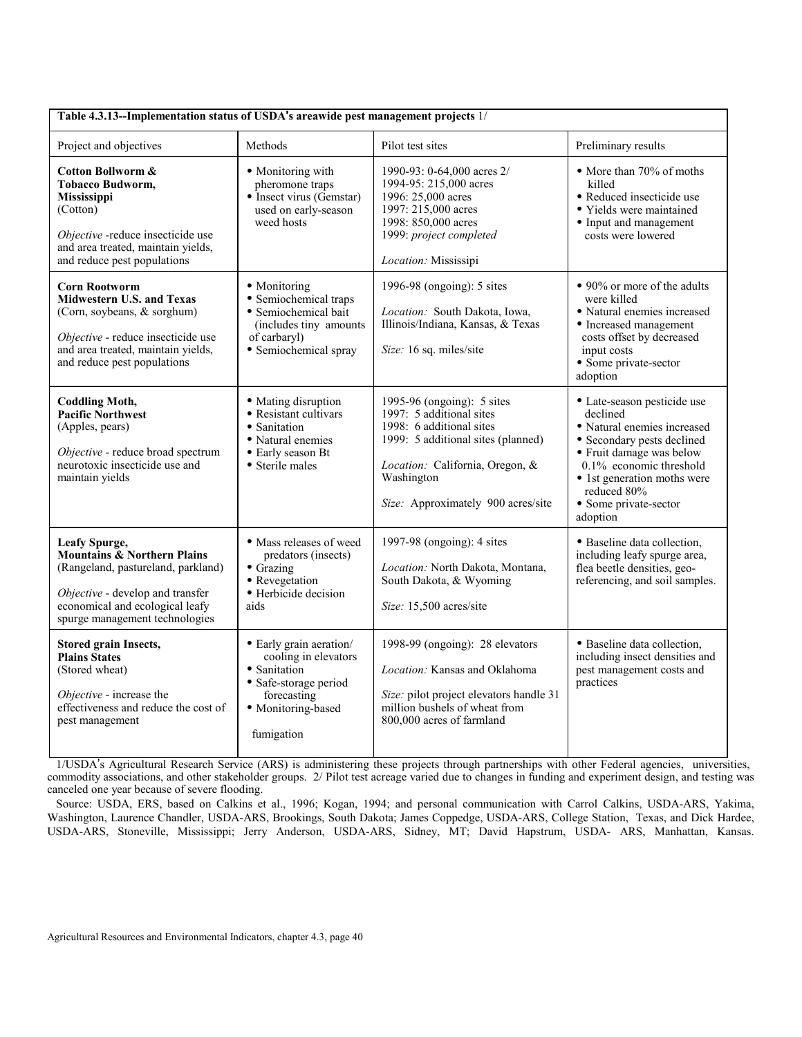**Table 4.3.13--Implementation status of USDA's areawide pest management projects** 1/

| Project and objectives | Methods | Pilot test sites | Preliminary results |
|---|---|---|---|
| **Cotton Bollworm & Tobacco Budworm, Mississippi** (Cotton)<br>*Objective* -reduce insecticide use and area treated, maintain yields, and reduce pest populations | • Monitoring with pheromone traps<br>• Insect virus (Gemstar) used on early-season weed hosts | 1990-93: 0-64,000 acres 2/<br>1994-95: 215,000 acres<br>1996: 25,000 acres<br>1997: 215,000 acres<br>1998: 850,000 acres<br>1999: *project completed*<br>*Location:* Mississipi | • More than 70% of moths killed<br>• Reduced insecticide use<br>• Yields were maintained<br>• Input and management costs were lowered |
| **Corn Rootworm Midwestern U.S. and Texas** (Corn, soybeans, & sorghum)<br>*Objective* - reduce insecticide use and area treated, maintain yields, and reduce pest populations | • Monitoring<br>• Semiochemical traps<br>• Semiochemical bait (includes tiny amounts of carbaryl)<br>• Semiochemical spray | 1996-98 (ongoing): 5 sites<br>*Location:* South Dakota, Iowa, Illinois/Indiana, Kansas, & Texas<br>*Size:* 16 sq. miles/site | • 90% or more of the adults were killed<br>• Natural enemies increased<br>• Increased management costs offset by decreased input costs<br>• Some private-sector adoption |
| **Coddling Moth, Pacific Northwest** (Apples, pears)<br>*Objective* - reduce broad spectrum neurotoxic insecticide use and maintain yields | • Mating disruption<br>• Resistant cultivars<br>• Sanitation<br>• Natural enemies<br>• Early season Bt<br>• Sterile males | 1995-96 (ongoing): 5 sites<br>1997: 5 additional sites<br>1998: 6 additional sites<br>1999: 5 additional sites (planned)<br>*Location:* California, Oregon, & Washington<br>*Size:* Approximately 900 acres/site | • Late-season pesticide use declined<br>• Natural enemies increased<br>• Secondary pests declined<br>• Fruit damage was below 0.1% economic threshold<br>• 1st generation moths were reduced 80%<br>• Some private-sector adoption |
| **Leafy Spurge, Mountains & Northern Plains** (Rangeland, pastureland, parkland)<br>*Objective* - develop and transfer economical and ecological leafy spurge management technologies | • Mass releases of weed predators (insects)<br>• Grazing<br>• Revegetation<br>• Herbicide decision aids | 1997-98 (ongoing): 4 sites<br>*Location:* North Dakota, Montana, South Dakota, & Wyoming<br>*Size:* 15,500 acres/site | • Baseline data collection, including leafy spurge area, flea beetle densities, geo-referencing, and soil samples. |
| **Stored grain Insects, Plains States** (Stored wheat)<br>*Objective* - increase the effectiveness and reduce the cost of pest management | • Early grain aeration/ cooling in elevators<br>• Sanitation<br>• Safe-storage period forecasting<br>• Monitoring-based fumigation | 1998-99 (ongoing): 28 elevators<br>*Location:* Kansas and Oklahoma<br>*Size:* pilot project elevators handle 31 million bushels of wheat from 800,000 acres of farmland | • Baseline data collection, including insect densities and pest management costs and practices |

1/USDA's Agricultural Research Service (ARS) is administering these projects through partnerships with other Federal agencies, universities, commodity associations, and other stakeholder groups. 2/ Pilot test acreage varied due to changes in funding and experiment design, and testing was canceled one year because of severe flooding.

Source: USDA, ERS, based on Calkins et al., 1996; Kogan, 1994; and personal communication with Carrol Calkins, USDA-ARS, Yakima, Washington, Laurence Chandler, USDA-ARS, Brookings, South Dakota; James Coppedge, USDA-ARS, College Station, Texas, and Dick Hardee, USDA-ARS, Stoneville, Mississippi; Jerry Anderson, USDA-ARS, Sidney, MT; David Hapstrum, USDA- ARS, Manhattan, Kansas.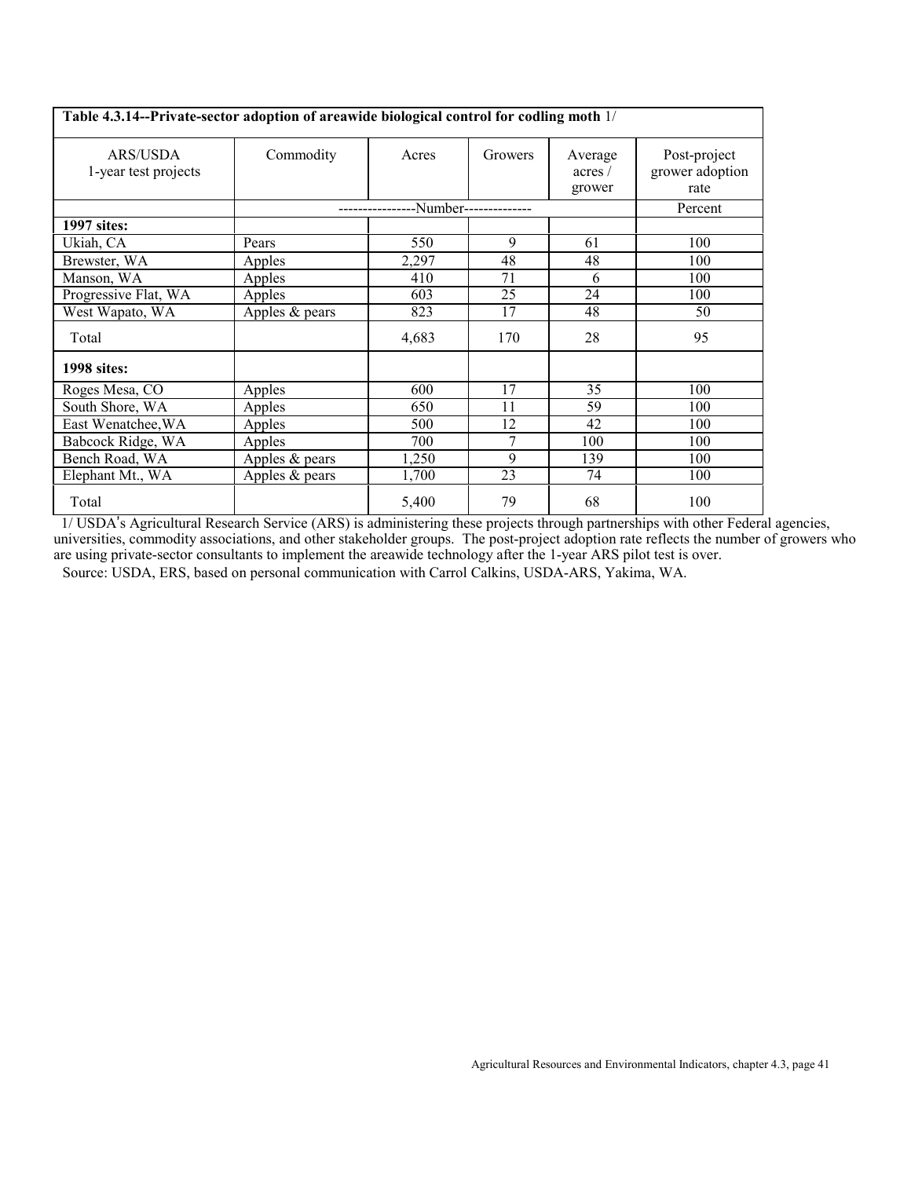**Table 4.3.14--Private-sector adoption of areawide biological control for codling moth** 1/

| ARS/USDA 1-year test projects | Commodity | Acres | Growers | Average acres / grower | Post-project grower adoption rate |
|---|---|---|---|---|---|
| | ----------------Number-------------- | | | | Percent |
| **1997 sites:** | | | | | |
| Ukiah, CA | Pears | 550 | 9 | 61 | 100 |
| Brewster, WA | Apples | 2,297 | 48 | 48 | 100 |
| Manson, WA | Apples | 410 | 71 | 6 | 100 |
| Progressive Flat, WA | Apples | 603 | 25 | 24 | 100 |
| West Wapato, WA | Apples & pears | 823 | 17 | 48 | 50 |
| Total | | 4,683 | 170 | 28 | 95 |
| **1998 sites:** | | | | | |
| Roges Mesa, CO | Apples | 600 | 17 | 35 | 100 |
| South Shore, WA | Apples | 650 | 11 | 59 | 100 |
| East Wenatchee,WA | Apples | 500 | 12 | 42 | 100 |
| Babcock Ridge, WA | Apples | 700 | 7 | 100 | 100 |
| Bench Road, WA | Apples & pears | 1,250 | 9 | 139 | 100 |
| Elephant Mt., WA | Apples & pears | 1,700 | 23 | 74 | 100 |
| Total | | 5,400 | 79 | 68 | 100 |

1/ USDA's Agricultural Research Service (ARS) is administering these projects through partnerships with other Federal agencies, universities, commodity associations, and other stakeholder groups. The post-project adoption rate reflects the number of growers who are using private-sector consultants to implement the areawide technology after the 1-year ARS pilot test is over.

Source: USDA, ERS, based on personal communication with Carrol Calkins, USDA-ARS, Yakima, WA.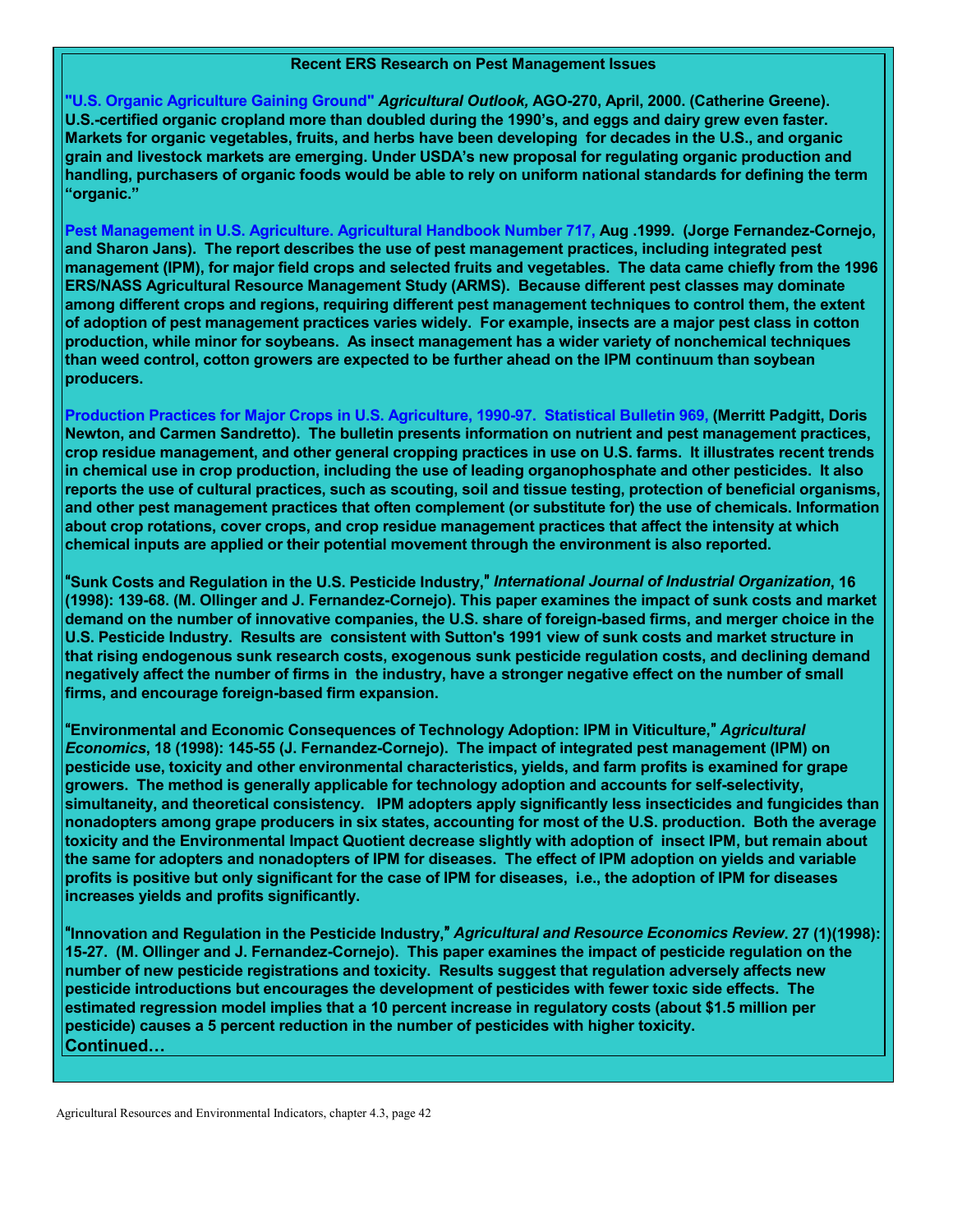## Recent ERS Research on Pest Management Issues

**"U.S. Organic Agriculture Gaining Ground"** ***Agricultural Outlook,*** **AGO-270, April, 2000. (Catherine Greene). U.S.-certified organic cropland more than doubled during the 1990's, and eggs and dairy grew even faster. Markets for organic vegetables, fruits, and herbs have been developing for decades in the U.S., and organic grain and livestock markets are emerging. Under USDA's new proposal for regulating organic production and handling, purchasers of organic foods would be able to rely on uniform national standards for defining the term "organic."**

**Pest Management in U.S. Agriculture. Agricultural Handbook Number 717, Aug .1999. (Jorge Fernandez-Cornejo, and Sharon Jans). The report describes the use of pest management practices, including integrated pest management (IPM), for major field crops and selected fruits and vegetables. The data came chiefly from the 1996 ERS/NASS Agricultural Resource Management Study (ARMS). Because different pest classes may dominate among different crops and regions, requiring different pest management techniques to control them, the extent of adoption of pest management practices varies widely. For example, insects are a major pest class in cotton production, while minor for soybeans. As insect management has a wider variety of nonchemical techniques than weed control, cotton growers are expected to be further ahead on the IPM continuum than soybean producers.**

**Production Practices for Major Crops in U.S. Agriculture, 1990-97. Statistical Bulletin 969, (Merritt Padgitt, Doris Newton, and Carmen Sandretto). The bulletin presents information on nutrient and pest management practices, crop residue management, and other general cropping practices in use on U.S. farms. It illustrates recent trends in chemical use in crop production, including the use of leading organophosphate and other pesticides. It also reports the use of cultural practices, such as scouting, soil and tissue testing, protection of beneficial organisms, and other pest management practices that often complement (or substitute for) the use of chemicals. Information about crop rotations, cover crops, and crop residue management practices that affect the intensity at which chemical inputs are applied or their potential movement through the environment is also reported.**

**"Sunk Costs and Regulation in the U.S. Pesticide Industry,"** ***International Journal of Industrial Organization*****, 16 (1998): 139-68. (M. Ollinger and J. Fernandez-Cornejo). This paper examines the impact of sunk costs and market demand on the number of innovative companies, the U.S. share of foreign-based firms, and merger choice in the U.S. Pesticide Industry. Results are consistent with Sutton's 1991 view of sunk costs and market structure in that rising endogenous sunk research costs, exogenous sunk pesticide regulation costs, and declining demand negatively affect the number of firms in the industry, have a stronger negative effect on the number of small firms, and encourage foreign-based firm expansion.**

**"Environmental and Economic Consequences of Technology Adoption: IPM in Viticulture,"** ***Agricultural Economics*****, 18 (1998): 145-55 (J. Fernandez-Cornejo). The impact of integrated pest management (IPM) on pesticide use, toxicity and other environmental characteristics, yields, and farm profits is examined for grape growers. The method is generally applicable for technology adoption and accounts for self-selectivity, simultaneity, and theoretical consistency. IPM adopters apply significantly less insecticides and fungicides than nonadopters among grape producers in six states, accounting for most of the U.S. production. Both the average toxicity and the Environmental Impact Quotient decrease slightly with adoption of insect IPM, but remain about the same for adopters and nonadopters of IPM for diseases. The effect of IPM adoption on yields and variable profits is positive but only significant for the case of IPM for diseases, i.e., the adoption of IPM for diseases increases yields and profits significantly.**

**"Innovation and Regulation in the Pesticide Industry,"** ***Agricultural and Resource Economics Review*****. 27 (1)(1998): 15-27. (M. Ollinger and J. Fernandez-Cornejo). This paper examines the impact of pesticide regulation on the number of new pesticide registrations and toxicity. Results suggest that regulation adversely affects new pesticide introductions but encourages the development of pesticides with fewer toxic side effects. The estimated regression model implies that a 10 percent increase in regulatory costs (about $1.5 million per pesticide) causes a 5 percent reduction in the number of pesticides with higher toxicity.**

**Continued…**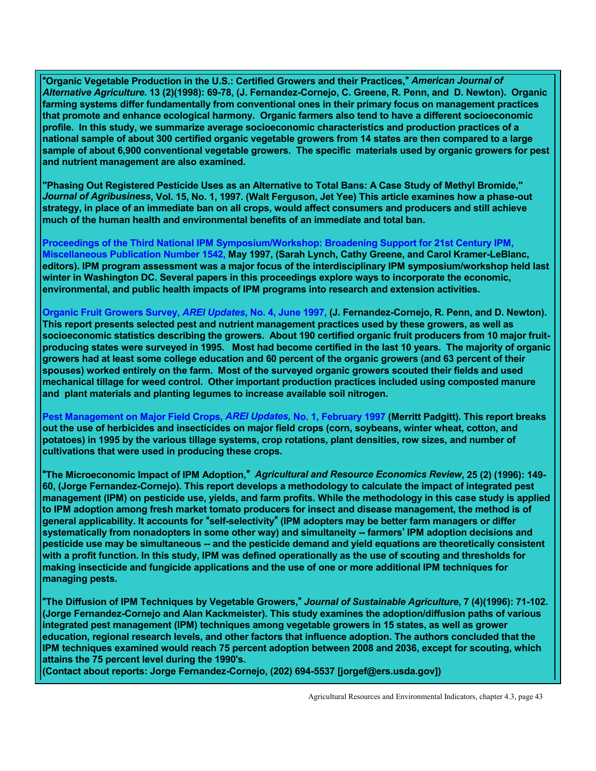**"Organic Vegetable Production in the U.S.: Certified Growers and their Practices,"** ***American Journal of Alternative Agriculture*****. 13 (2)(1998): 69-78, (J. Fernandez-Cornejo, C. Greene, R. Penn, and D. Newton). Organic farming systems differ fundamentally from conventional ones in their primary focus on management practices that promote and enhance ecological harmony. Organic farmers also tend to have a different socioeconomic profile. In this study, we summarize average socioeconomic characteristics and production practices of a national sample of about 300 certified organic vegetable growers from 14 states are then compared to a large sample of about 6,900 conventional vegetable growers. The specific materials used by organic growers for pest and nutrient management are also examined.**

**"Phasing Out Registered Pesticide Uses as an Alternative to Total Bans: A Case Study of Methyl Bromide,"** ***Journal of Agribusiness*****, Vol. 15, No. 1, 1997. (Walt Ferguson, Jet Yee) This article examines how a phase-out strategy, in place of an immediate ban on all crops, would affect consumers and producers and still achieve much of the human health and environmental benefits of an immediate and total ban.**

**Proceedings of the Third National IPM Symposium/Workshop: Broadening Support for 21st Century IPM, Miscellaneous Publication Number 1542, May 1997, (Sarah Lynch, Cathy Greene, and Carol Kramer-LeBlanc, editors). IPM program assessment was a major focus of the interdisciplinary IPM symposium/workshop held last winter in Washington DC. Several papers in this proceedings explore ways to incorporate the economic, environmental, and public health impacts of IPM programs into research and extension activities.**

**Organic Fruit Growers Survey,** ***AREI Updates*****, No. 4, June 1997, (J. Fernandez-Cornejo, R. Penn, and D. Newton). This report presents selected pest and nutrient management practices used by these growers, as well as socioeconomic statistics describing the growers. About 190 certified organic fruit producers from 10 major fruit-producing states were surveyed in 1995. Most had become certified in the last 10 years. The majority of organic growers had at least some college education and 60 percent of the organic growers (and 63 percent of their spouses) worked entirely on the farm. Most of the surveyed organic growers scouted their fields and used mechanical tillage for weed control. Other important production practices included using composted manure and plant materials and planting legumes to increase available soil nitrogen.**

**Pest Management on Major Field Crops,** ***AREI Updates,*** **No. 1, February 1997 (Merritt Padgitt). This report breaks out the use of herbicides and insecticides on major field crops (corn, soybeans, winter wheat, cotton, and potatoes) in 1995 by the various tillage systems, crop rotations, plant densities, row sizes, and number of cultivations that were used in producing these crops.**

**"The Microeconomic Impact of IPM Adoption,"** ***Agricultural and Resource Economics Review*****, 25 (2) (1996): 149-60, (Jorge Fernandez-Cornejo). This report develops a methodology to calculate the impact of integrated pest management (IPM) on pesticide use, yields, and farm profits. While the methodology in this case study is applied to IPM adoption among fresh market tomato producers for insect and disease management, the method is of general applicability. It accounts for "self-selectivity" (IPM adopters may be better farm managers or differ systematically from nonadopters in some other way) and simultaneity -- farmers' IPM adoption decisions and pesticide use may be simultaneous -- and the pesticide demand and yield equations are theoretically consistent with a profit function. In this study, IPM was defined operationally as the use of scouting and thresholds for making insecticide and fungicide applications and the use of one or more additional IPM techniques for managing pests.**

**"The Diffusion of IPM Techniques by Vegetable Growers,"** ***Journal of Sustainable Agriculture*****, 7 (4)(1996): 71-102. (Jorge Fernandez-Cornejo and Alan Kackmeister). This study examines the adoption/diffusion paths of various integrated pest management (IPM) techniques among vegetable growers in 15 states, as well as grower education, regional research levels, and other factors that influence adoption. The authors concluded that the IPM techniques examined would reach 75 percent adoption between 2008 and 2036, except for scouting, which attains the 75 percent level during the 1990's.**

**(Contact about reports: Jorge Fernandez-Cornejo, (202) 694-5537 [jorgef@ers.usda.gov])**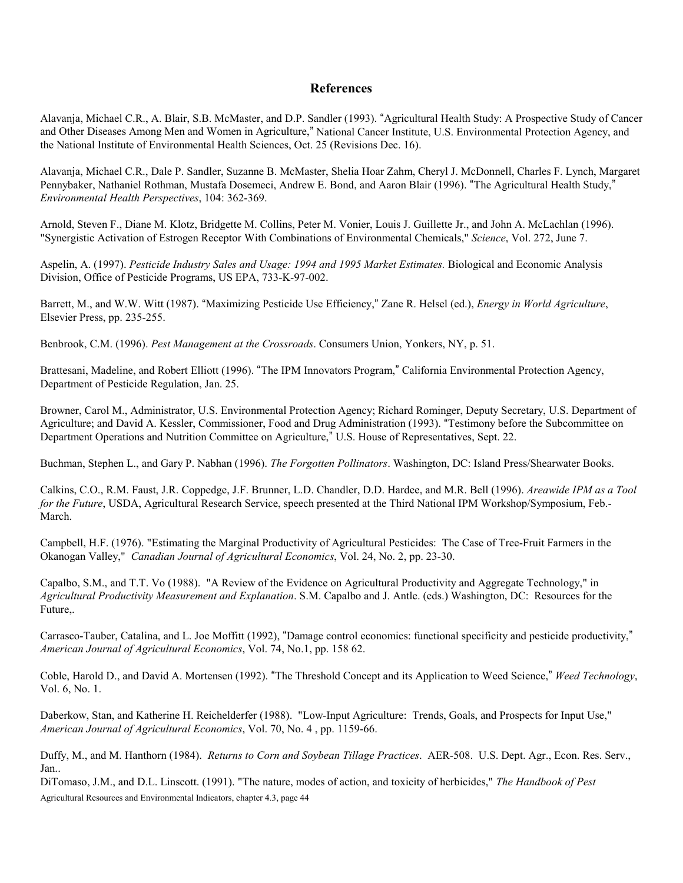## References

Alavanja, Michael C.R., A. Blair, S.B. McMaster, and D.P. Sandler (1993). "Agricultural Health Study: A Prospective Study of Cancer and Other Diseases Among Men and Women in Agriculture," National Cancer Institute, U.S. Environmental Protection Agency, and the National Institute of Environmental Health Sciences, Oct. 25 (Revisions Dec. 16).

Alavanja, Michael C.R., Dale P. Sandler, Suzanne B. McMaster, Shelia Hoar Zahm, Cheryl J. McDonnell, Charles F. Lynch, Margaret Pennybaker, Nathaniel Rothman, Mustafa Dosemeci, Andrew E. Bond, and Aaron Blair (1996). "The Agricultural Health Study," *Environmental Health Perspectives*, 104: 362-369.

Arnold, Steven F., Diane M. Klotz, Bridgette M. Collins, Peter M. Vonier, Louis J. Guillette Jr., and John A. McLachlan (1996). "Synergistic Activation of Estrogen Receptor With Combinations of Environmental Chemicals," *Science*, Vol. 272, June 7.

Aspelin, A. (1997). *Pesticide Industry Sales and Usage: 1994 and 1995 Market Estimates.* Biological and Economic Analysis Division, Office of Pesticide Programs, US EPA, 733-K-97-002.

Barrett, M., and W.W. Witt (1987). "Maximizing Pesticide Use Efficiency," Zane R. Helsel (ed.), *Energy in World Agriculture*, Elsevier Press, pp. 235-255.

Benbrook, C.M. (1996). *Pest Management at the Crossroads*. Consumers Union, Yonkers, NY, p. 51.

Brattesani, Madeline, and Robert Elliott (1996). "The IPM Innovators Program," California Environmental Protection Agency, Department of Pesticide Regulation, Jan. 25.

Browner, Carol M., Administrator, U.S. Environmental Protection Agency; Richard Rominger, Deputy Secretary, U.S. Department of Agriculture; and David A. Kessler, Commissioner, Food and Drug Administration (1993). "Testimony before the Subcommittee on Department Operations and Nutrition Committee on Agriculture," U.S. House of Representatives, Sept. 22.

Buchman, Stephen L., and Gary P. Nabhan (1996). *The Forgotten Pollinators*. Washington, DC: Island Press/Shearwater Books.

Calkins, C.O., R.M. Faust, J.R. Coppedge, J.F. Brunner, L.D. Chandler, D.D. Hardee, and M.R. Bell (1996). *Areawide IPM as a Tool for the Future*, USDA, Agricultural Research Service, speech presented at the Third National IPM Workshop/Symposium, Feb.-March.

Campbell, H.F. (1976). "Estimating the Marginal Productivity of Agricultural Pesticides: The Case of Tree-Fruit Farmers in the Okanogan Valley," *Canadian Journal of Agricultural Economics*, Vol. 24, No. 2, pp. 23-30.

Capalbo, S.M., and T.T. Vo (1988). "A Review of the Evidence on Agricultural Productivity and Aggregate Technology," in *Agricultural Productivity Measurement and Explanation*. S.M. Capalbo and J. Antle. (eds.) Washington, DC: Resources for the Future,.

Carrasco-Tauber, Catalina, and L. Joe Moffitt (1992), "Damage control economics: functional specificity and pesticide productivity," *American Journal of Agricultural Economics*, Vol. 74, No.1, pp. 158 62.

Coble, Harold D., and David A. Mortensen (1992). "The Threshold Concept and its Application to Weed Science," *Weed Technology*, Vol. 6, No. 1.

Daberkow, Stan, and Katherine H. Reichelderfer (1988). "Low-Input Agriculture: Trends, Goals, and Prospects for Input Use," *American Journal of Agricultural Economics*, Vol. 70, No. 4 , pp. 1159-66.

Duffy, M., and M. Hanthorn (1984). *Returns to Corn and Soybean Tillage Practices*. AER-508. U.S. Dept. Agr., Econ. Res. Serv., Jan..

DiTomaso, J.M., and D.L. Linscott. (1991). "The nature, modes of action, and toxicity of herbicides," *The Handbook of Pest*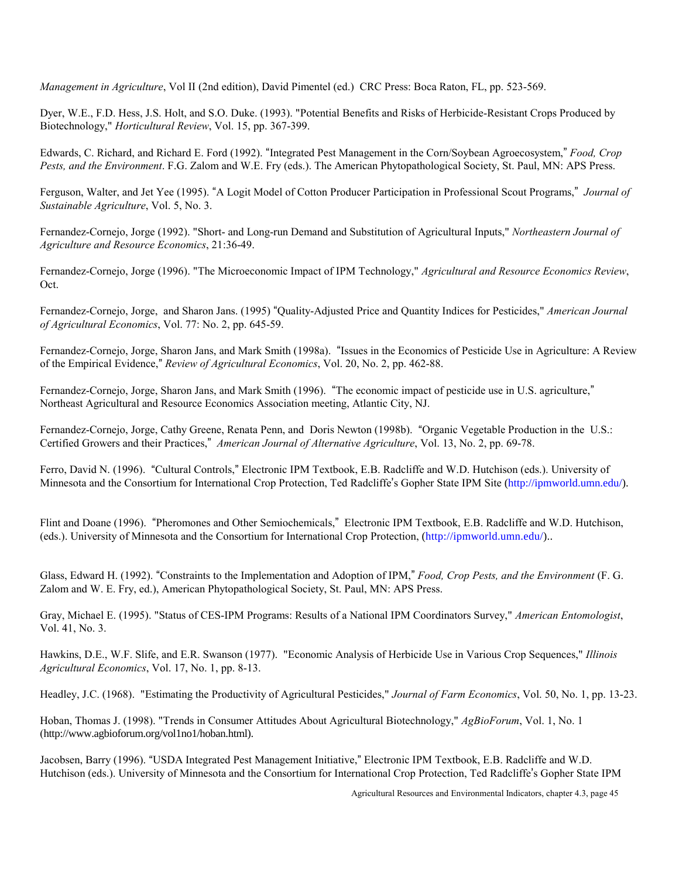*Management in Agriculture*, Vol II (2nd edition), David Pimentel (ed.) CRC Press: Boca Raton, FL, pp. 523-569.

Dyer, W.E., F.D. Hess, J.S. Holt, and S.O. Duke. (1993). "Potential Benefits and Risks of Herbicide-Resistant Crops Produced by Biotechnology," *Horticultural Review*, Vol. 15, pp. 367-399.

Edwards, C. Richard, and Richard E. Ford (1992). "Integrated Pest Management in the Corn/Soybean Agroecosystem," *Food, Crop Pests, and the Environment*. F.G. Zalom and W.E. Fry (eds.). The American Phytopathological Society, St. Paul, MN: APS Press.

Ferguson, Walter, and Jet Yee (1995). "A Logit Model of Cotton Producer Participation in Professional Scout Programs," *Journal of Sustainable Agriculture*, Vol. 5, No. 3.

Fernandez-Cornejo, Jorge (1992). "Short- and Long-run Demand and Substitution of Agricultural Inputs," *Northeastern Journal of Agriculture and Resource Economics*, 21:36-49.

Fernandez-Cornejo, Jorge (1996). "The Microeconomic Impact of IPM Technology," *Agricultural and Resource Economics Review*, Oct.

Fernandez-Cornejo, Jorge, and Sharon Jans. (1995) "Quality-Adjusted Price and Quantity Indices for Pesticides," *American Journal of Agricultural Economics*, Vol. 77: No. 2, pp. 645-59.

Fernandez-Cornejo, Jorge, Sharon Jans, and Mark Smith (1998a). "Issues in the Economics of Pesticide Use in Agriculture: A Review of the Empirical Evidence," *Review of Agricultural Economics*, Vol. 20, No. 2, pp. 462-88.

Fernandez-Cornejo, Jorge, Sharon Jans, and Mark Smith (1996). "The economic impact of pesticide use in U.S. agriculture," Northeast Agricultural and Resource Economics Association meeting, Atlantic City, NJ.

Fernandez-Cornejo, Jorge, Cathy Greene, Renata Penn, and Doris Newton (1998b). "Organic Vegetable Production in the U.S.: Certified Growers and their Practices," *American Journal of Alternative Agriculture*, Vol. 13, No. 2, pp. 69-78.

Ferro, David N. (1996). "Cultural Controls," Electronic IPM Textbook, E.B. Radcliffe and W.D. Hutchison (eds.). University of Minnesota and the Consortium for International Crop Protection, Ted Radcliffe's Gopher State IPM Site (http://ipmworld.umn.edu/).

Flint and Doane (1996). "Pheromones and Other Semiochemicals," Electronic IPM Textbook, E.B. Radcliffe and W.D. Hutchison, (eds.). University of Minnesota and the Consortium for International Crop Protection, (http://ipmworld.umn.edu/)..

Glass, Edward H. (1992). "Constraints to the Implementation and Adoption of IPM," *Food, Crop Pests, and the Environment* (F. G. Zalom and W. E. Fry, ed.), American Phytopathological Society, St. Paul, MN: APS Press.

Gray, Michael E. (1995). "Status of CES-IPM Programs: Results of a National IPM Coordinators Survey," *American Entomologist*, Vol. 41, No. 3.

Hawkins, D.E., W.F. Slife, and E.R. Swanson (1977). "Economic Analysis of Herbicide Use in Various Crop Sequences," *Illinois Agricultural Economics*, Vol. 17, No. 1, pp. 8-13.

Headley, J.C. (1968). "Estimating the Productivity of Agricultural Pesticides," *Journal of Farm Economics*, Vol. 50, No. 1, pp. 13-23.

Hoban, Thomas J. (1998). "Trends in Consumer Attitudes About Agricultural Biotechnology," *AgBioForum*, Vol. 1, No. 1 (http://www.agbioforum.org/vol1no1/hoban.html).

Jacobsen, Barry (1996). "USDA Integrated Pest Management Initiative," Electronic IPM Textbook, E.B. Radcliffe and W.D. Hutchison (eds.). University of Minnesota and the Consortium for International Crop Protection, Ted Radcliffe's Gopher State IPM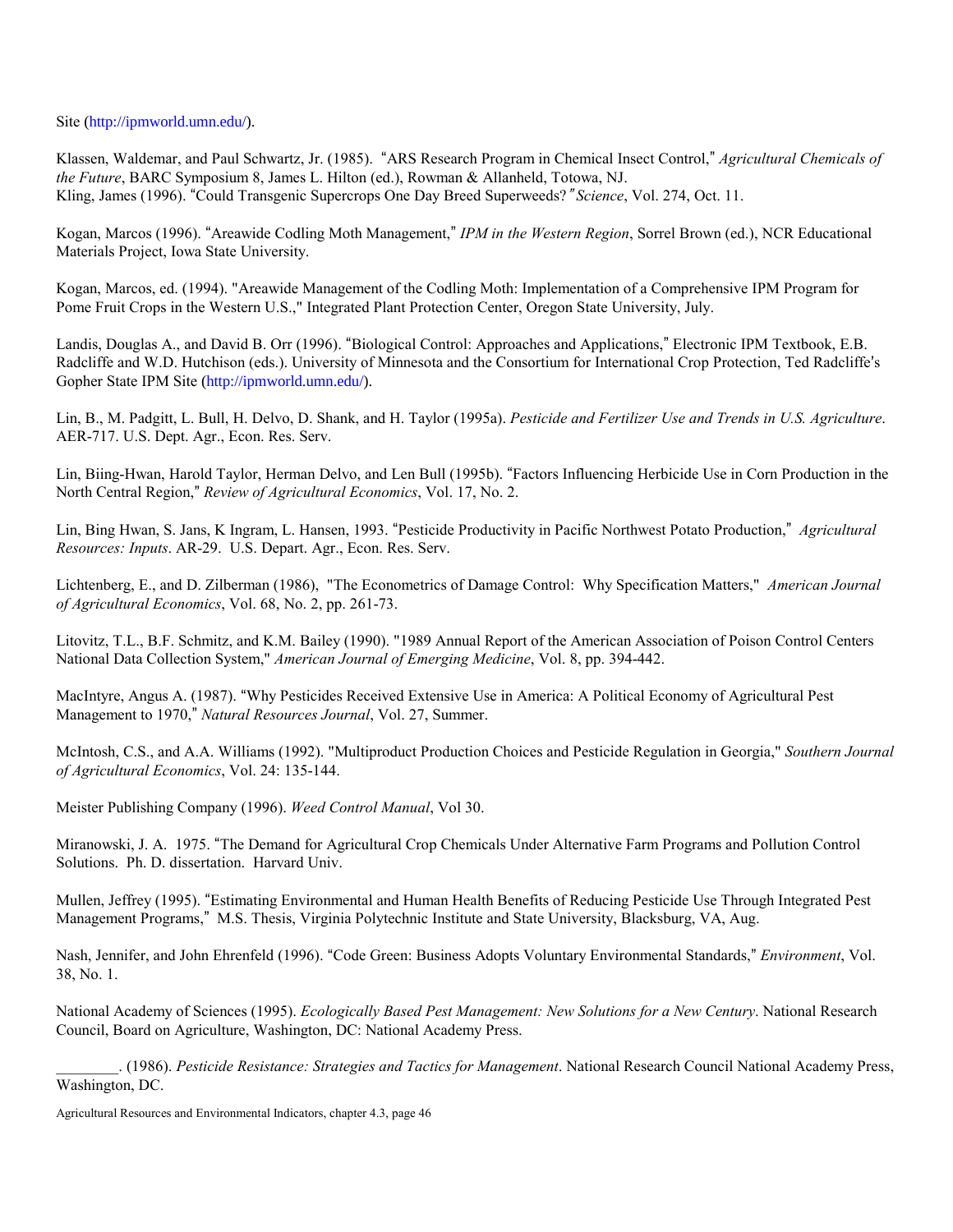Site (http://ipmworld.umn.edu/).

Klassen, Waldemar, and Paul Schwartz, Jr. (1985). "ARS Research Program in Chemical Insect Control," *Agricultural Chemicals of the Future*, BARC Symposium 8, James L. Hilton (ed.), Rowman & Allanheld, Totowa, NJ.
Kling, James (1996). "Could Transgenic Supercrops One Day Breed Superweeds?" *Science*, Vol. 274, Oct. 11.

Kogan, Marcos (1996). "Areawide Codling Moth Management," *IPM in the Western Region*, Sorrel Brown (ed.), NCR Educational Materials Project, Iowa State University.

Kogan, Marcos, ed. (1994). "Areawide Management of the Codling Moth: Implementation of a Comprehensive IPM Program for Pome Fruit Crops in the Western U.S.," Integrated Plant Protection Center, Oregon State University, July.

Landis, Douglas A., and David B. Orr (1996). "Biological Control: Approaches and Applications," Electronic IPM Textbook, E.B. Radcliffe and W.D. Hutchison (eds.). University of Minnesota and the Consortium for International Crop Protection, Ted Radcliffe's Gopher State IPM Site (http://ipmworld.umn.edu/).

Lin, B., M. Padgitt, L. Bull, H. Delvo, D. Shank, and H. Taylor (1995a). *Pesticide and Fertilizer Use and Trends in U.S. Agriculture*. AER-717. U.S. Dept. Agr., Econ. Res. Serv.

Lin, Biing-Hwan, Harold Taylor, Herman Delvo, and Len Bull (1995b). "Factors Influencing Herbicide Use in Corn Production in the North Central Region," *Review of Agricultural Economics*, Vol. 17, No. 2.

Lin, Bing Hwan, S. Jans, K Ingram, L. Hansen, 1993. "Pesticide Productivity in Pacific Northwest Potato Production," *Agricultural Resources: Inputs*. AR-29. U.S. Depart. Agr., Econ. Res. Serv.

Lichtenberg, E., and D. Zilberman (1986), "The Econometrics of Damage Control: Why Specification Matters," *American Journal of Agricultural Economics*, Vol. 68, No. 2, pp. 261-73.

Litovitz, T.L., B.F. Schmitz, and K.M. Bailey (1990). "1989 Annual Report of the American Association of Poison Control Centers National Data Collection System," *American Journal of Emerging Medicine*, Vol. 8, pp. 394-442.

MacIntyre, Angus A. (1987). "Why Pesticides Received Extensive Use in America: A Political Economy of Agricultural Pest Management to 1970," *Natural Resources Journal*, Vol. 27, Summer.

McIntosh, C.S., and A.A. Williams (1992). "Multiproduct Production Choices and Pesticide Regulation in Georgia," *Southern Journal of Agricultural Economics*, Vol. 24: 135-144.

Meister Publishing Company (1996). *Weed Control Manual*, Vol 30.

Miranowski, J. A. 1975. "The Demand for Agricultural Crop Chemicals Under Alternative Farm Programs and Pollution Control Solutions. Ph. D. dissertation. Harvard Univ.

Mullen, Jeffrey (1995). "Estimating Environmental and Human Health Benefits of Reducing Pesticide Use Through Integrated Pest Management Programs," M.S. Thesis, Virginia Polytechnic Institute and State University, Blacksburg, VA, Aug.

Nash, Jennifer, and John Ehrenfeld (1996). "Code Green: Business Adopts Voluntary Environmental Standards," *Environment*, Vol. 38, No. 1.

National Academy of Sciences (1995). *Ecologically Based Pest Management: New Solutions for a New Century*. National Research Council, Board on Agriculture, Washington, DC: National Academy Press.

________. (1986). *Pesticide Resistance: Strategies and Tactics for Management*. National Research Council National Academy Press, Washington, DC.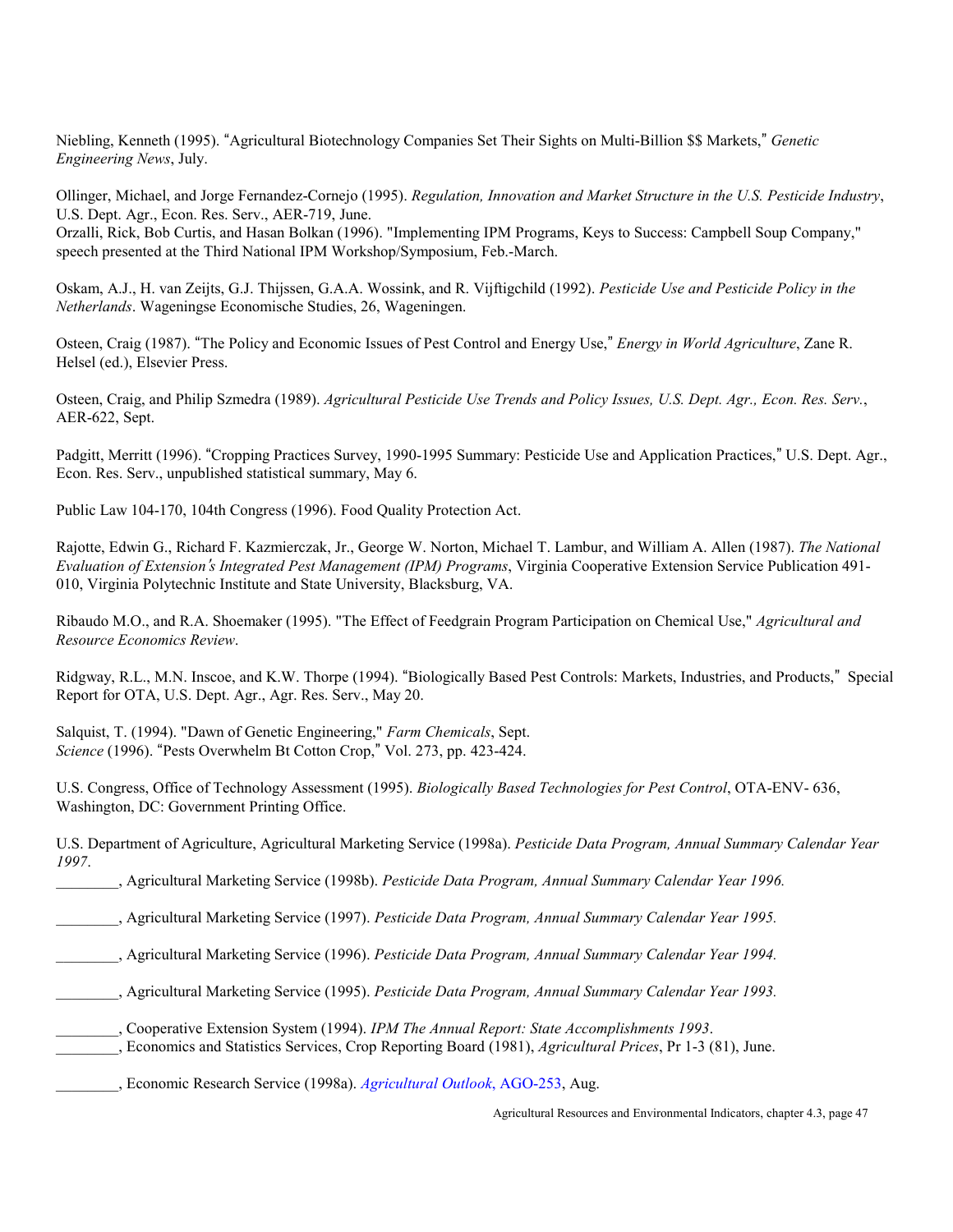Niebling, Kenneth (1995). "Agricultural Biotechnology Companies Set Their Sights on Multi-Billion $$ Markets," *Genetic Engineering News*, July.

Ollinger, Michael, and Jorge Fernandez-Cornejo (1995). *Regulation, Innovation and Market Structure in the U.S. Pesticide Industry*, U.S. Dept. Agr., Econ. Res. Serv., AER-719, June.
Orzalli, Rick, Bob Curtis, and Hasan Bolkan (1996). "Implementing IPM Programs, Keys to Success: Campbell Soup Company," speech presented at the Third National IPM Workshop/Symposium, Feb.-March.

Oskam, A.J., H. van Zeijts, G.J. Thijssen, G.A.A. Wossink, and R. Vijftigchild (1992). *Pesticide Use and Pesticide Policy in the Netherlands*. Wageningse Economische Studies, 26, Wageningen.

Osteen, Craig (1987). "The Policy and Economic Issues of Pest Control and Energy Use," *Energy in World Agriculture*, Zane R. Helsel (ed.), Elsevier Press.

Osteen, Craig, and Philip Szmedra (1989). *Agricultural Pesticide Use Trends and Policy Issues, U.S. Dept. Agr., Econ. Res. Serv.*, AER-622, Sept.

Padgitt, Merritt (1996). "Cropping Practices Survey, 1990-1995 Summary: Pesticide Use and Application Practices," U.S. Dept. Agr., Econ. Res. Serv., unpublished statistical summary, May 6.

Public Law 104-170, 104th Congress (1996). Food Quality Protection Act.

Rajotte, Edwin G., Richard F. Kazmierczak, Jr., George W. Norton, Michael T. Lambur, and William A. Allen (1987). *The National Evaluation of Extension's Integrated Pest Management (IPM) Programs*, Virginia Cooperative Extension Service Publication 491-010, Virginia Polytechnic Institute and State University, Blacksburg, VA.

Ribaudo M.O., and R.A. Shoemaker (1995). "The Effect of Feedgrain Program Participation on Chemical Use," *Agricultural and Resource Economics Review*.

Ridgway, R.L., M.N. Inscoe, and K.W. Thorpe (1994). "Biologically Based Pest Controls: Markets, Industries, and Products," Special Report for OTA, U.S. Dept. Agr., Agr. Res. Serv., May 20.

Salquist, T. (1994). "Dawn of Genetic Engineering," *Farm Chemicals*, Sept.
*Science* (1996). "Pests Overwhelm Bt Cotton Crop," Vol. 273, pp. 423-424.

U.S. Congress, Office of Technology Assessment (1995). *Biologically Based Technologies for Pest Control*, OTA-ENV- 636, Washington, DC: Government Printing Office.

U.S. Department of Agriculture, Agricultural Marketing Service (1998a). *Pesticide Data Program, Annual Summary Calendar Year 1997*.
________, Agricultural Marketing Service (1998b). *Pesticide Data Program, Annual Summary Calendar Year 1996.*

________, Agricultural Marketing Service (1997). *Pesticide Data Program, Annual Summary Calendar Year 1995.*

________, Agricultural Marketing Service (1996). *Pesticide Data Program, Annual Summary Calendar Year 1994.*

________, Agricultural Marketing Service (1995). *Pesticide Data Program, Annual Summary Calendar Year 1993.*

________, Cooperative Extension System (1994). *IPM The Annual Report: State Accomplishments 1993*.
________, Economics and Statistics Services, Crop Reporting Board (1981), *Agricultural Prices*, Pr 1-3 (81), June.

________, Economic Research Service (1998a). *Agricultural Outlook*, AGO-253, Aug.